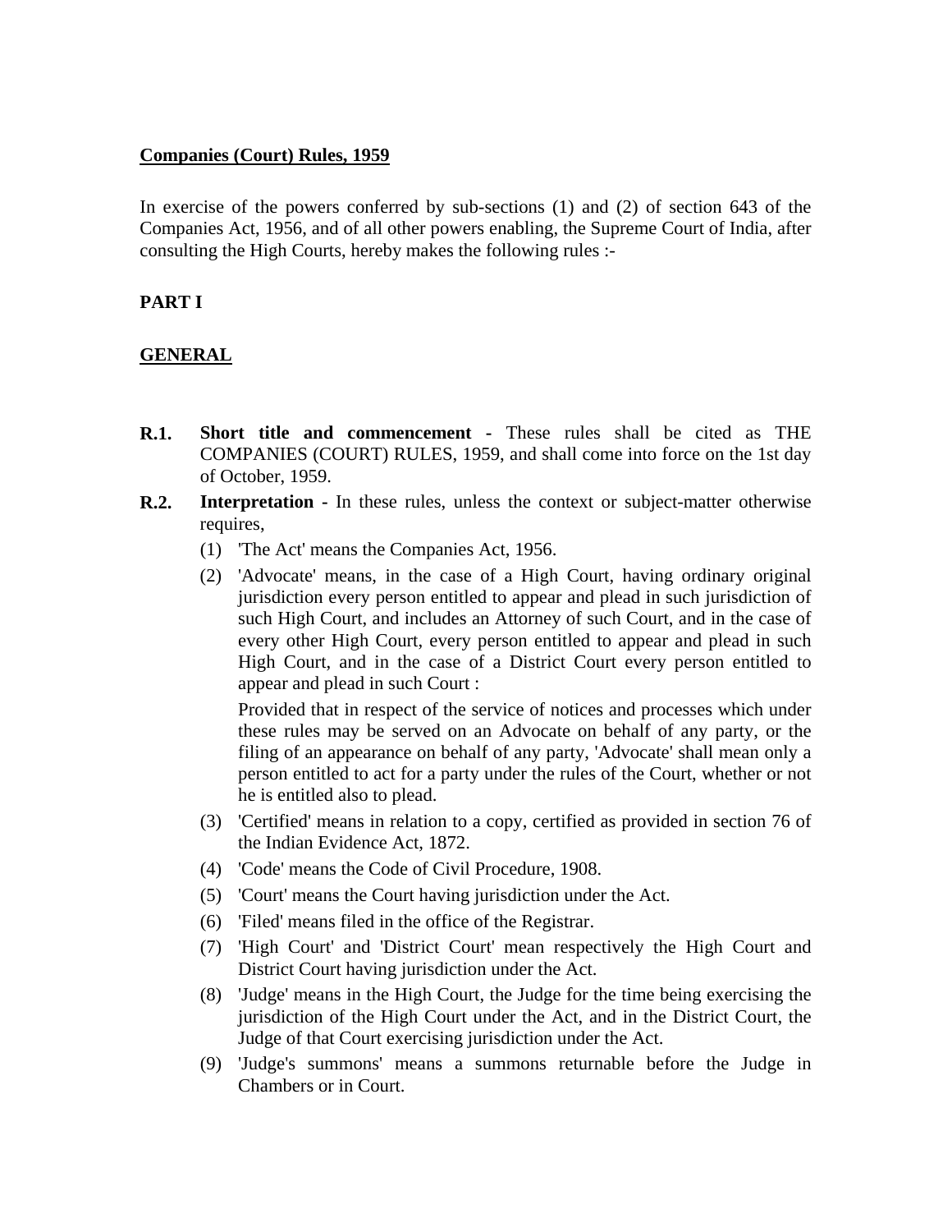**Companies (Court) Rules, 1959**

In exercise of the powers conferred by sub-sections (1) and (2) of section 643 of the Companies Act, 1956, and of all other powers enabling, the Supreme Court of India, after consulting the High Courts, hereby makes the following rules :-

## PART I

## GENERAL

**R.1.** **Short title and commencement -** These rules shall be cited as THE COMPANIES (COURT) RULES, 1959, and shall come into force on the 1st day of October, 1959.

**R.2.** **Interpretation -** In these rules, unless the context or subject-matter otherwise requires,

(1) 'The Act' means the Companies Act, 1956.

(2) 'Advocate' means, in the case of a High Court, having ordinary original jurisdiction every person entitled to appear and plead in such jurisdiction of such High Court, and includes an Attorney of such Court, and in the case of every other High Court, every person entitled to appear and plead in such High Court, and in the case of a District Court every person entitled to appear and plead in such Court :

Provided that in respect of the service of notices and processes which under these rules may be served on an Advocate on behalf of any party, or the filing of an appearance on behalf of any party, 'Advocate' shall mean only a person entitled to act for a party under the rules of the Court, whether or not he is entitled also to plead.

(3) 'Certified' means in relation to a copy, certified as provided in section 76 of the Indian Evidence Act, 1872.

(4) 'Code' means the Code of Civil Procedure, 1908.

(5) 'Court' means the Court having jurisdiction under the Act.

(6) 'Filed' means filed in the office of the Registrar.

(7) 'High Court' and 'District Court' mean respectively the High Court and District Court having jurisdiction under the Act.

(8) 'Judge' means in the High Court, the Judge for the time being exercising the jurisdiction of the High Court under the Act, and in the District Court, the Judge of that Court exercising jurisdiction under the Act.

(9) 'Judge's summons' means a summons returnable before the Judge in Chambers or in Court.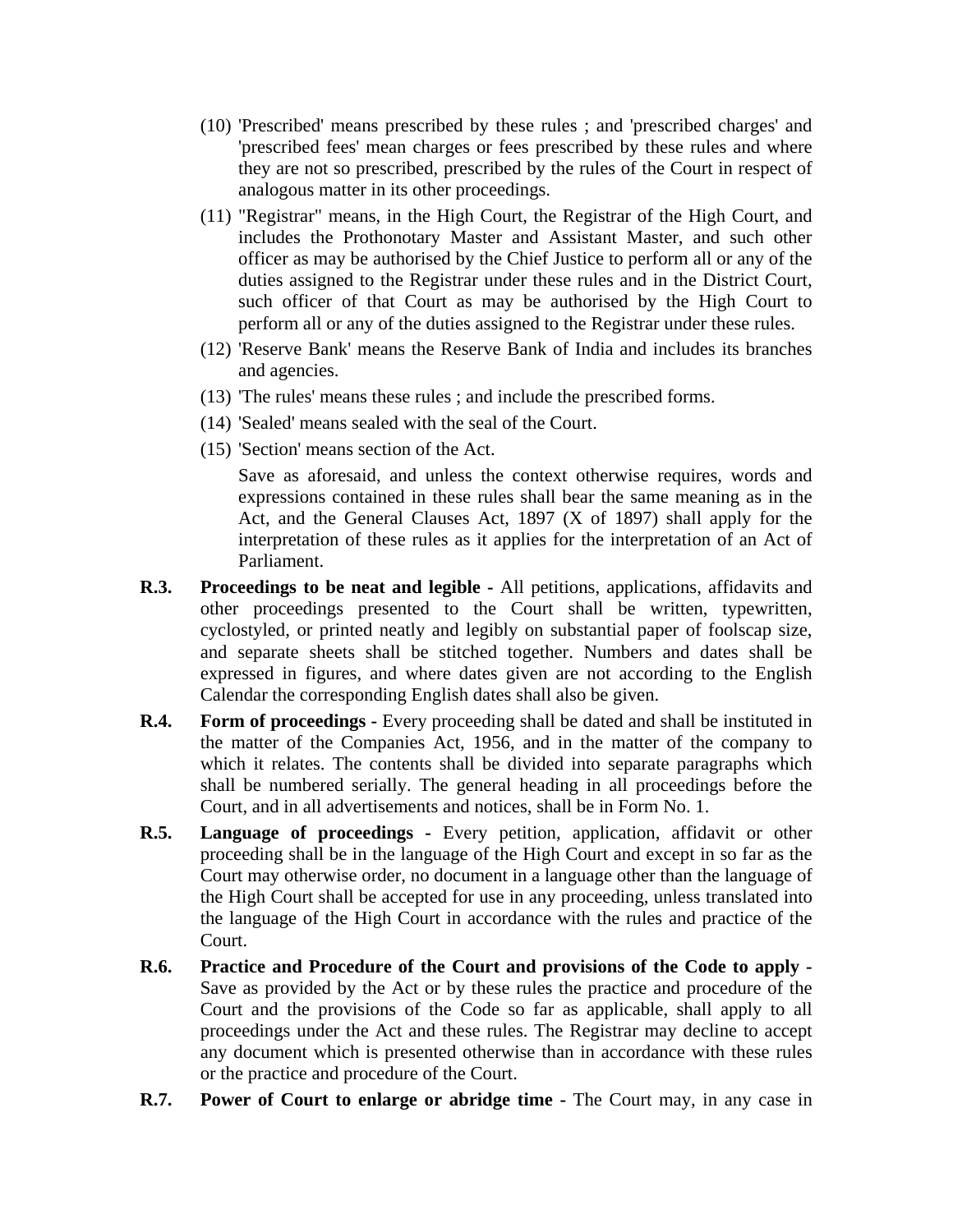(10) 'Prescribed' means prescribed by these rules ; and 'prescribed charges' and 'prescribed fees' mean charges or fees prescribed by these rules and where they are not so prescribed, prescribed by the rules of the Court in respect of analogous matter in its other proceedings.

(11) "Registrar" means, in the High Court, the Registrar of the High Court, and includes the Prothonotary Master and Assistant Master, and such other officer as may be authorised by the Chief Justice to perform all or any of the duties assigned to the Registrar under these rules and in the District Court, such officer of that Court as may be authorised by the High Court to perform all or any of the duties assigned to the Registrar under these rules.

(12) 'Reserve Bank' means the Reserve Bank of India and includes its branches and agencies.

(13) 'The rules' means these rules ; and include the prescribed forms.

(14) 'Sealed' means sealed with the seal of the Court.

(15) 'Section' means section of the Act.

Save as aforesaid, and unless the context otherwise requires, words and expressions contained in these rules shall bear the same meaning as in the Act, and the General Clauses Act, 1897 (X of 1897) shall apply for the interpretation of these rules as it applies for the interpretation of an Act of Parliament.

**R.3. Proceedings to be neat and legible -** All petitions, applications, affidavits and other proceedings presented to the Court shall be written, typewritten, cyclostyled, or printed neatly and legibly on substantial paper of foolscap size, and separate sheets shall be stitched together. Numbers and dates shall be expressed in figures, and where dates given are not according to the English Calendar the corresponding English dates shall also be given.

**R.4. Form of proceedings -** Every proceeding shall be dated and shall be instituted in the matter of the Companies Act, 1956, and in the matter of the company to which it relates. The contents shall be divided into separate paragraphs which shall be numbered serially. The general heading in all proceedings before the Court, and in all advertisements and notices, shall be in Form No. 1.

**R.5. Language of proceedings -** Every petition, application, affidavit or other proceeding shall be in the language of the High Court and except in so far as the Court may otherwise order, no document in a language other than the language of the High Court shall be accepted for use in any proceeding, unless translated into the language of the High Court in accordance with the rules and practice of the Court.

**R.6. Practice and Procedure of the Court and provisions of the Code to apply -** Save as provided by the Act or by these rules the practice and procedure of the Court and the provisions of the Code so far as applicable, shall apply to all proceedings under the Act and these rules. The Registrar may decline to accept any document which is presented otherwise than in accordance with these rules or the practice and procedure of the Court.

**R.7. Power of Court to enlarge or abridge time -** The Court may, in any case in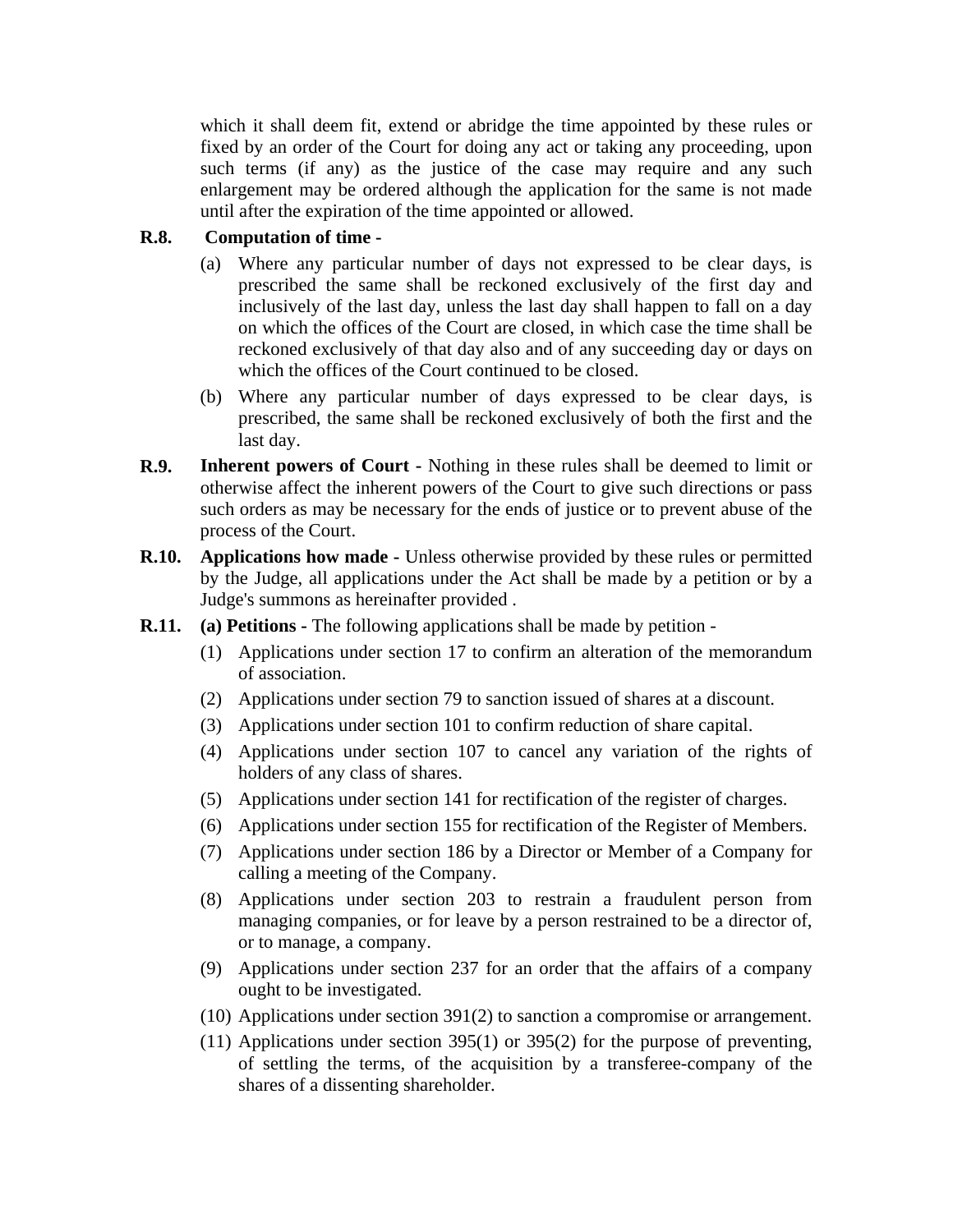which it shall deem fit, extend or abridge the time appointed by these rules or fixed by an order of the Court for doing any act or taking any proceeding, upon such terms (if any) as the justice of the case may require and any such enlargement may be ordered although the application for the same is not made until after the expiration of the time appointed or allowed.

**R.8. Computation of time -**

(a) Where any particular number of days not expressed to be clear days, is prescribed the same shall be reckoned exclusively of the first day and inclusively of the last day, unless the last day shall happen to fall on a day on which the offices of the Court are closed, in which case the time shall be reckoned exclusively of that day also and of any succeeding day or days on which the offices of the Court continued to be closed.

(b) Where any particular number of days expressed to be clear days, is prescribed, the same shall be reckoned exclusively of both the first and the last day.

**R.9. Inherent powers of Court -** Nothing in these rules shall be deemed to limit or otherwise affect the inherent powers of the Court to give such directions or pass such orders as may be necessary for the ends of justice or to prevent abuse of the process of the Court.

**R.10. Applications how made -** Unless otherwise provided by these rules or permitted by the Judge, all applications under the Act shall be made by a petition or by a Judge's summons as hereinafter provided .

**R.11. (a) Petitions -** The following applications shall be made by petition -

(1) Applications under section 17 to confirm an alteration of the memorandum of association.

(2) Applications under section 79 to sanction issued of shares at a discount.

(3) Applications under section 101 to confirm reduction of share capital.

(4) Applications under section 107 to cancel any variation of the rights of holders of any class of shares.

(5) Applications under section 141 for rectification of the register of charges.

(6) Applications under section 155 for rectification of the Register of Members.

(7) Applications under section 186 by a Director or Member of a Company for calling a meeting of the Company.

(8) Applications under section 203 to restrain a fraudulent person from managing companies, or for leave by a person restrained to be a director of, or to manage, a company.

(9) Applications under section 237 for an order that the affairs of a company ought to be investigated.

(10) Applications under section 391(2) to sanction a compromise or arrangement.

(11) Applications under section 395(1) or 395(2) for the purpose of preventing, of settling the terms, of the acquisition by a transferee-company of the shares of a dissenting shareholder.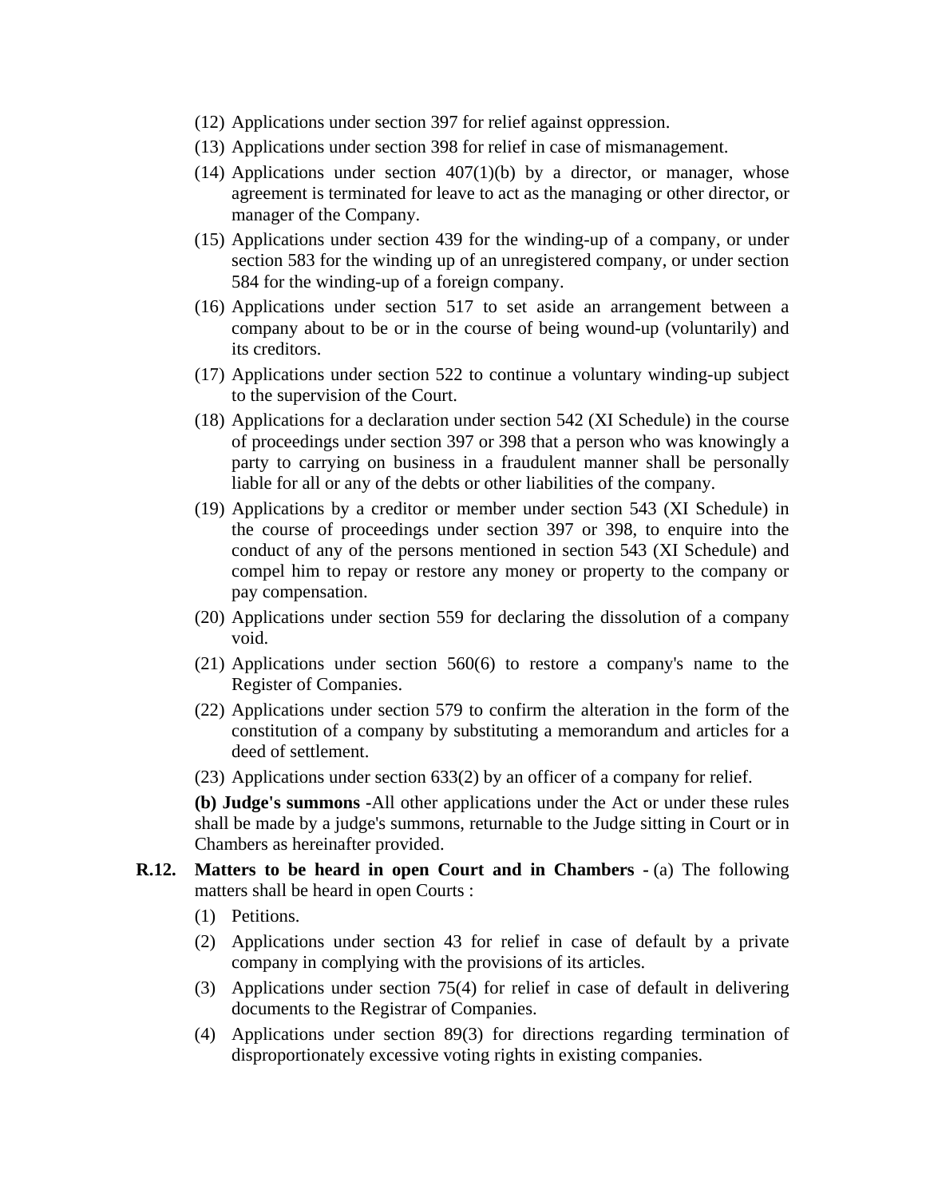(12) Applications under section 397 for relief against oppression.

(13) Applications under section 398 for relief in case of mismanagement.

(14) Applications under section 407(1)(b) by a director, or manager, whose agreement is terminated for leave to act as the managing or other director, or manager of the Company.

(15) Applications under section 439 for the winding-up of a company, or under section 583 for the winding up of an unregistered company, or under section 584 for the winding-up of a foreign company.

(16) Applications under section 517 to set aside an arrangement between a company about to be or in the course of being wound-up (voluntarily) and its creditors.

(17) Applications under section 522 to continue a voluntary winding-up subject to the supervision of the Court.

(18) Applications for a declaration under section 542 (XI Schedule) in the course of proceedings under section 397 or 398 that a person who was knowingly a party to carrying on business in a fraudulent manner shall be personally liable for all or any of the debts or other liabilities of the company.

(19) Applications by a creditor or member under section 543 (XI Schedule) in the course of proceedings under section 397 or 398, to enquire into the conduct of any of the persons mentioned in section 543 (XI Schedule) and compel him to repay or restore any money or property to the company or pay compensation.

(20) Applications under section 559 for declaring the dissolution of a company void.

(21) Applications under section 560(6) to restore a company's name to the Register of Companies.

(22) Applications under section 579 to confirm the alteration in the form of the constitution of a company by substituting a memorandum and articles for a deed of settlement.

(23) Applications under section 633(2) by an officer of a company for relief.

**(b) Judge's summons -**All other applications under the Act or under these rules shall be made by a judge's summons, returnable to the Judge sitting in Court or in Chambers as hereinafter provided.

**R.12. Matters to be heard in open Court and in Chambers -** (a) The following matters shall be heard in open Courts :

(1) Petitions.

(2) Applications under section 43 for relief in case of default by a private company in complying with the provisions of its articles.

(3) Applications under section 75(4) for relief in case of default in delivering documents to the Registrar of Companies.

(4) Applications under section 89(3) for directions regarding termination of disproportionately excessive voting rights in existing companies.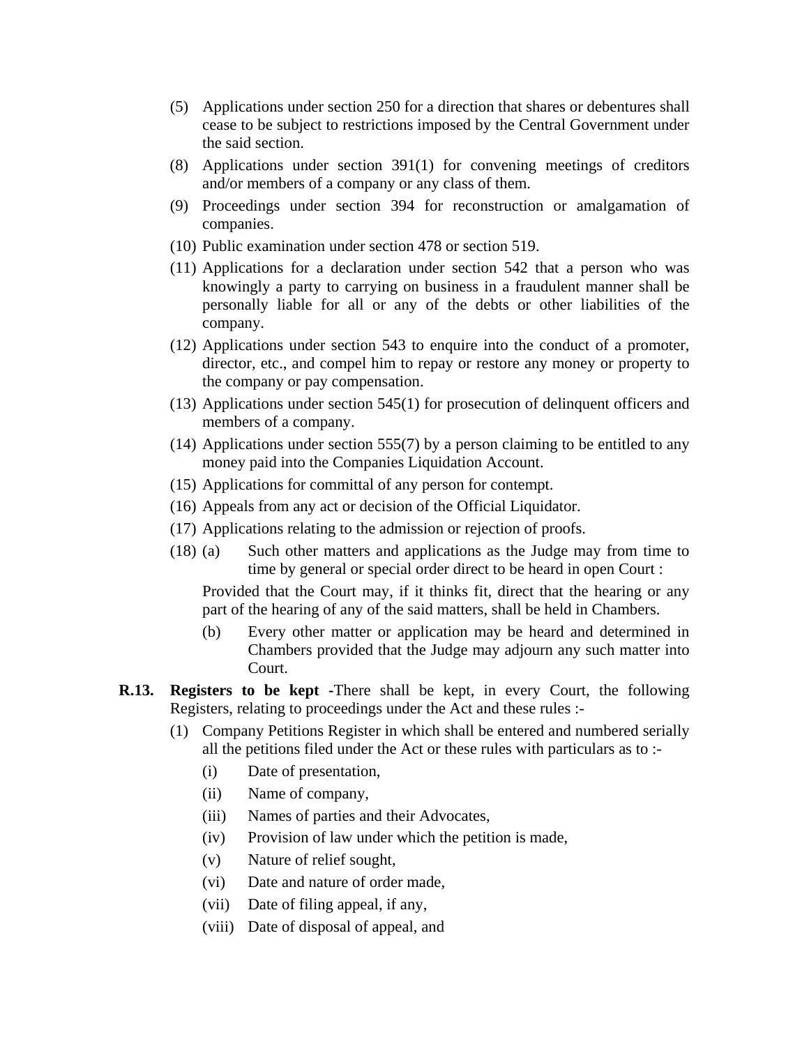(5) Applications under section 250 for a direction that shares or debentures shall cease to be subject to restrictions imposed by the Central Government under the said section.

(8) Applications under section 391(1) for convening meetings of creditors and/or members of a company or any class of them.

(9) Proceedings under section 394 for reconstruction or amalgamation of companies.

(10) Public examination under section 478 or section 519.

(11) Applications for a declaration under section 542 that a person who was knowingly a party to carrying on business in a fraudulent manner shall be personally liable for all or any of the debts or other liabilities of the company.

(12) Applications under section 543 to enquire into the conduct of a promoter, director, etc., and compel him to repay or restore any money or property to the company or pay compensation.

(13) Applications under section 545(1) for prosecution of delinquent officers and members of a company.

(14) Applications under section 555(7) by a person claiming to be entitled to any money paid into the Companies Liquidation Account.

(15) Applications for committal of any person for contempt.

(16) Appeals from any act or decision of the Official Liquidator.

(17) Applications relating to the admission or rejection of proofs.

(18) (a) Such other matters and applications as the Judge may from time to time by general or special order direct to be heard in open Court :

Provided that the Court may, if it thinks fit, direct that the hearing or any part of the hearing of any of the said matters, shall be held in Chambers.

(b) Every other matter or application may be heard and determined in Chambers provided that the Judge may adjourn any such matter into Court.

**R.13. Registers to be kept -**There shall be kept, in every Court, the following Registers, relating to proceedings under the Act and these rules :-

(1) Company Petitions Register in which shall be entered and numbered serially all the petitions filed under the Act or these rules with particulars as to :-

(i) Date of presentation,

(ii) Name of company,

(iii) Names of parties and their Advocates,

(iv) Provision of law under which the petition is made,

(v) Nature of relief sought,

(vi) Date and nature of order made,

(vii) Date of filing appeal, if any,

(viii) Date of disposal of appeal, and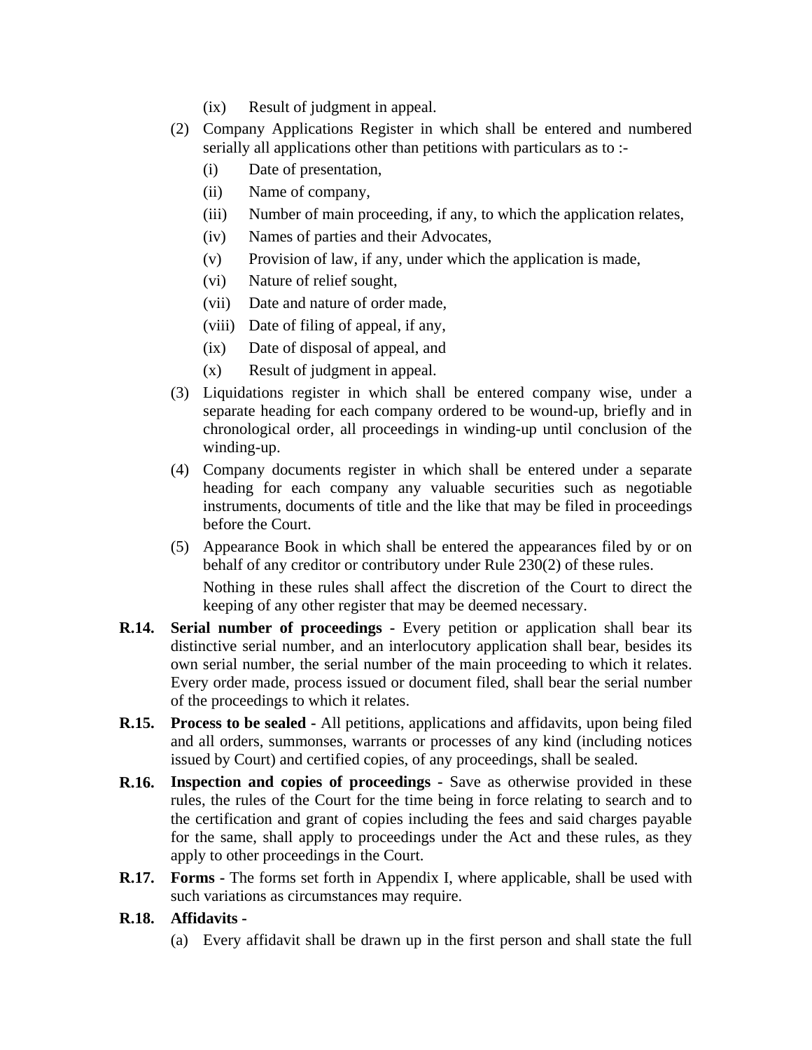(ix) Result of judgment in appeal.

(2) Company Applications Register in which shall be entered and numbered serially all applications other than petitions with particulars as to :-

(i) Date of presentation,

(ii) Name of company,

(iii) Number of main proceeding, if any, to which the application relates,

(iv) Names of parties and their Advocates,

(v) Provision of law, if any, under which the application is made,

(vi) Nature of relief sought,

(vii) Date and nature of order made,

(viii) Date of filing of appeal, if any,

(ix) Date of disposal of appeal, and

(x) Result of judgment in appeal.

(3) Liquidations register in which shall be entered company wise, under a separate heading for each company ordered to be wound-up, briefly and in chronological order, all proceedings in winding-up until conclusion of the winding-up.

(4) Company documents register in which shall be entered under a separate heading for each company any valuable securities such as negotiable instruments, documents of title and the like that may be filed in proceedings before the Court.

(5) Appearance Book in which shall be entered the appearances filed by or on behalf of any creditor or contributory under Rule 230(2) of these rules.

Nothing in these rules shall affect the discretion of the Court to direct the keeping of any other register that may be deemed necessary.

**R.14. Serial number of proceedings -** Every petition or application shall bear its distinctive serial number, and an interlocutory application shall bear, besides its own serial number, the serial number of the main proceeding to which it relates. Every order made, process issued or document filed, shall bear the serial number of the proceedings to which it relates.

**R.15. Process to be sealed -** All petitions, applications and affidavits, upon being filed and all orders, summonses, warrants or processes of any kind (including notices issued by Court) and certified copies, of any proceedings, shall be sealed.

**R.16. Inspection and copies of proceedings -** Save as otherwise provided in these rules, the rules of the Court for the time being in force relating to search and to the certification and grant of copies including the fees and said charges payable for the same, shall apply to proceedings under the Act and these rules, as they apply to other proceedings in the Court.

**R.17. Forms -** The forms set forth in Appendix I, where applicable, shall be used with such variations as circumstances may require.

**R.18. Affidavits -**

(a) Every affidavit shall be drawn up in the first person and shall state the full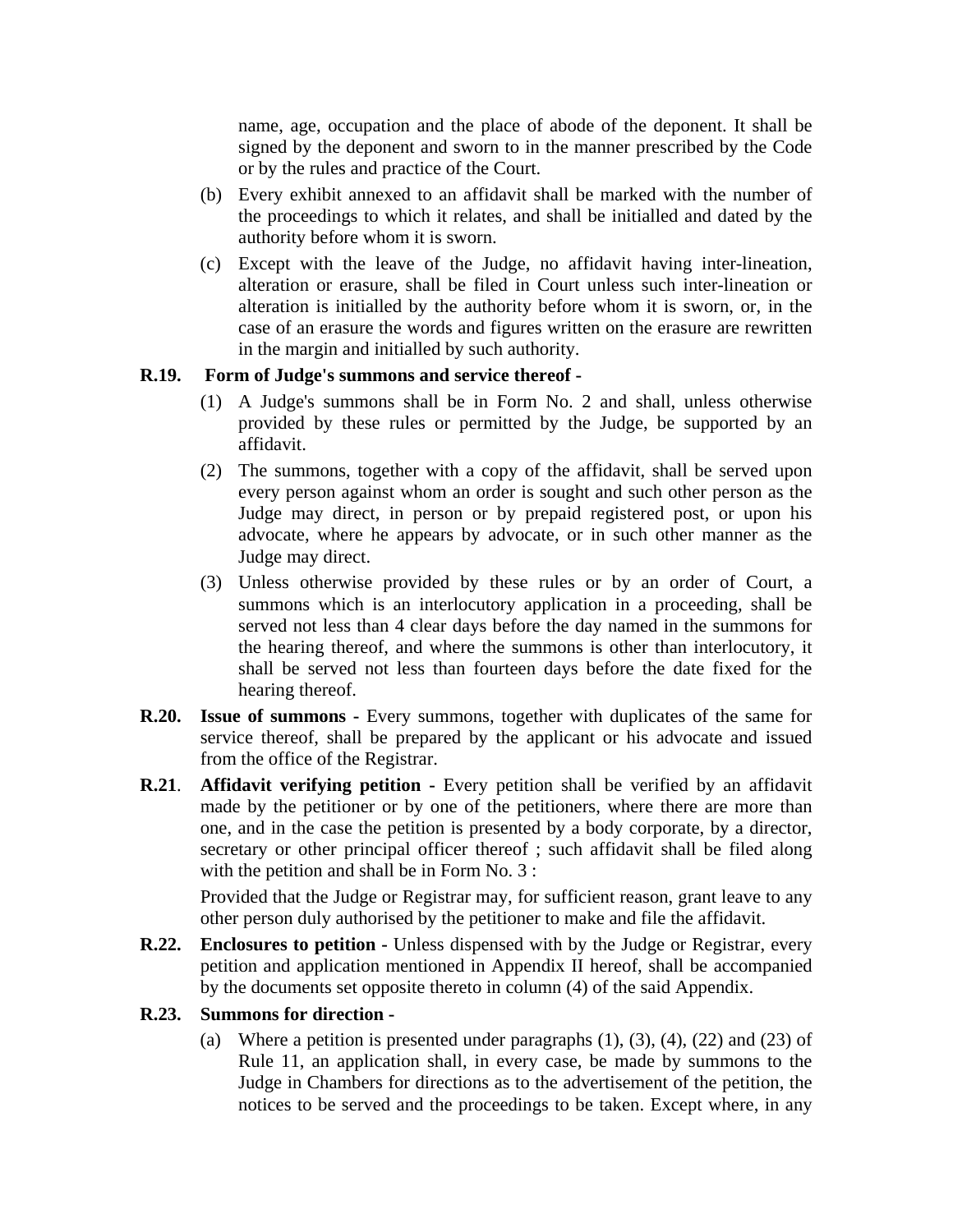name, age, occupation and the place of abode of the deponent. It shall be signed by the deponent and sworn to in the manner prescribed by the Code or by the rules and practice of the Court.

(b) Every exhibit annexed to an affidavit shall be marked with the number of the proceedings to which it relates, and shall be initialled and dated by the authority before whom it is sworn.

(c) Except with the leave of the Judge, no affidavit having inter-lineation, alteration or erasure, shall be filed in Court unless such inter-lineation or alteration is initialled by the authority before whom it is sworn, or, in the case of an erasure the words and figures written on the erasure are rewritten in the margin and initialled by such authority.

**R.19. Form of Judge's summons and service thereof -**

(1) A Judge's summons shall be in Form No. 2 and shall, unless otherwise provided by these rules or permitted by the Judge, be supported by an affidavit.

(2) The summons, together with a copy of the affidavit, shall be served upon every person against whom an order is sought and such other person as the Judge may direct, in person or by prepaid registered post, or upon his advocate, where he appears by advocate, or in such other manner as the Judge may direct.

(3) Unless otherwise provided by these rules or by an order of Court, a summons which is an interlocutory application in a proceeding, shall be served not less than 4 clear days before the day named in the summons for the hearing thereof, and where the summons is other than interlocutory, it shall be served not less than fourteen days before the date fixed for the hearing thereof.

**R.20. Issue of summons -** Every summons, together with duplicates of the same for service thereof, shall be prepared by the applicant or his advocate and issued from the office of the Registrar.

**R.21. Affidavit verifying petition -** Every petition shall be verified by an affidavit made by the petitioner or by one of the petitioners, where there are more than one, and in the case the petition is presented by a body corporate, by a director, secretary or other principal officer thereof ; such affidavit shall be filed along with the petition and shall be in Form No. 3 :

Provided that the Judge or Registrar may, for sufficient reason, grant leave to any other person duly authorised by the petitioner to make and file the affidavit.

**R.22. Enclosures to petition -** Unless dispensed with by the Judge or Registrar, every petition and application mentioned in Appendix II hereof, shall be accompanied by the documents set opposite thereto in column (4) of the said Appendix.

**R.23. Summons for direction -**

(a) Where a petition is presented under paragraphs (1), (3), (4), (22) and (23) of Rule 11, an application shall, in every case, be made by summons to the Judge in Chambers for directions as to the advertisement of the petition, the notices to be served and the proceedings to be taken. Except where, in any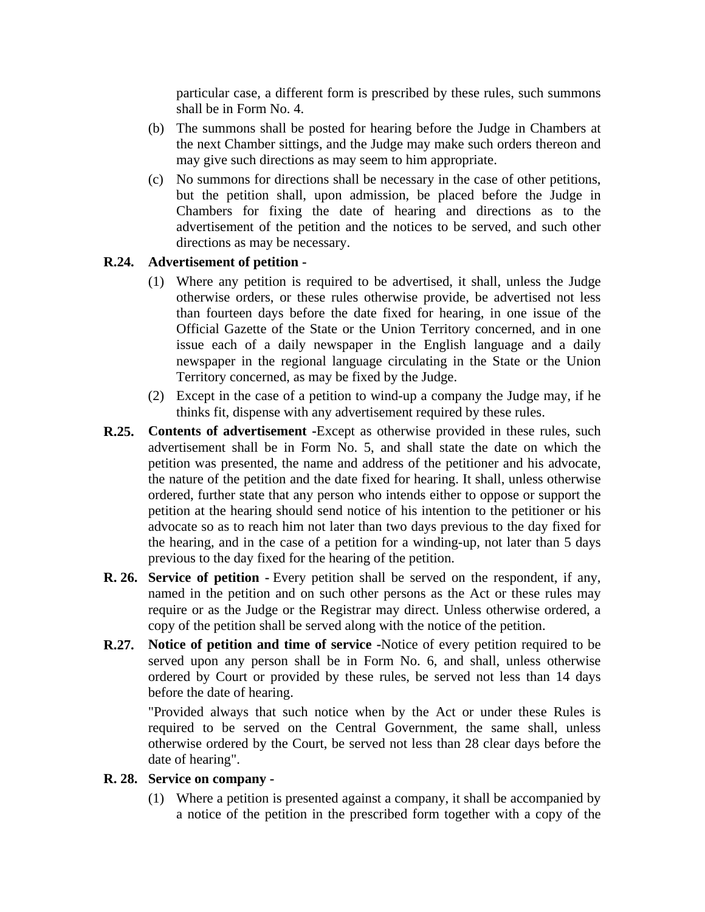particular case, a different form is prescribed by these rules, such summons shall be in Form No. 4.

(b) The summons shall be posted for hearing before the Judge in Chambers at the next Chamber sittings, and the Judge may make such orders thereon and may give such directions as may seem to him appropriate.

(c) No summons for directions shall be necessary in the case of other petitions, but the petition shall, upon admission, be placed before the Judge in Chambers for fixing the date of hearing and directions as to the advertisement of the petition and the notices to be served, and such other directions as may be necessary.

**R.24. Advertisement of petition -**

(1) Where any petition is required to be advertised, it shall, unless the Judge otherwise orders, or these rules otherwise provide, be advertised not less than fourteen days before the date fixed for hearing, in one issue of the Official Gazette of the State or the Union Territory concerned, and in one issue each of a daily newspaper in the English language and a daily newspaper in the regional language circulating in the State or the Union Territory concerned, as may be fixed by the Judge.

(2) Except in the case of a petition to wind-up a company the Judge may, if he thinks fit, dispense with any advertisement required by these rules.

**R.25. Contents of advertisement -**Except as otherwise provided in these rules, such advertisement shall be in Form No. 5, and shall state the date on which the petition was presented, the name and address of the petitioner and his advocate, the nature of the petition and the date fixed for hearing. It shall, unless otherwise ordered, further state that any person who intends either to oppose or support the petition at the hearing should send notice of his intention to the petitioner or his advocate so as to reach him not later than two days previous to the day fixed for the hearing, and in the case of a petition for a winding-up, not later than 5 days previous to the day fixed for the hearing of the petition.

**R. 26. Service of petition -** Every petition shall be served on the respondent, if any, named in the petition and on such other persons as the Act or these rules may require or as the Judge or the Registrar may direct. Unless otherwise ordered, a copy of the petition shall be served along with the notice of the petition.

**R.27. Notice of petition and time of service -**Notice of every petition required to be served upon any person shall be in Form No. 6, and shall, unless otherwise ordered by Court or provided by these rules, be served not less than 14 days before the date of hearing.

"Provided always that such notice when by the Act or under these Rules is required to be served on the Central Government, the same shall, unless otherwise ordered by the Court, be served not less than 28 clear days before the date of hearing".

**R. 28. Service on company -**

(1) Where a petition is presented against a company, it shall be accompanied by a notice of the petition in the prescribed form together with a copy of the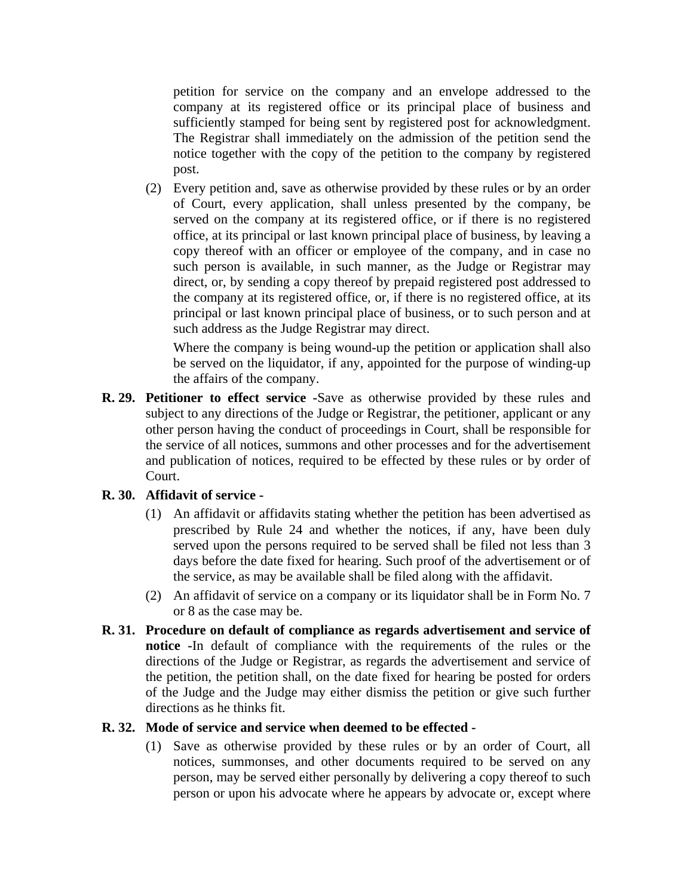petition for service on the company and an envelope addressed to the company at its registered office or its principal place of business and sufficiently stamped for being sent by registered post for acknowledgment. The Registrar shall immediately on the admission of the petition send the notice together with the copy of the petition to the company by registered post.

(2) Every petition and, save as otherwise provided by these rules or by an order of Court, every application, shall unless presented by the company, be served on the company at its registered office, or if there is no registered office, at its principal or last known principal place of business, by leaving a copy thereof with an officer or employee of the company, and in case no such person is available, in such manner, as the Judge or Registrar may direct, or, by sending a copy thereof by prepaid registered post addressed to the company at its registered office, or, if there is no registered office, at its principal or last known principal place of business, or to such person and at such address as the Judge Registrar may direct.

Where the company is being wound-up the petition or application shall also be served on the liquidator, if any, appointed for the purpose of winding-up the affairs of the company.

**R. 29. Petitioner to effect service -**Save as otherwise provided by these rules and subject to any directions of the Judge or Registrar, the petitioner, applicant or any other person having the conduct of proceedings in Court, shall be responsible for the service of all notices, summons and other processes and for the advertisement and publication of notices, required to be effected by these rules or by order of Court.

**R. 30. Affidavit of service -**

(1) An affidavit or affidavits stating whether the petition has been advertised as prescribed by Rule 24 and whether the notices, if any, have been duly served upon the persons required to be served shall be filed not less than 3 days before the date fixed for hearing. Such proof of the advertisement or of the service, as may be available shall be filed along with the affidavit.

(2) An affidavit of service on a company or its liquidator shall be in Form No. 7 or 8 as the case may be.

**R. 31. Procedure on default of compliance as regards advertisement and service of notice -**In default of compliance with the requirements of the rules or the directions of the Judge or Registrar, as regards the advertisement and service of the petition, the petition shall, on the date fixed for hearing be posted for orders of the Judge and the Judge may either dismiss the petition or give such further directions as he thinks fit.

**R. 32. Mode of service and service when deemed to be effected -**

(1) Save as otherwise provided by these rules or by an order of Court, all notices, summonses, and other documents required to be served on any person, may be served either personally by delivering a copy thereof to such person or upon his advocate where he appears by advocate or, except where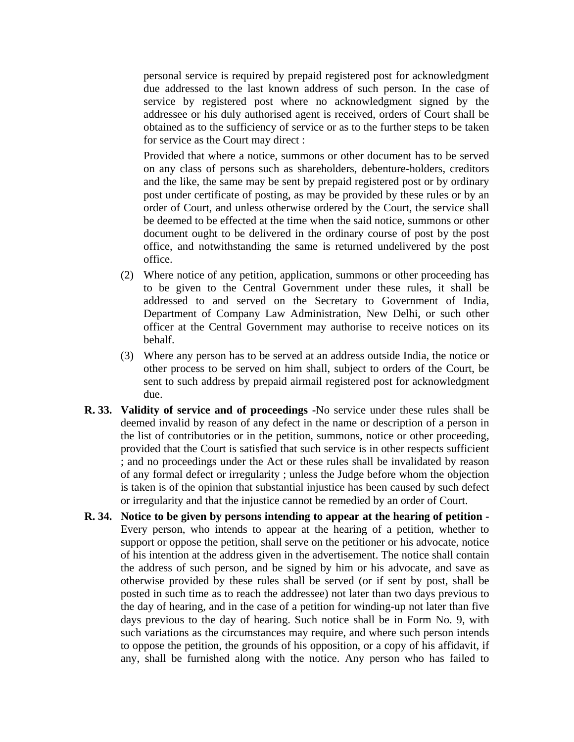personal service is required by prepaid registered post for acknowledgment due addressed to the last known address of such person. In the case of service by registered post where no acknowledgment signed by the addressee or his duly authorised agent is received, orders of Court shall be obtained as to the sufficiency of service or as to the further steps to be taken for service as the Court may direct :

Provided that where a notice, summons or other document has to be served on any class of persons such as shareholders, debenture-holders, creditors and the like, the same may be sent by prepaid registered post or by ordinary post under certificate of posting, as may be provided by these rules or by an order of Court, and unless otherwise ordered by the Court, the service shall be deemed to be effected at the time when the said notice, summons or other document ought to be delivered in the ordinary course of post by the post office, and notwithstanding the same is returned undelivered by the post office.

(2) Where notice of any petition, application, summons or other proceeding has to be given to the Central Government under these rules, it shall be addressed to and served on the Secretary to Government of India, Department of Company Law Administration, New Delhi, or such other officer at the Central Government may authorise to receive notices on its behalf.

(3) Where any person has to be served at an address outside India, the notice or other process to be served on him shall, subject to orders of the Court, be sent to such address by prepaid airmail registered post for acknowledgment due.

**R. 33. Validity of service and of proceedings -**No service under these rules shall be deemed invalid by reason of any defect in the name or description of a person in the list of contributories or in the petition, summons, notice or other proceeding, provided that the Court is satisfied that such service is in other respects sufficient ; and no proceedings under the Act or these rules shall be invalidated by reason of any formal defect or irregularity ; unless the Judge before whom the objection is taken is of the opinion that substantial injustice has been caused by such defect or irregularity and that the injustice cannot be remedied by an order of Court.

**R. 34. Notice to be given by persons intending to appear at the hearing of petition -** Every person, who intends to appear at the hearing of a petition, whether to support or oppose the petition, shall serve on the petitioner or his advocate, notice of his intention at the address given in the advertisement. The notice shall contain the address of such person, and be signed by him or his advocate, and save as otherwise provided by these rules shall be served (or if sent by post, shall be posted in such time as to reach the addressee) not later than two days previous to the day of hearing, and in the case of a petition for winding-up not later than five days previous to the day of hearing. Such notice shall be in Form No. 9, with such variations as the circumstances may require, and where such person intends to oppose the petition, the grounds of his opposition, or a copy of his affidavit, if any, shall be furnished along with the notice. Any person who has failed to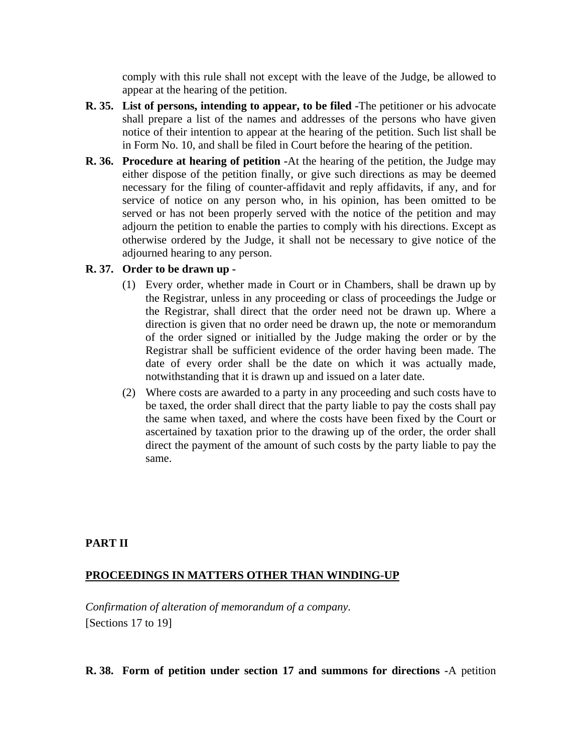comply with this rule shall not except with the leave of the Judge, be allowed to appear at the hearing of the petition.

**R. 35. List of persons, intending to appear, to be filed -**The petitioner or his advocate shall prepare a list of the names and addresses of the persons who have given notice of their intention to appear at the hearing of the petition. Such list shall be in Form No. 10, and shall be filed in Court before the hearing of the petition.

**R. 36. Procedure at hearing of petition -**At the hearing of the petition, the Judge may either dispose of the petition finally, or give such directions as may be deemed necessary for the filing of counter-affidavit and reply affidavits, if any, and for service of notice on any person who, in his opinion, has been omitted to be served or has not been properly served with the notice of the petition and may adjourn the petition to enable the parties to comply with his directions. Except as otherwise ordered by the Judge, it shall not be necessary to give notice of the adjourned hearing to any person.

**R. 37. Order to be drawn up -**

(1) Every order, whether made in Court or in Chambers, shall be drawn up by the Registrar, unless in any proceeding or class of proceedings the Judge or the Registrar, shall direct that the order need not be drawn up. Where a direction is given that no order need be drawn up, the note or memorandum of the order signed or initialled by the Judge making the order or by the Registrar shall be sufficient evidence of the order having been made. The date of every order shall be the date on which it was actually made, notwithstanding that it is drawn up and issued on a later date.

(2) Where costs are awarded to a party in any proceeding and such costs have to be taxed, the order shall direct that the party liable to pay the costs shall pay the same when taxed, and where the costs have been fixed by the Court or ascertained by taxation prior to the drawing up of the order, the order shall direct the payment of the amount of such costs by the party liable to pay the same.

## PART II

## PROCEEDINGS IN MATTERS OTHER THAN WINDING-UP

*Confirmation of alteration of memorandum of a company.*
[Sections 17 to 19]

**R. 38. Form of petition under section 17 and summons for directions -**A petition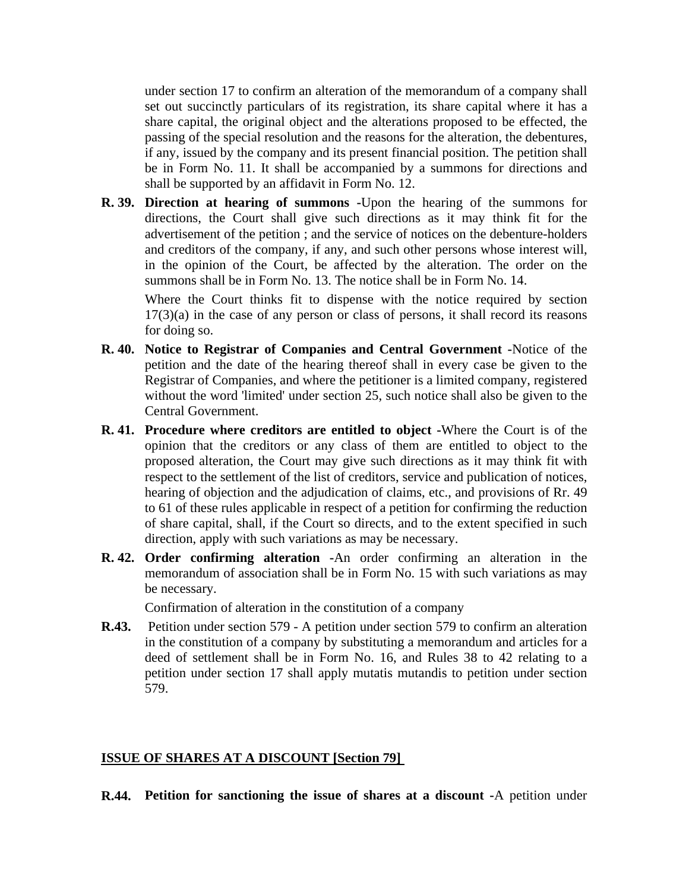under section 17 to confirm an alteration of the memorandum of a company shall set out succinctly particulars of its registration, its share capital where it has a share capital, the original object and the alterations proposed to be effected, the passing of the special resolution and the reasons for the alteration, the debentures, if any, issued by the company and its present financial position. The petition shall be in Form No. 11. It shall be accompanied by a summons for directions and shall be supported by an affidavit in Form No. 12.

**R. 39. Direction at hearing of summons** -Upon the hearing of the summons for directions, the Court shall give such directions as it may think fit for the advertisement of the petition ; and the service of notices on the debenture-holders and creditors of the company, if any, and such other persons whose interest will, in the opinion of the Court, be affected by the alteration. The order on the summons shall be in Form No. 13. The notice shall be in Form No. 14.

Where the Court thinks fit to dispense with the notice required by section 17(3)(a) in the case of any person or class of persons, it shall record its reasons for doing so.

**R. 40. Notice to Registrar of Companies and Central Government** -Notice of the petition and the date of the hearing thereof shall in every case be given to the Registrar of Companies, and where the petitioner is a limited company, registered without the word 'limited' under section 25, such notice shall also be given to the Central Government.

**R. 41. Procedure where creditors are entitled to object** -Where the Court is of the opinion that the creditors or any class of them are entitled to object to the proposed alteration, the Court may give such directions as it may think fit with respect to the settlement of the list of creditors, service and publication of notices, hearing of objection and the adjudication of claims, etc., and provisions of Rr. 49 to 61 of these rules applicable in respect of a petition for confirming the reduction of share capital, shall, if the Court so directs, and to the extent specified in such direction, apply with such variations as may be necessary.

**R. 42. Order confirming alteration** -An order confirming an alteration in the memorandum of association shall be in Form No. 15 with such variations as may be necessary.

Confirmation of alteration in the constitution of a company

**R.43.** Petition under section 579 - A petition under section 579 to confirm an alteration in the constitution of a company by substituting a memorandum and articles for a deed of settlement shall be in Form No. 16, and Rules 38 to 42 relating to a petition under section 17 shall apply mutatis mutandis to petition under section 579.

**<u>ISSUE OF SHARES AT A DISCOUNT [Section 79]</u>**

**R.44. Petition for sanctioning the issue of shares at a discount** -A petition under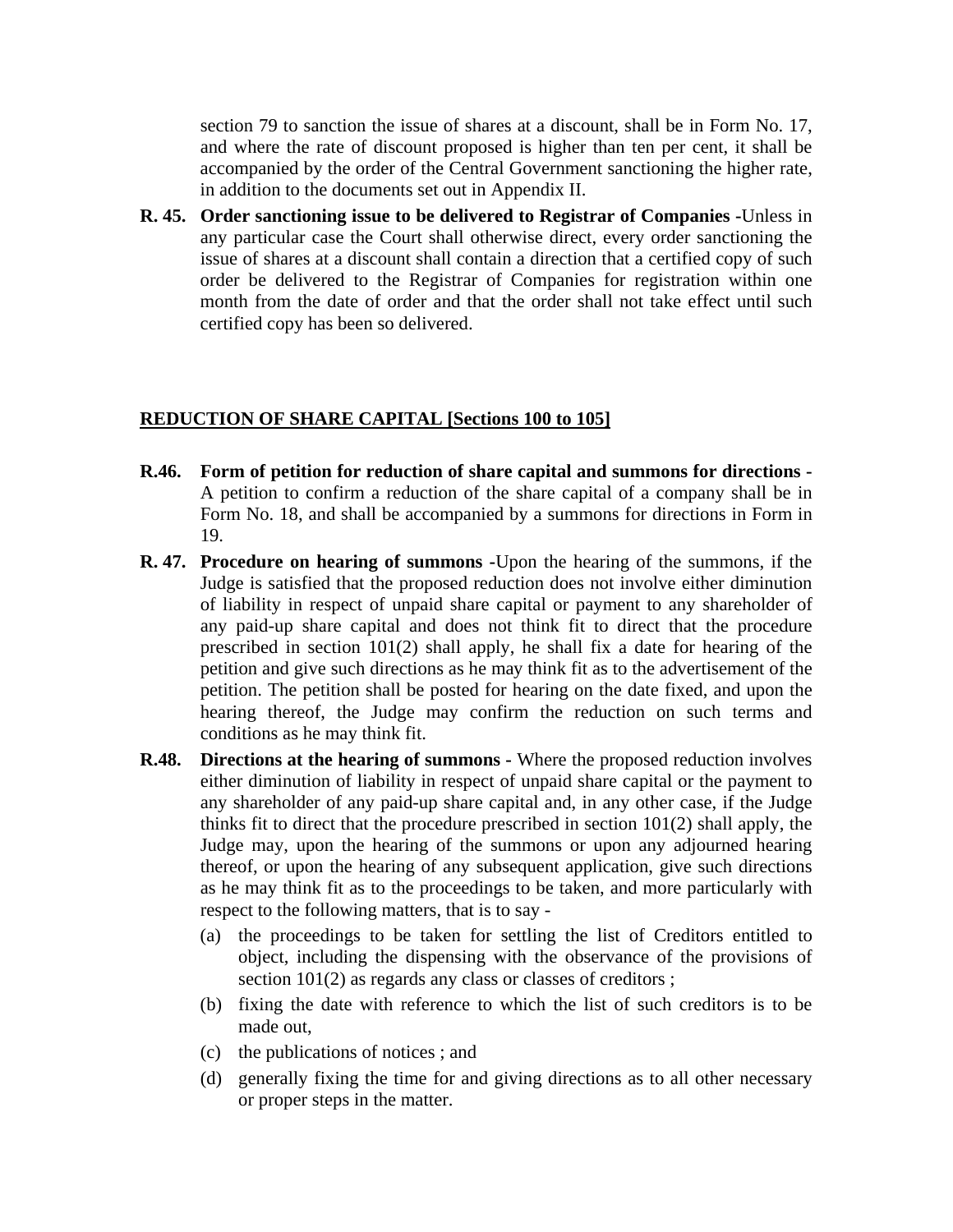section 79 to sanction the issue of shares at a discount, shall be in Form No. 17, and where the rate of discount proposed is higher than ten per cent, it shall be accompanied by the order of the Central Government sanctioning the higher rate, in addition to the documents set out in Appendix II.

**R. 45. Order sanctioning issue to be delivered to Registrar of Companies** -Unless in any particular case the Court shall otherwise direct, every order sanctioning the issue of shares at a discount shall contain a direction that a certified copy of such order be delivered to the Registrar of Companies for registration within one month from the date of order and that the order shall not take effect until such certified copy has been so delivered.

## REDUCTION OF SHARE CAPITAL [Sections 100 to 105]

**R.46. Form of petition for reduction of share capital and summons for directions -** A petition to confirm a reduction of the share capital of a company shall be in Form No. 18, and shall be accompanied by a summons for directions in Form in 19.

**R. 47. Procedure on hearing of summons** -Upon the hearing of the summons, if the Judge is satisfied that the proposed reduction does not involve either diminution of liability in respect of unpaid share capital or payment to any shareholder of any paid-up share capital and does not think fit to direct that the procedure prescribed in section 101(2) shall apply, he shall fix a date for hearing of the petition and give such directions as he may think fit as to the advertisement of the petition. The petition shall be posted for hearing on the date fixed, and upon the hearing thereof, the Judge may confirm the reduction on such terms and conditions as he may think fit.

**R.48. Directions at the hearing of summons -** Where the proposed reduction involves either diminution of liability in respect of unpaid share capital or the payment to any shareholder of any paid-up share capital and, in any other case, if the Judge thinks fit to direct that the procedure prescribed in section 101(2) shall apply, the Judge may, upon the hearing of the summons or upon any adjourned hearing thereof, or upon the hearing of any subsequent application, give such directions as he may think fit as to the proceedings to be taken, and more particularly with respect to the following matters, that is to say -

(a) the proceedings to be taken for settling the list of Creditors entitled to object, including the dispensing with the observance of the provisions of section 101(2) as regards any class or classes of creditors ;

(b) fixing the date with reference to which the list of such creditors is to be made out,

(c) the publications of notices ; and

(d) generally fixing the time for and giving directions as to all other necessary or proper steps in the matter.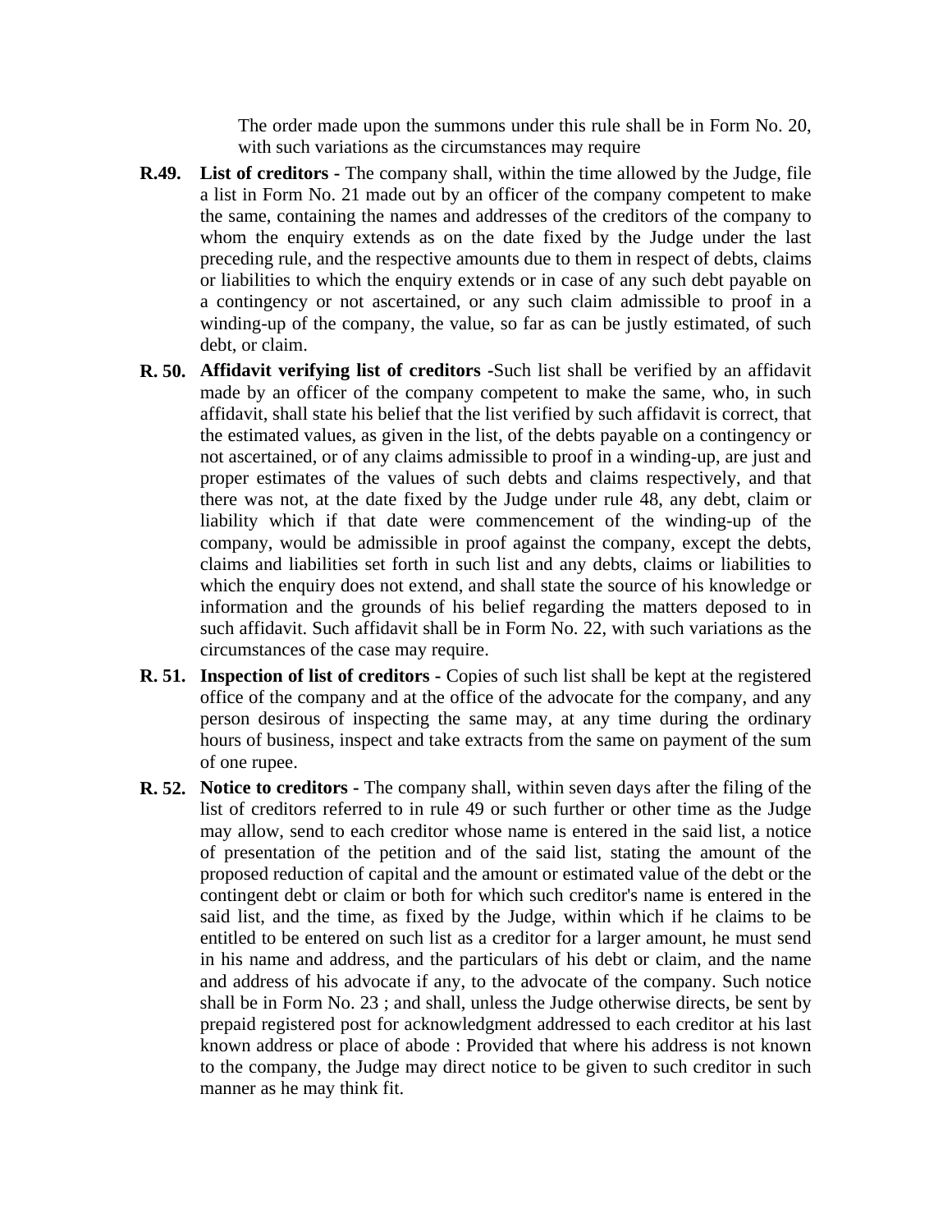The order made upon the summons under this rule shall be in Form No. 20, with such variations as the circumstances may require

**R.49. List of creditors -** The company shall, within the time allowed by the Judge, file a list in Form No. 21 made out by an officer of the company competent to make the same, containing the names and addresses of the creditors of the company to whom the enquiry extends as on the date fixed by the Judge under the last preceding rule, and the respective amounts due to them in respect of debts, claims or liabilities to which the enquiry extends or in case of any such debt payable on a contingency or not ascertained, or any such claim admissible to proof in a winding-up of the company, the value, so far as can be justly estimated, of such debt, or claim.

**R. 50. Affidavit verifying list of creditors -**Such list shall be verified by an affidavit made by an officer of the company competent to make the same, who, in such affidavit, shall state his belief that the list verified by such affidavit is correct, that the estimated values, as given in the list, of the debts payable on a contingency or not ascertained, or of any claims admissible to proof in a winding-up, are just and proper estimates of the values of such debts and claims respectively, and that there was not, at the date fixed by the Judge under rule 48, any debt, claim or liability which if that date were commencement of the winding-up of the company, would be admissible in proof against the company, except the debts, claims and liabilities set forth in such list and any debts, claims or liabilities to which the enquiry does not extend, and shall state the source of his knowledge or information and the grounds of his belief regarding the matters deposed to in such affidavit. Such affidavit shall be in Form No. 22, with such variations as the circumstances of the case may require.

**R. 51. Inspection of list of creditors -** Copies of such list shall be kept at the registered office of the company and at the office of the advocate for the company, and any person desirous of inspecting the same may, at any time during the ordinary hours of business, inspect and take extracts from the same on payment of the sum of one rupee.

**R. 52. Notice to creditors -** The company shall, within seven days after the filing of the list of creditors referred to in rule 49 or such further or other time as the Judge may allow, send to each creditor whose name is entered in the said list, a notice of presentation of the petition and of the said list, stating the amount of the proposed reduction of capital and the amount or estimated value of the debt or the contingent debt or claim or both for which such creditor's name is entered in the said list, and the time, as fixed by the Judge, within which if he claims to be entitled to be entered on such list as a creditor for a larger amount, he must send in his name and address, and the particulars of his debt or claim, and the name and address of his advocate if any, to the advocate of the company. Such notice shall be in Form No. 23 ; and shall, unless the Judge otherwise directs, be sent by prepaid registered post for acknowledgment addressed to each creditor at his last known address or place of abode : Provided that where his address is not known to the company, the Judge may direct notice to be given to such creditor in such manner as he may think fit.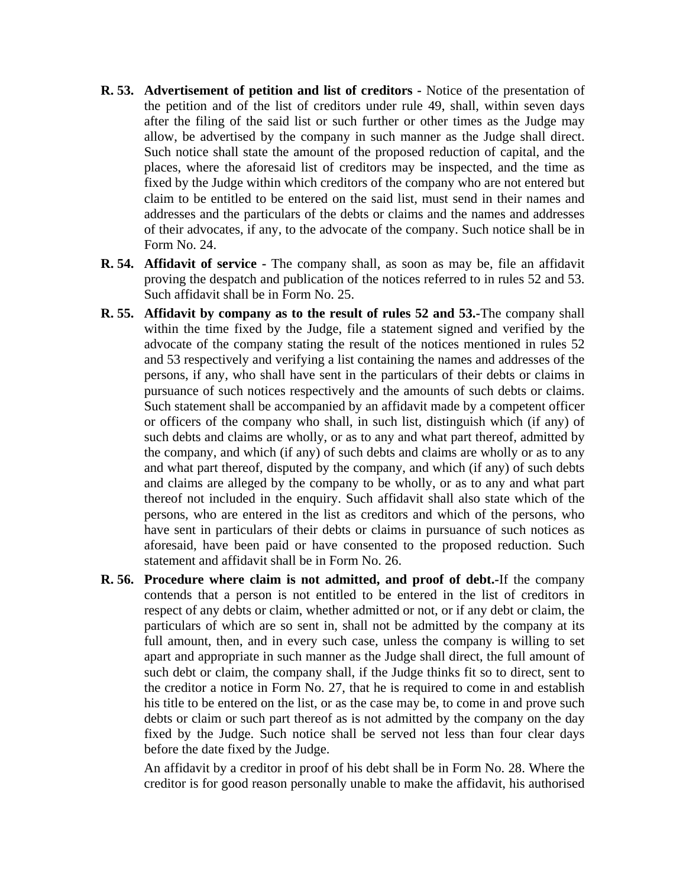**R. 53. Advertisement of petition and list of creditors -** Notice of the presentation of the petition and of the list of creditors under rule 49, shall, within seven days after the filing of the said list or such further or other times as the Judge may allow, be advertised by the company in such manner as the Judge shall direct. Such notice shall state the amount of the proposed reduction of capital, and the places, where the aforesaid list of creditors may be inspected, and the time as fixed by the Judge within which creditors of the company who are not entered but claim to be entitled to be entered on the said list, must send in their names and addresses and the particulars of the debts or claims and the names and addresses of their advocates, if any, to the advocate of the company. Such notice shall be in Form No. 24.

**R. 54. Affidavit of service -** The company shall, as soon as may be, file an affidavit proving the despatch and publication of the notices referred to in rules 52 and 53. Such affidavit shall be in Form No. 25.

**R. 55. Affidavit by company as to the result of rules 52 and 53.-**The company shall within the time fixed by the Judge, file a statement signed and verified by the advocate of the company stating the result of the notices mentioned in rules 52 and 53 respectively and verifying a list containing the names and addresses of the persons, if any, who shall have sent in the particulars of their debts or claims in pursuance of such notices respectively and the amounts of such debts or claims. Such statement shall be accompanied by an affidavit made by a competent officer or officers of the company who shall, in such list, distinguish which (if any) of such debts and claims are wholly, or as to any and what part thereof, admitted by the company, and which (if any) of such debts and claims are wholly or as to any and what part thereof, disputed by the company, and which (if any) of such debts and claims are alleged by the company to be wholly, or as to any and what part thereof not included in the enquiry. Such affidavit shall also state which of the persons, who are entered in the list as creditors and which of the persons, who have sent in particulars of their debts or claims in pursuance of such notices as aforesaid, have been paid or have consented to the proposed reduction. Such statement and affidavit shall be in Form No. 26.

**R. 56. Procedure where claim is not admitted, and proof of debt.-**If the company contends that a person is not entitled to be entered in the list of creditors in respect of any debts or claim, whether admitted or not, or if any debt or claim, the particulars of which are so sent in, shall not be admitted by the company at its full amount, then, and in every such case, unless the company is willing to set apart and appropriate in such manner as the Judge shall direct, the full amount of such debt or claim, the company shall, if the Judge thinks fit so to direct, sent to the creditor a notice in Form No. 27, that he is required to come in and establish his title to be entered on the list, or as the case may be, to come in and prove such debts or claim or such part thereof as is not admitted by the company on the day fixed by the Judge. Such notice shall be served not less than four clear days before the date fixed by the Judge.

An affidavit by a creditor in proof of his debt shall be in Form No. 28. Where the creditor is for good reason personally unable to make the affidavit, his authorised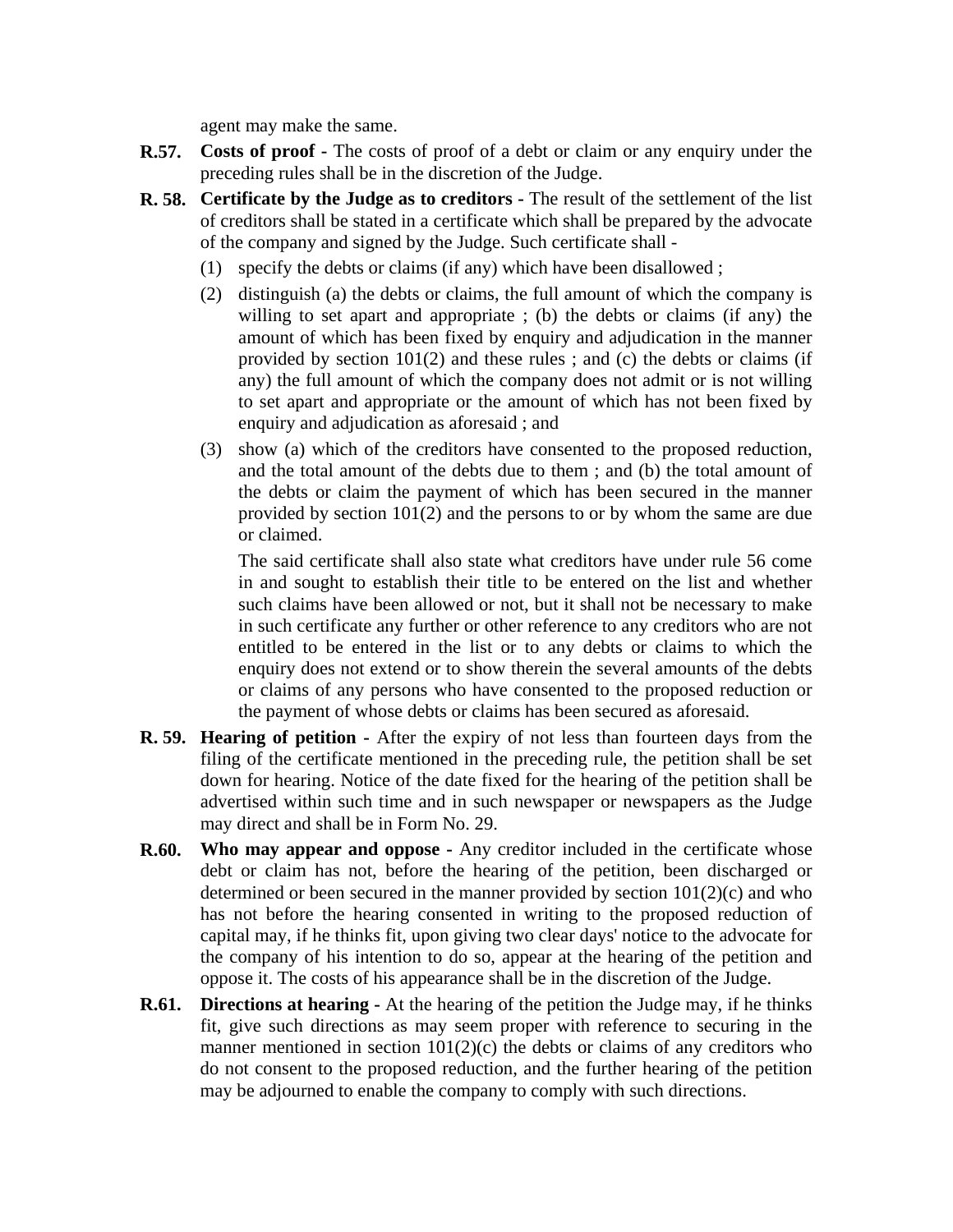agent may make the same.

**R.57. Costs of proof -** The costs of proof of a debt or claim or any enquiry under the preceding rules shall be in the discretion of the Judge.

**R. 58. Certificate by the Judge as to creditors -** The result of the settlement of the list of creditors shall be stated in a certificate which shall be prepared by the advocate of the company and signed by the Judge. Such certificate shall -

(1) specify the debts or claims (if any) which have been disallowed ;

(2) distinguish (a) the debts or claims, the full amount of which the company is willing to set apart and appropriate ; (b) the debts or claims (if any) the amount of which has been fixed by enquiry and adjudication in the manner provided by section 101(2) and these rules ; and (c) the debts or claims (if any) the full amount of which the company does not admit or is not willing to set apart and appropriate or the amount of which has not been fixed by enquiry and adjudication as aforesaid ; and

(3) show (a) which of the creditors have consented to the proposed reduction, and the total amount of the debts due to them ; and (b) the total amount of the debts or claim the payment of which has been secured in the manner provided by section 101(2) and the persons to or by whom the same are due or claimed.

The said certificate shall also state what creditors have under rule 56 come in and sought to establish their title to be entered on the list and whether such claims have been allowed or not, but it shall not be necessary to make in such certificate any further or other reference to any creditors who are not entitled to be entered in the list or to any debts or claims to which the enquiry does not extend or to show therein the several amounts of the debts or claims of any persons who have consented to the proposed reduction or the payment of whose debts or claims has been secured as aforesaid.

**R. 59. Hearing of petition -** After the expiry of not less than fourteen days from the filing of the certificate mentioned in the preceding rule, the petition shall be set down for hearing. Notice of the date fixed for the hearing of the petition shall be advertised within such time and in such newspaper or newspapers as the Judge may direct and shall be in Form No. 29.

**R.60. Who may appear and oppose -** Any creditor included in the certificate whose debt or claim has not, before the hearing of the petition, been discharged or determined or been secured in the manner provided by section 101(2)(c) and who has not before the hearing consented in writing to the proposed reduction of capital may, if he thinks fit, upon giving two clear days' notice to the advocate for the company of his intention to do so, appear at the hearing of the petition and oppose it. The costs of his appearance shall be in the discretion of the Judge.

**R.61. Directions at hearing -** At the hearing of the petition the Judge may, if he thinks fit, give such directions as may seem proper with reference to securing in the manner mentioned in section 101(2)(c) the debts or claims of any creditors who do not consent to the proposed reduction, and the further hearing of the petition may be adjourned to enable the company to comply with such directions.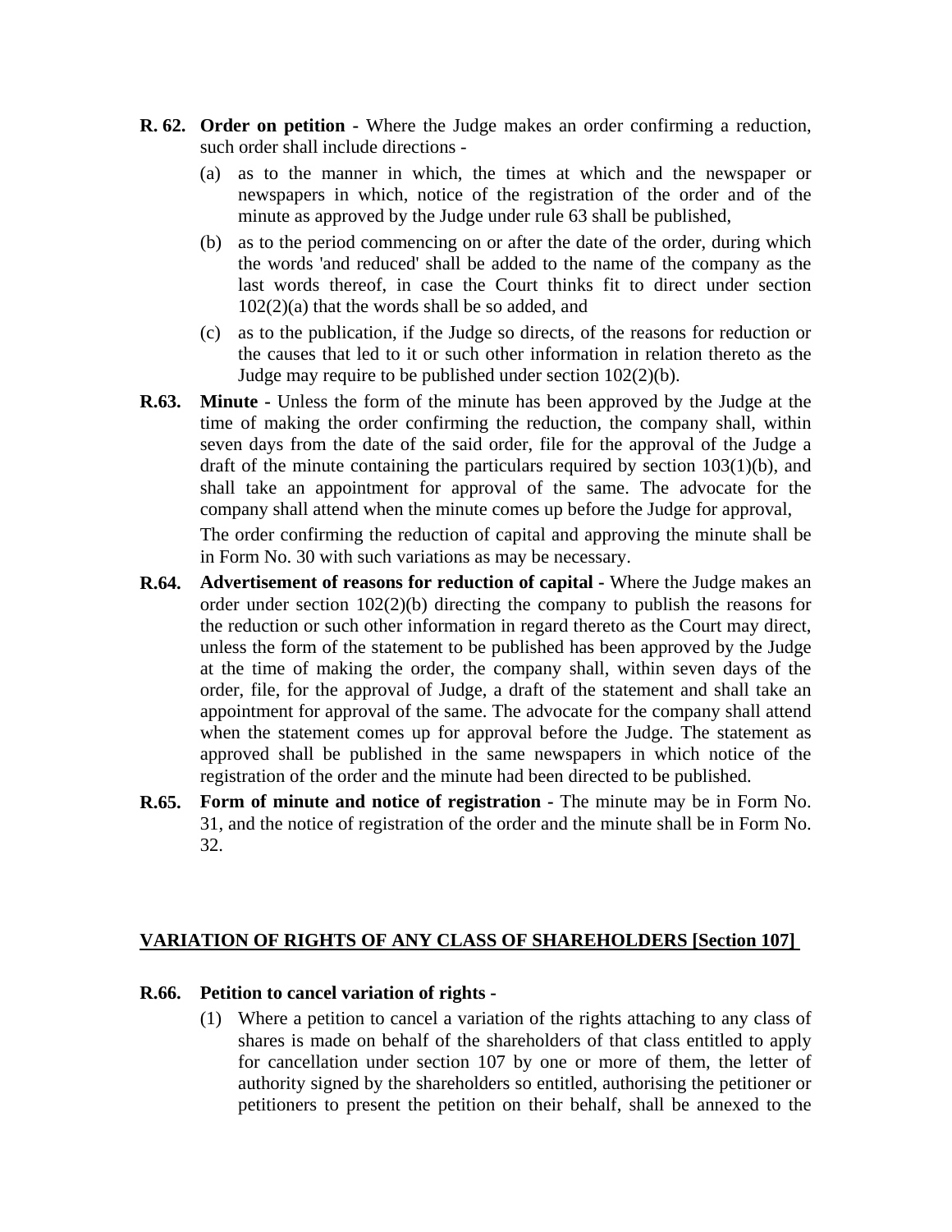**R. 62. Order on petition -** Where the Judge makes an order confirming a reduction, such order shall include directions -

(a) as to the manner in which, the times at which and the newspaper or newspapers in which, notice of the registration of the order and of the minute as approved by the Judge under rule 63 shall be published,

(b) as to the period commencing on or after the date of the order, during which the words 'and reduced' shall be added to the name of the company as the last words thereof, in case the Court thinks fit to direct under section 102(2)(a) that the words shall be so added, and

(c) as to the publication, if the Judge so directs, of the reasons for reduction or the causes that led to it or such other information in relation thereto as the Judge may require to be published under section 102(2)(b).

**R.63. Minute -** Unless the form of the minute has been approved by the Judge at the time of making the order confirming the reduction, the company shall, within seven days from the date of the said order, file for the approval of the Judge a draft of the minute containing the particulars required by section 103(1)(b), and shall take an appointment for approval of the same. The advocate for the company shall attend when the minute comes up before the Judge for approval,

The order confirming the reduction of capital and approving the minute shall be in Form No. 30 with such variations as may be necessary.

**R.64. Advertisement of reasons for reduction of capital -** Where the Judge makes an order under section 102(2)(b) directing the company to publish the reasons for the reduction or such other information in regard thereto as the Court may direct, unless the form of the statement to be published has been approved by the Judge at the time of making the order, the company shall, within seven days of the order, file, for the approval of Judge, a draft of the statement and shall take an appointment for approval of the same. The advocate for the company shall attend when the statement comes up for approval before the Judge. The statement as approved shall be published in the same newspapers in which notice of the registration of the order and the minute had been directed to be published.

**R.65. Form of minute and notice of registration -** The minute may be in Form No. 31, and the notice of registration of the order and the minute shall be in Form No. 32.

## VARIATION OF RIGHTS OF ANY CLASS OF SHAREHOLDERS [Section 107]

**R.66. Petition to cancel variation of rights -**

(1) Where a petition to cancel a variation of the rights attaching to any class of shares is made on behalf of the shareholders of that class entitled to apply for cancellation under section 107 by one or more of them, the letter of authority signed by the shareholders so entitled, authorising the petitioner or petitioners to present the petition on their behalf, shall be annexed to the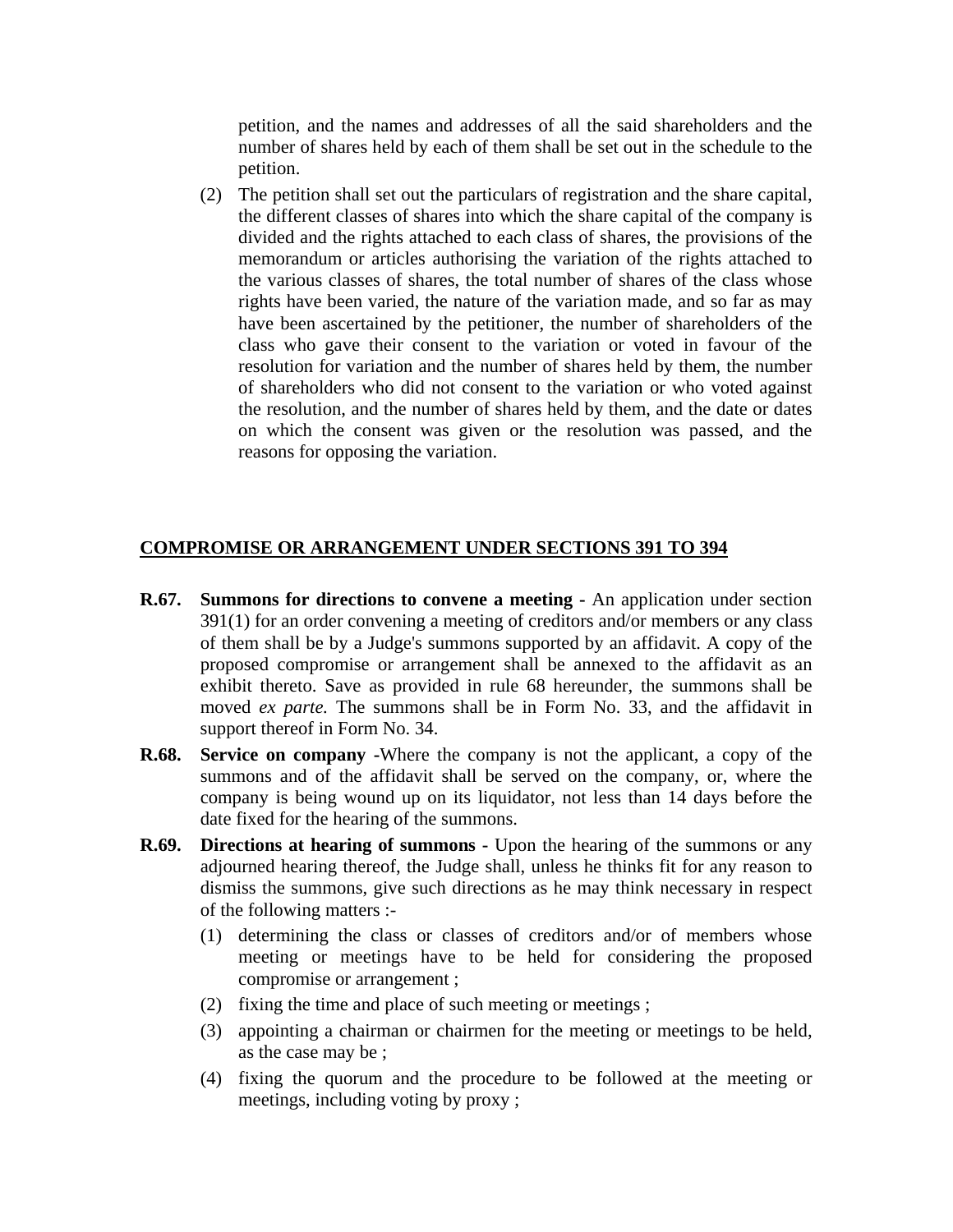petition, and the names and addresses of all the said shareholders and the number of shares held by each of them shall be set out in the schedule to the petition.

(2) The petition shall set out the particulars of registration and the share capital, the different classes of shares into which the share capital of the company is divided and the rights attached to each class of shares, the provisions of the memorandum or articles authorising the variation of the rights attached to the various classes of shares, the total number of shares of the class whose rights have been varied, the nature of the variation made, and so far as may have been ascertained by the petitioner, the number of shareholders of the class who gave their consent to the variation or voted in favour of the resolution for variation and the number of shares held by them, the number of shareholders who did not consent to the variation or who voted against the resolution, and the number of shares held by them, and the date or dates on which the consent was given or the resolution was passed, and the reasons for opposing the variation.

## COMPROMISE OR ARRANGEMENT UNDER SECTIONS 391 TO 394

**R.67. Summons for directions to convene a meeting -** An application under section 391(1) for an order convening a meeting of creditors and/or members or any class of them shall be by a Judge's summons supported by an affidavit. A copy of the proposed compromise or arrangement shall be annexed to the affidavit as an exhibit thereto. Save as provided in rule 68 hereunder, the summons shall be moved *ex parte.* The summons shall be in Form No. 33, and the affidavit in support thereof in Form No. 34.

**R.68. Service on company -**Where the company is not the applicant, a copy of the summons and of the affidavit shall be served on the company, or, where the company is being wound up on its liquidator, not less than 14 days before the date fixed for the hearing of the summons.

**R.69. Directions at hearing of summons -** Upon the hearing of the summons or any adjourned hearing thereof, the Judge shall, unless he thinks fit for any reason to dismiss the summons, give such directions as he may think necessary in respect of the following matters :-

(1) determining the class or classes of creditors and/or of members whose meeting or meetings have to be held for considering the proposed compromise or arrangement ;

(2) fixing the time and place of such meeting or meetings ;

(3) appointing a chairman or chairmen for the meeting or meetings to be held, as the case may be ;

(4) fixing the quorum and the procedure to be followed at the meeting or meetings, including voting by proxy ;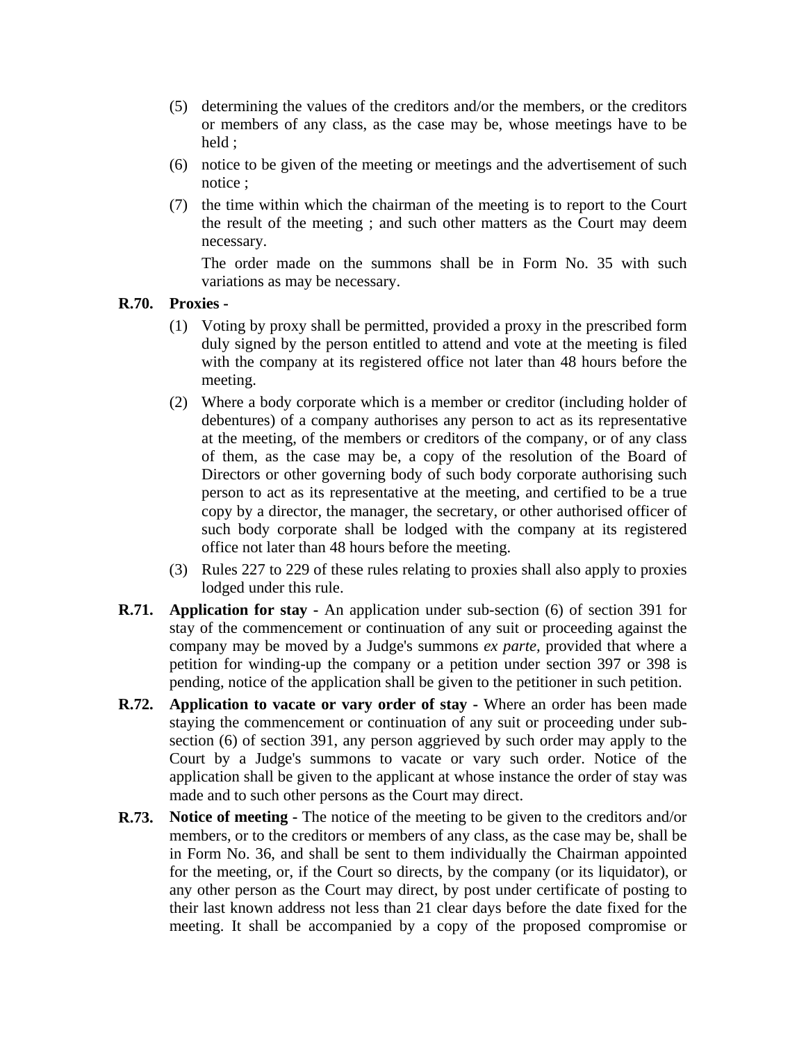(5) determining the values of the creditors and/or the members, or the creditors or members of any class, as the case may be, whose meetings have to be held ;

(6) notice to be given of the meeting or meetings and the advertisement of such notice ;

(7) the time within which the chairman of the meeting is to report to the Court the result of the meeting ; and such other matters as the Court may deem necessary.

The order made on the summons shall be in Form No. 35 with such variations as may be necessary.

**R.70. Proxies -**

(1) Voting by proxy shall be permitted, provided a proxy in the prescribed form duly signed by the person entitled to attend and vote at the meeting is filed with the company at its registered office not later than 48 hours before the meeting.

(2) Where a body corporate which is a member or creditor (including holder of debentures) of a company authorises any person to act as its representative at the meeting, of the members or creditors of the company, or of any class of them, as the case may be, a copy of the resolution of the Board of Directors or other governing body of such body corporate authorising such person to act as its representative at the meeting, and certified to be a true copy by a director, the manager, the secretary, or other authorised officer of such body corporate shall be lodged with the company at its registered office not later than 48 hours before the meeting.

(3) Rules 227 to 229 of these rules relating to proxies shall also apply to proxies lodged under this rule.

**R.71. Application for stay -** An application under sub-section (6) of section 391 for stay of the commencement or continuation of any suit or proceeding against the company may be moved by a Judge's summons *ex parte*, provided that where a petition for winding-up the company or a petition under section 397 or 398 is pending, notice of the application shall be given to the petitioner in such petition.

**R.72. Application to vacate or vary order of stay -** Where an order has been made staying the commencement or continuation of any suit or proceeding under sub-section (6) of section 391, any person aggrieved by such order may apply to the Court by a Judge's summons to vacate or vary such order. Notice of the application shall be given to the applicant at whose instance the order of stay was made and to such other persons as the Court may direct.

**R.73. Notice of meeting -** The notice of the meeting to be given to the creditors and/or members, or to the creditors or members of any class, as the case may be, shall be in Form No. 36, and shall be sent to them individually the Chairman appointed for the meeting, or, if the Court so directs, by the company (or its liquidator), or any other person as the Court may direct, by post under certificate of posting to their last known address not less than 21 clear days before the date fixed for the meeting. It shall be accompanied by a copy of the proposed compromise or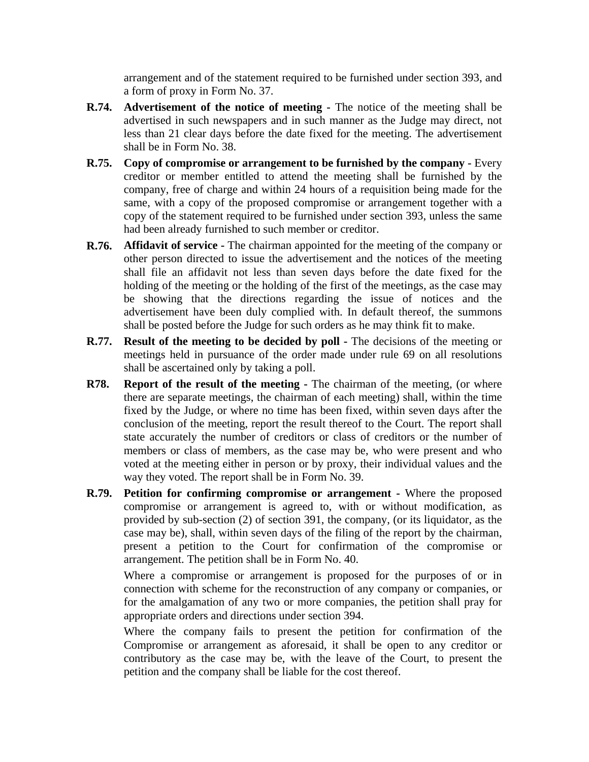arrangement and of the statement required to be furnished under section 393, and a form of proxy in Form No. 37.

**R.74.** **Advertisement of the notice of meeting -** The notice of the meeting shall be advertised in such newspapers and in such manner as the Judge may direct, not less than 21 clear days before the date fixed for the meeting. The advertisement shall be in Form No. 38.

**R.75.** **Copy of compromise or arrangement to be furnished by the company -** Every creditor or member entitled to attend the meeting shall be furnished by the company, free of charge and within 24 hours of a requisition being made for the same, with a copy of the proposed compromise or arrangement together with a copy of the statement required to be furnished under section 393, unless the same had been already furnished to such member or creditor.

**R.76.** **Affidavit of service -** The chairman appointed for the meeting of the company or other person directed to issue the advertisement and the notices of the meeting shall file an affidavit not less than seven days before the date fixed for the holding of the meeting or the holding of the first of the meetings, as the case may be showing that the directions regarding the issue of notices and the advertisement have been duly complied with. In default thereof, the summons shall be posted before the Judge for such orders as he may think fit to make.

**R.77.** **Result of the meeting to be decided by poll -** The decisions of the meeting or meetings held in pursuance of the order made under rule 69 on all resolutions shall be ascertained only by taking a poll.

**R78.** **Report of the result of the meeting -** The chairman of the meeting, (or where there are separate meetings, the chairman of each meeting) shall, within the time fixed by the Judge, or where no time has been fixed, within seven days after the conclusion of the meeting, report the result thereof to the Court. The report shall state accurately the number of creditors or class of creditors or the number of members or class of members, as the case may be, who were present and who voted at the meeting either in person or by proxy, their individual values and the way they voted. The report shall be in Form No. 39.

**R.79.** **Petition for confirming compromise or arrangement -** Where the proposed compromise or arrangement is agreed to, with or without modification, as provided by sub-section (2) of section 391, the company, (or its liquidator, as the case may be), shall, within seven days of the filing of the report by the chairman, present a petition to the Court for confirmation of the compromise or arrangement. The petition shall be in Form No. 40.

Where a compromise or arrangement is proposed for the purposes of or in connection with scheme for the reconstruction of any company or companies, or for the amalgamation of any two or more companies, the petition shall pray for appropriate orders and directions under section 394.

Where the company fails to present the petition for confirmation of the Compromise or arrangement as aforesaid, it shall be open to any creditor or contributory as the case may be, with the leave of the Court, to present the petition and the company shall be liable for the cost thereof.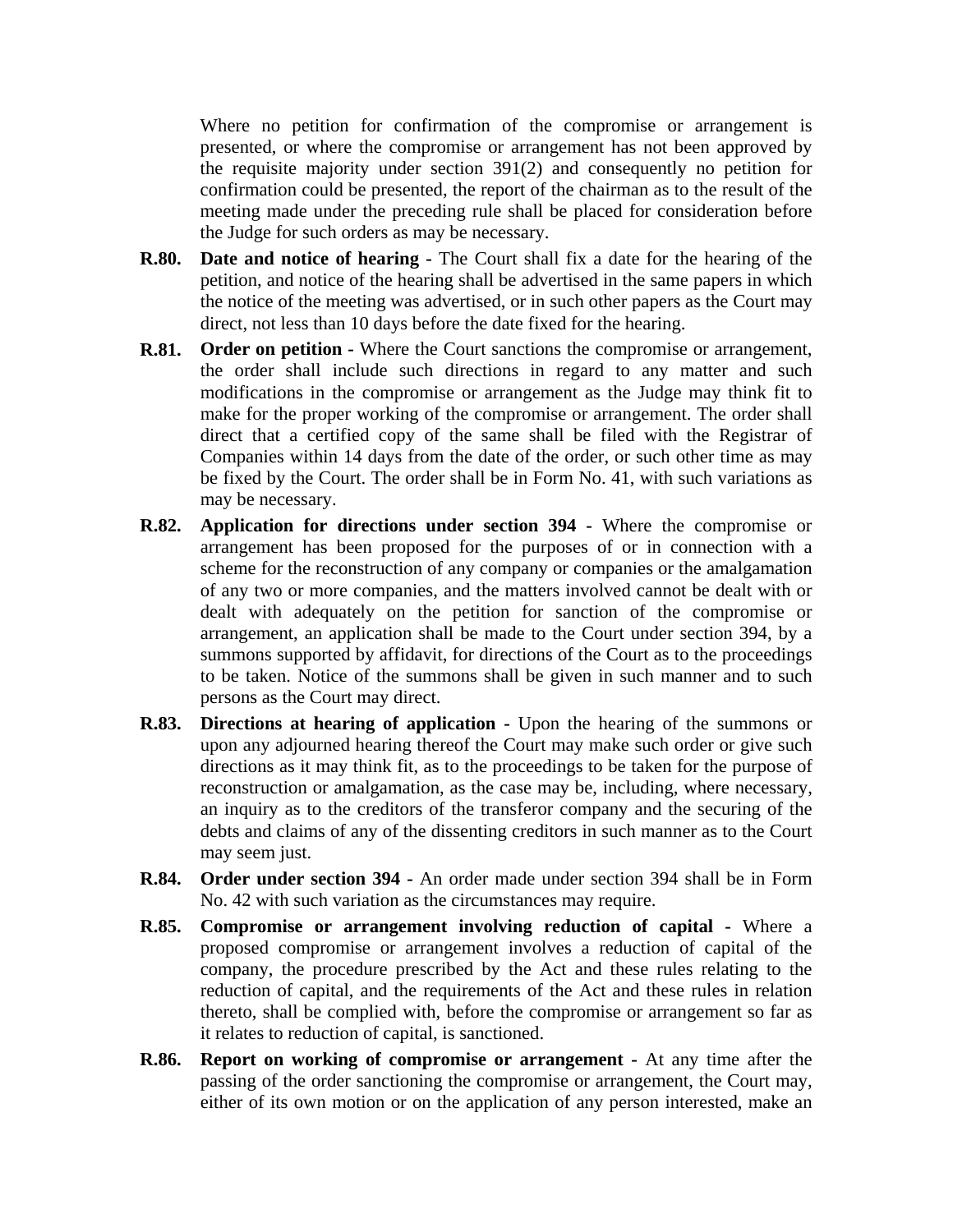Where no petition for confirmation of the compromise or arrangement is presented, or where the compromise or arrangement has not been approved by the requisite majority under section 391(2) and consequently no petition for confirmation could be presented, the report of the chairman as to the result of the meeting made under the preceding rule shall be placed for consideration before the Judge for such orders as may be necessary.

**R.80. Date and notice of hearing -** The Court shall fix a date for the hearing of the petition, and notice of the hearing shall be advertised in the same papers in which the notice of the meeting was advertised, or in such other papers as the Court may direct, not less than 10 days before the date fixed for the hearing.

**R.81. Order on petition -** Where the Court sanctions the compromise or arrangement, the order shall include such directions in regard to any matter and such modifications in the compromise or arrangement as the Judge may think fit to make for the proper working of the compromise or arrangement. The order shall direct that a certified copy of the same shall be filed with the Registrar of Companies within 14 days from the date of the order, or such other time as may be fixed by the Court. The order shall be in Form No. 41, with such variations as may be necessary.

**R.82. Application for directions under section 394 -** Where the compromise or arrangement has been proposed for the purposes of or in connection with a scheme for the reconstruction of any company or companies or the amalgamation of any two or more companies, and the matters involved cannot be dealt with or dealt with adequately on the petition for sanction of the compromise or arrangement, an application shall be made to the Court under section 394, by a summons supported by affidavit, for directions of the Court as to the proceedings to be taken. Notice of the summons shall be given in such manner and to such persons as the Court may direct.

**R.83. Directions at hearing of application -** Upon the hearing of the summons or upon any adjourned hearing thereof the Court may make such order or give such directions as it may think fit, as to the proceedings to be taken for the purpose of reconstruction or amalgamation, as the case may be, including, where necessary, an inquiry as to the creditors of the transferor company and the securing of the debts and claims of any of the dissenting creditors in such manner as to the Court may seem just.

**R.84. Order under section 394 -** An order made under section 394 shall be in Form No. 42 with such variation as the circumstances may require.

**R.85. Compromise or arrangement involving reduction of capital -** Where a proposed compromise or arrangement involves a reduction of capital of the company, the procedure prescribed by the Act and these rules relating to the reduction of capital, and the requirements of the Act and these rules in relation thereto, shall be complied with, before the compromise or arrangement so far as it relates to reduction of capital, is sanctioned.

**R.86. Report on working of compromise or arrangement -** At any time after the passing of the order sanctioning the compromise or arrangement, the Court may, either of its own motion or on the application of any person interested, make an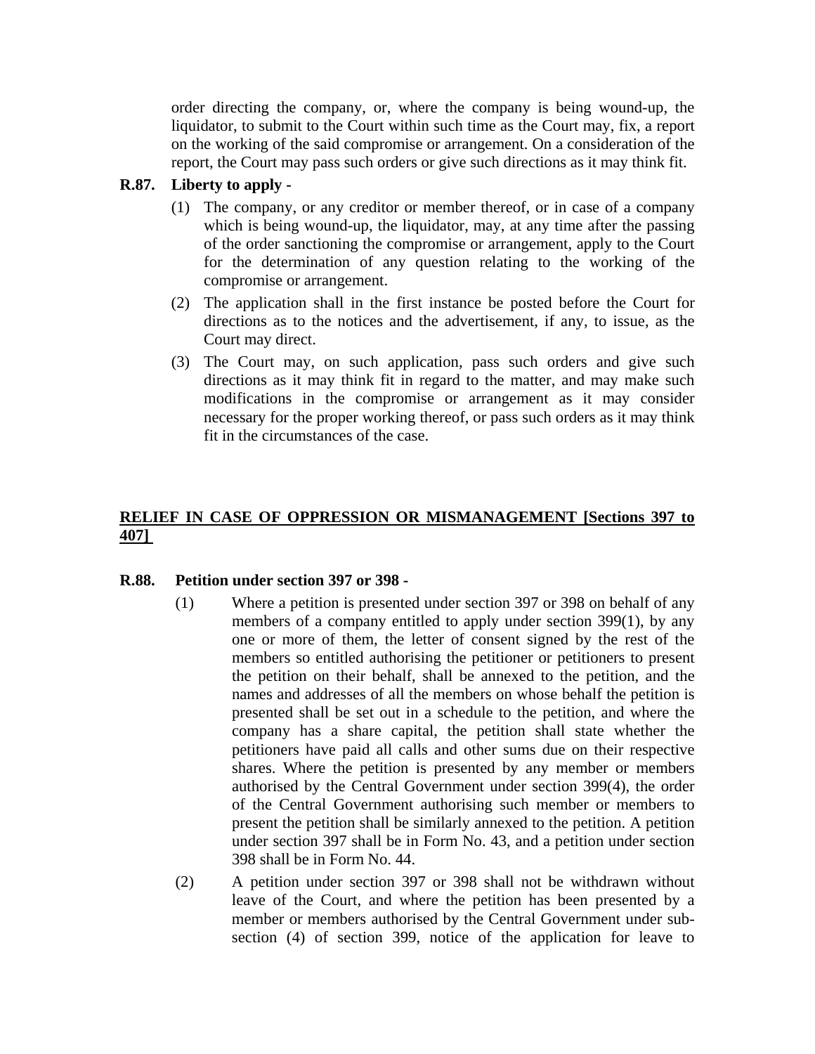order directing the company, or, where the company is being wound-up, the liquidator, to submit to the Court within such time as the Court may, fix, a report on the working of the said compromise or arrangement. On a consideration of the report, the Court may pass such orders or give such directions as it may think fit.

**R.87. Liberty to apply -**

(1) The company, or any creditor or member thereof, or in case of a company which is being wound-up, the liquidator, may, at any time after the passing of the order sanctioning the compromise or arrangement, apply to the Court for the determination of any question relating to the working of the compromise or arrangement.

(2) The application shall in the first instance be posted before the Court for directions as to the notices and the advertisement, if any, to issue, as the Court may direct.

(3) The Court may, on such application, pass such orders and give such directions as it may think fit in regard to the matter, and may make such modifications in the compromise or arrangement as it may consider necessary for the proper working thereof, or pass such orders as it may think fit in the circumstances of the case.

## RELIEF IN CASE OF OPPRESSION OR MISMANAGEMENT [Sections 397 to 407]

**R.88. Petition under section 397 or 398 -**

(1) Where a petition is presented under section 397 or 398 on behalf of any members of a company entitled to apply under section 399(1), by any one or more of them, the letter of consent signed by the rest of the members so entitled authorising the petitioner or petitioners to present the petition on their behalf, shall be annexed to the petition, and the names and addresses of all the members on whose behalf the petition is presented shall be set out in a schedule to the petition, and where the company has a share capital, the petition shall state whether the petitioners have paid all calls and other sums due on their respective shares. Where the petition is presented by any member or members authorised by the Central Government under section 399(4), the order of the Central Government authorising such member or members to present the petition shall be similarly annexed to the petition. A petition under section 397 shall be in Form No. 43, and a petition under section 398 shall be in Form No. 44.

(2) A petition under section 397 or 398 shall not be withdrawn without leave of the Court, and where the petition has been presented by a member or members authorised by the Central Government under sub-section (4) of section 399, notice of the application for leave to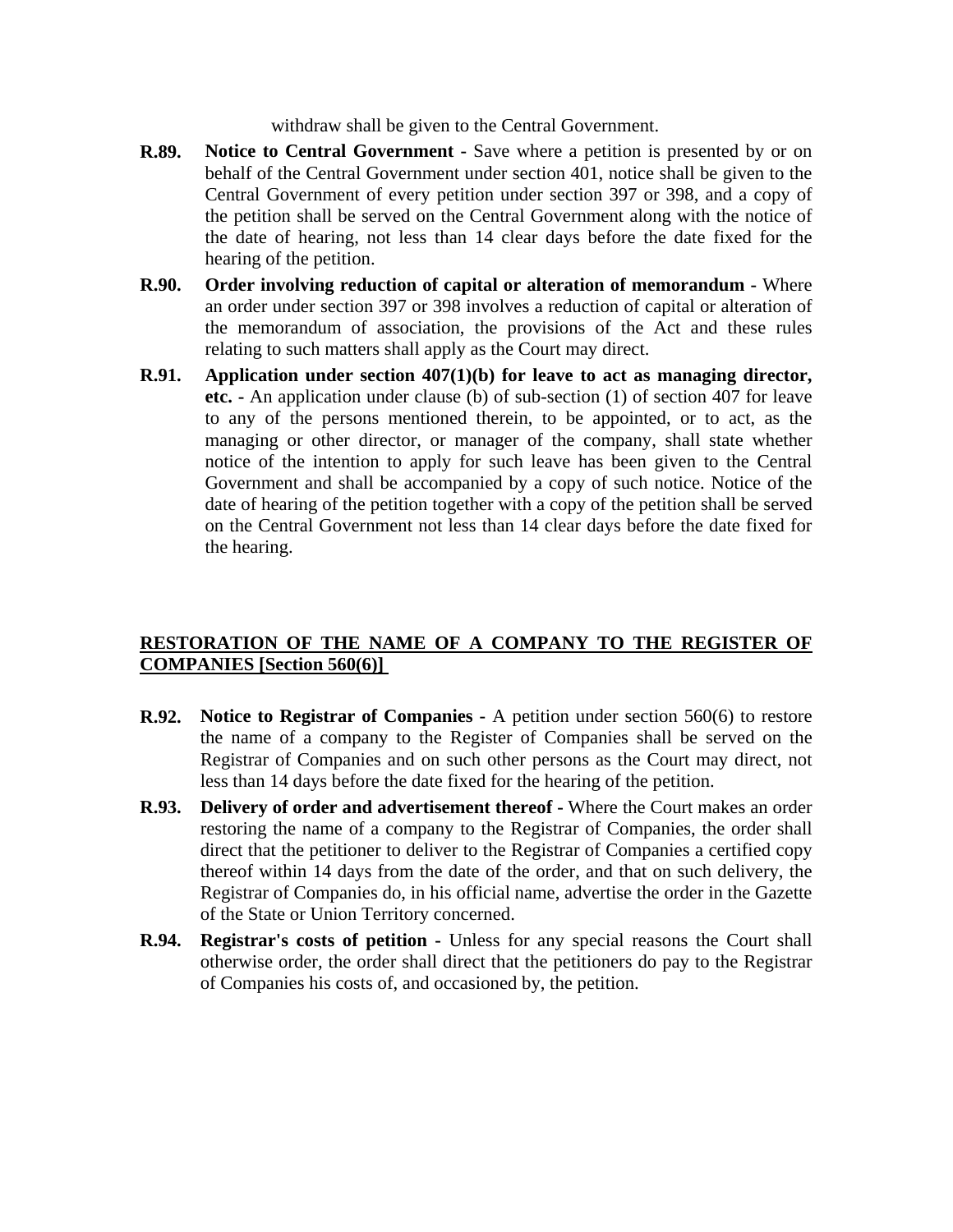withdraw shall be given to the Central Government.

**R.89.** **Notice to Central Government -** Save where a petition is presented by or on behalf of the Central Government under section 401, notice shall be given to the Central Government of every petition under section 397 or 398, and a copy of the petition shall be served on the Central Government along with the notice of the date of hearing, not less than 14 clear days before the date fixed for the hearing of the petition.

**R.90.** **Order involving reduction of capital or alteration of memorandum -** Where an order under section 397 or 398 involves a reduction of capital or alteration of the memorandum of association, the provisions of the Act and these rules relating to such matters shall apply as the Court may direct.

**R.91.** **Application under section 407(1)(b) for leave to act as managing director, etc. -** An application under clause (b) of sub-section (1) of section 407 for leave to any of the persons mentioned therein, to be appointed, or to act, as the managing or other director, or manager of the company, shall state whether notice of the intention to apply for such leave has been given to the Central Government and shall be accompanied by a copy of such notice. Notice of the date of hearing of the petition together with a copy of the petition shall be served on the Central Government not less than 14 clear days before the date fixed for the hearing.

## RESTORATION OF THE NAME OF A COMPANY TO THE REGISTER OF COMPANIES [Section 560(6)]

**R.92.** **Notice to Registrar of Companies -** A petition under section 560(6) to restore the name of a company to the Register of Companies shall be served on the Registrar of Companies and on such other persons as the Court may direct, not less than 14 days before the date fixed for the hearing of the petition.

**R.93.** **Delivery of order and advertisement thereof -** Where the Court makes an order restoring the name of a company to the Registrar of Companies, the order shall direct that the petitioner to deliver to the Registrar of Companies a certified copy thereof within 14 days from the date of the order, and that on such delivery, the Registrar of Companies do, in his official name, advertise the order in the Gazette of the State or Union Territory concerned.

**R.94.** **Registrar's costs of petition -** Unless for any special reasons the Court shall otherwise order, the order shall direct that the petitioners do pay to the Registrar of Companies his costs of, and occasioned by, the petition.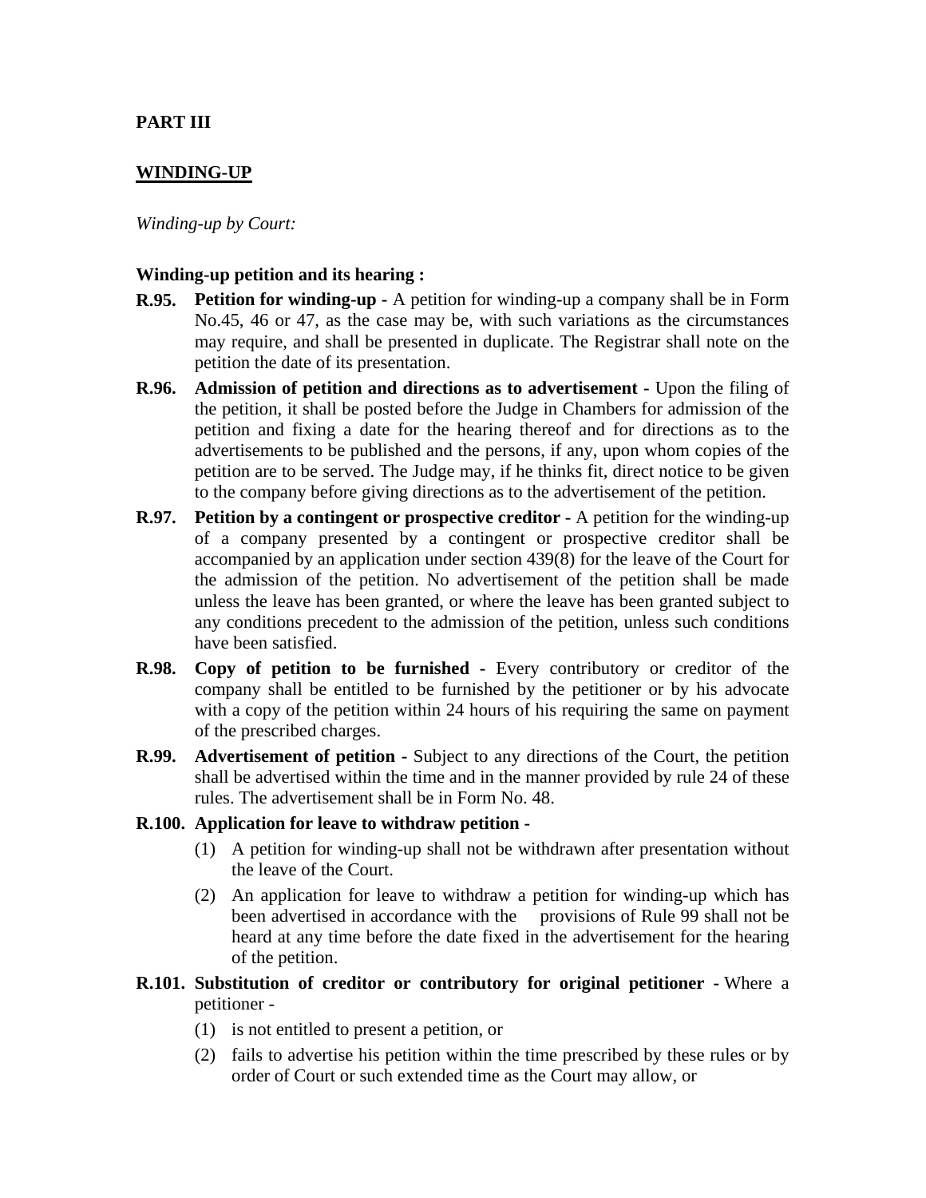## PART III

## <u>WINDING-UP</u>

*Winding-up by Court:*

### Winding-up petition and its hearing :

**R.95. Petition for winding-up -** A petition for winding-up a company shall be in Form No.45, 46 or 47, as the case may be, with such variations as the circumstances may require, and shall be presented in duplicate. The Registrar shall note on the petition the date of its presentation.

**R.96. Admission of petition and directions as to advertisement -** Upon the filing of the petition, it shall be posted before the Judge in Chambers for admission of the petition and fixing a date for the hearing thereof and for directions as to the advertisements to be published and the persons, if any, upon whom copies of the petition are to be served. The Judge may, if he thinks fit, direct notice to be given to the company before giving directions as to the advertisement of the petition.

**R.97. Petition by a contingent or prospective creditor -** A petition for the winding-up of a company presented by a contingent or prospective creditor shall be accompanied by an application under section 439(8) for the leave of the Court for the admission of the petition. No advertisement of the petition shall be made unless the leave has been granted, or where the leave has been granted subject to any conditions precedent to the admission of the petition, unless such conditions have been satisfied.

**R.98. Copy of petition to be furnished -** Every contributory or creditor of the company shall be entitled to be furnished by the petitioner or by his advocate with a copy of the petition within 24 hours of his requiring the same on payment of the prescribed charges.

**R.99. Advertisement of petition -** Subject to any directions of the Court, the petition shall be advertised within the time and in the manner provided by rule 24 of these rules. The advertisement shall be in Form No. 48.

**R.100. Application for leave to withdraw petition -**

(1) A petition for winding-up shall not be withdrawn after presentation without the leave of the Court.

(2) An application for leave to withdraw a petition for winding-up which has been advertised in accordance with the provisions of Rule 99 shall not be heard at any time before the date fixed in the advertisement for the hearing of the petition.

**R.101. Substitution of creditor or contributory for original petitioner -** Where a petitioner -

(1) is not entitled to present a petition, or

(2) fails to advertise his petition within the time prescribed by these rules or by order of Court or such extended time as the Court may allow, or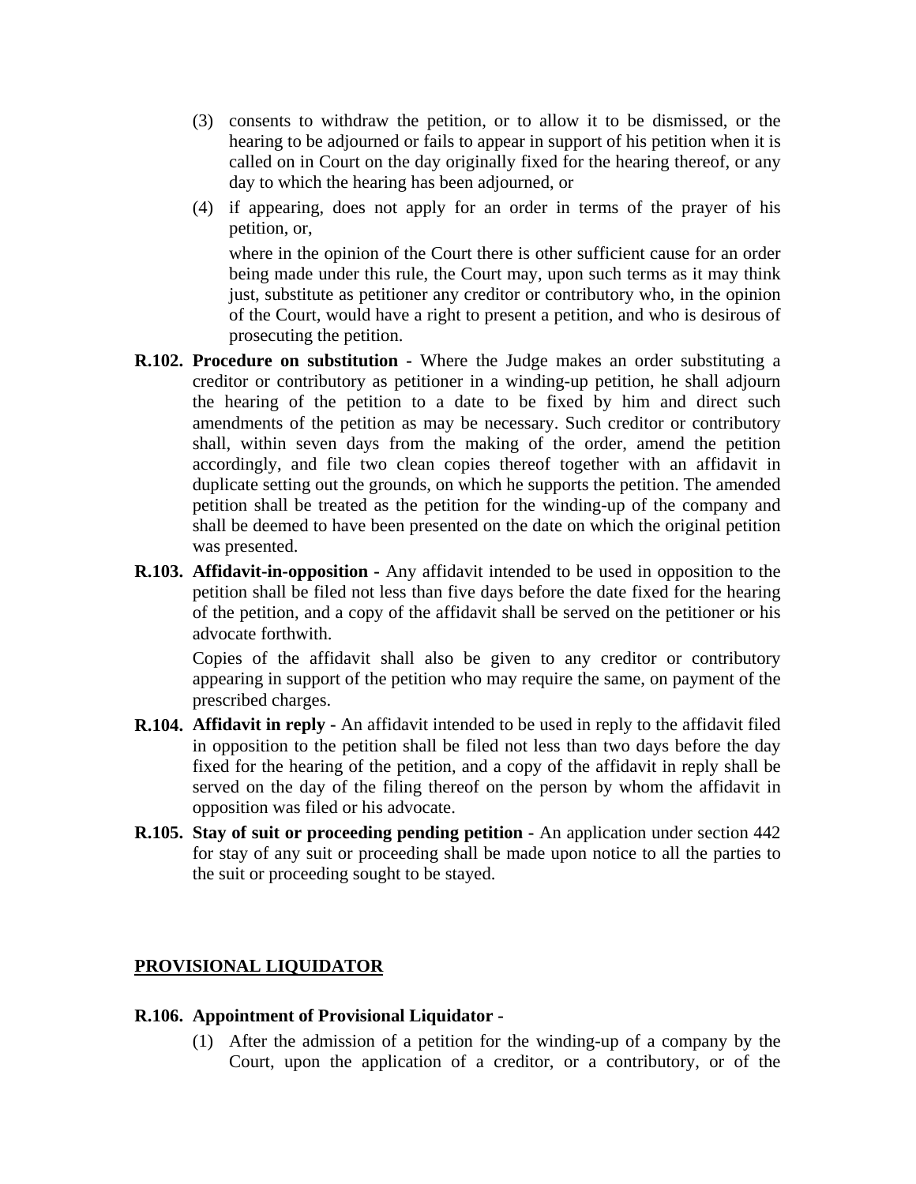(3) consents to withdraw the petition, or to allow it to be dismissed, or the hearing to be adjourned or fails to appear in support of his petition when it is called on in Court on the day originally fixed for the hearing thereof, or any day to which the hearing has been adjourned, or

(4) if appearing, does not apply for an order in terms of the prayer of his petition, or,

where in the opinion of the Court there is other sufficient cause for an order being made under this rule, the Court may, upon such terms as it may think just, substitute as petitioner any creditor or contributory who, in the opinion of the Court, would have a right to present a petition, and who is desirous of prosecuting the petition.

**R.102. Procedure on substitution -** Where the Judge makes an order substituting a creditor or contributory as petitioner in a winding-up petition, he shall adjourn the hearing of the petition to a date to be fixed by him and direct such amendments of the petition as may be necessary. Such creditor or contributory shall, within seven days from the making of the order, amend the petition accordingly, and file two clean copies thereof together with an affidavit in duplicate setting out the grounds, on which he supports the petition. The amended petition shall be treated as the petition for the winding-up of the company and shall be deemed to have been presented on the date on which the original petition was presented.

**R.103. Affidavit-in-opposition -** Any affidavit intended to be used in opposition to the petition shall be filed not less than five days before the date fixed for the hearing of the petition, and a copy of the affidavit shall be served on the petitioner or his advocate forthwith.

Copies of the affidavit shall also be given to any creditor or contributory appearing in support of the petition who may require the same, on payment of the prescribed charges.

**R.104. Affidavit in reply -** An affidavit intended to be used in reply to the affidavit filed in opposition to the petition shall be filed not less than two days before the day fixed for the hearing of the petition, and a copy of the affidavit in reply shall be served on the day of the filing thereof on the person by whom the affidavit in opposition was filed or his advocate.

**R.105. Stay of suit or proceeding pending petition -** An application under section 442 for stay of any suit or proceeding shall be made upon notice to all the parties to the suit or proceeding sought to be stayed.

## PROVISIONAL LIQUIDATOR

**R.106. Appointment of Provisional Liquidator -**

(1) After the admission of a petition for the winding-up of a company by the Court, upon the application of a creditor, or a contributory, or of the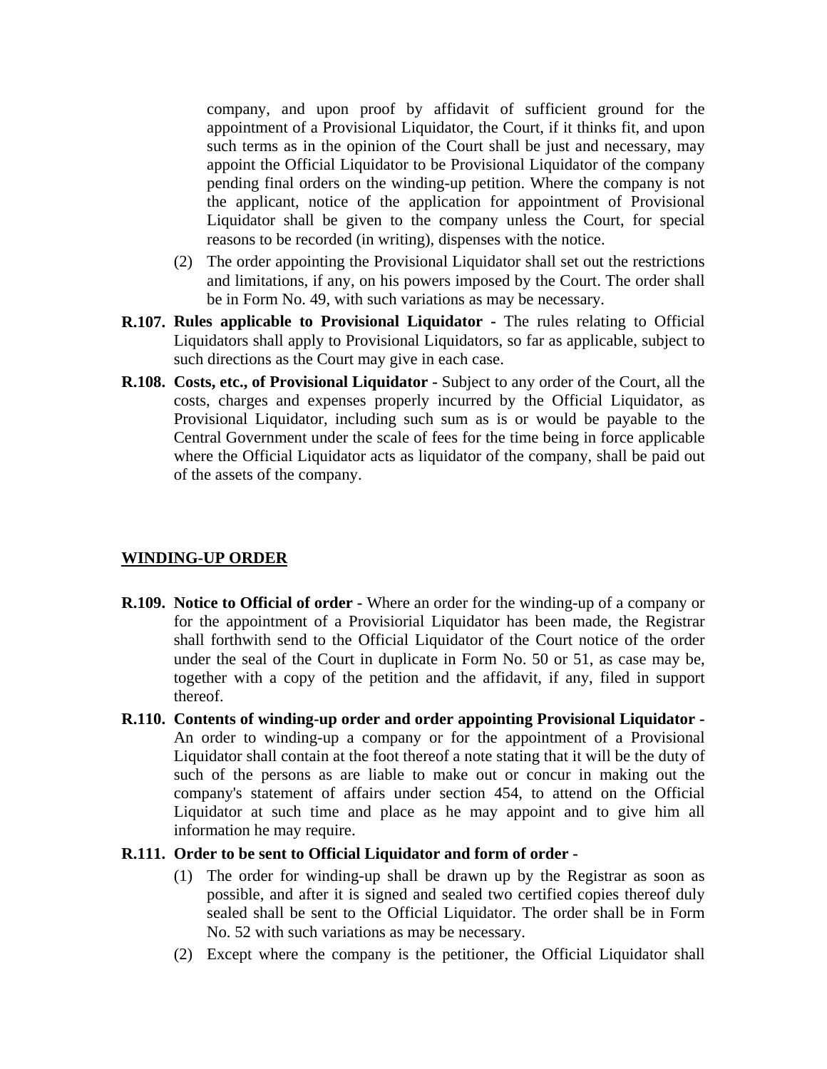company, and upon proof by affidavit of sufficient ground for the appointment of a Provisional Liquidator, the Court, if it thinks fit, and upon such terms as in the opinion of the Court shall be just and necessary, may appoint the Official Liquidator to be Provisional Liquidator of the company pending final orders on the winding-up petition. Where the company is not the applicant, notice of the application for appointment of Provisional Liquidator shall be given to the company unless the Court, for special reasons to be recorded (in writing), dispenses with the notice.

(2) The order appointing the Provisional Liquidator shall set out the restrictions and limitations, if any, on his powers imposed by the Court. The order shall be in Form No. 49, with such variations as may be necessary.

**R.107. Rules applicable to Provisional Liquidator -** The rules relating to Official Liquidators shall apply to Provisional Liquidators, so far as applicable, subject to such directions as the Court may give in each case.

**R.108. Costs, etc., of Provisional Liquidator -** Subject to any order of the Court, all the costs, charges and expenses properly incurred by the Official Liquidator, as Provisional Liquidator, including such sum as is or would be payable to the Central Government under the scale of fees for the time being in force applicable where the Official Liquidator acts as liquidator of the company, shall be paid out of the assets of the company.

## WINDING-UP ORDER

**R.109. Notice to Official of order -** Where an order for the winding-up of a company or for the appointment of a Provisiorial Liquidator has been made, the Registrar shall forthwith send to the Official Liquidator of the Court notice of the order under the seal of the Court in duplicate in Form No. 50 or 51, as case may be, together with a copy of the petition and the affidavit, if any, filed in support thereof.

**R.110. Contents of winding-up order and order appointing Provisional Liquidator -** An order to winding-up a company or for the appointment of a Provisional Liquidator shall contain at the foot thereof a note stating that it will be the duty of such of the persons as are liable to make out or concur in making out the company's statement of affairs under section 454, to attend on the Official Liquidator at such time and place as he may appoint and to give him all information he may require.

**R.111. Order to be sent to Official Liquidator and form of order -**

(1) The order for winding-up shall be drawn up by the Registrar as soon as possible, and after it is signed and sealed two certified copies thereof duly sealed shall be sent to the Official Liquidator. The order shall be in Form No. 52 with such variations as may be necessary.

(2) Except where the company is the petitioner, the Official Liquidator shall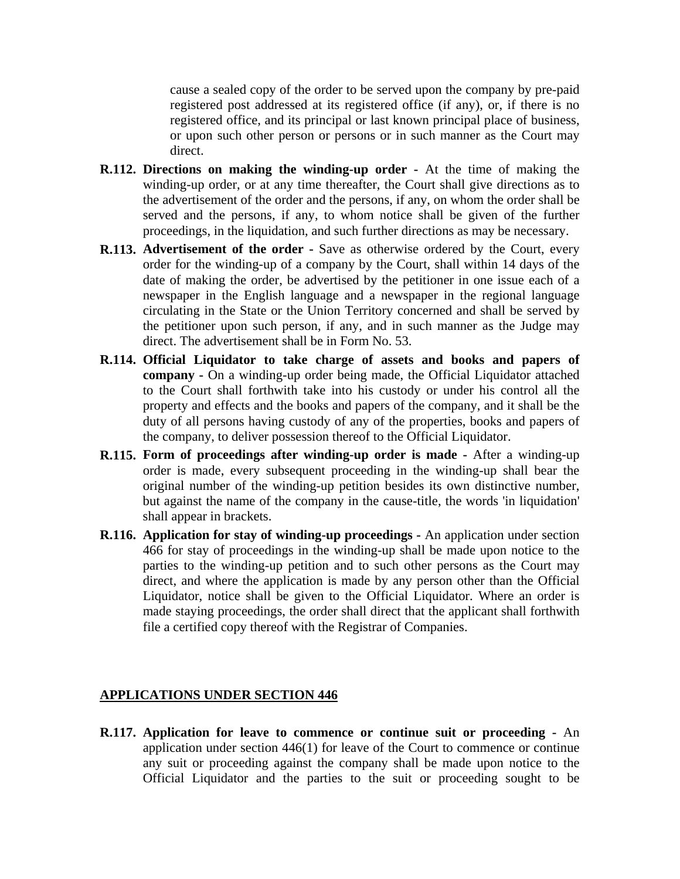cause a sealed copy of the order to be served upon the company by pre-paid registered post addressed at its registered office (if any), or, if there is no registered office, and its principal or last known principal place of business, or upon such other person or persons or in such manner as the Court may direct.

**R.112. Directions on making the winding-up order -** At the time of making the winding-up order, or at any time thereafter, the Court shall give directions as to the advertisement of the order and the persons, if any, on whom the order shall be served and the persons, if any, to whom notice shall be given of the further proceedings, in the liquidation, and such further directions as may be necessary.

**R.113. Advertisement of the order -** Save as otherwise ordered by the Court, every order for the winding-up of a company by the Court, shall within 14 days of the date of making the order, be advertised by the petitioner in one issue each of a newspaper in the English language and a newspaper in the regional language circulating in the State or the Union Territory concerned and shall be served by the petitioner upon such person, if any, and in such manner as the Judge may direct. The advertisement shall be in Form No. 53.

**R.114. Official Liquidator to take charge of assets and books and papers of company -** On a winding-up order being made, the Official Liquidator attached to the Court shall forthwith take into his custody or under his control all the property and effects and the books and papers of the company, and it shall be the duty of all persons having custody of any of the properties, books and papers of the company, to deliver possession thereof to the Official Liquidator.

**R.115. Form of proceedings after winding-up order is made -** After a winding-up order is made, every subsequent proceeding in the winding-up shall bear the original number of the winding-up petition besides its own distinctive number, but against the name of the company in the cause-title, the words 'in liquidation' shall appear in brackets.

**R.116. Application for stay of winding-up proceedings -** An application under section 466 for stay of proceedings in the winding-up shall be made upon notice to the parties to the winding-up petition and to such other persons as the Court may direct, and where the application is made by any person other than the Official Liquidator, notice shall be given to the Official Liquidator. Where an order is made staying proceedings, the order shall direct that the applicant shall forthwith file a certified copy thereof with the Registrar of Companies.

## APPLICATIONS UNDER SECTION 446

**R.117. Application for leave to commence or continue suit or proceeding -** An application under section 446(1) for leave of the Court to commence or continue any suit or proceeding against the company shall be made upon notice to the Official Liquidator and the parties to the suit or proceeding sought to be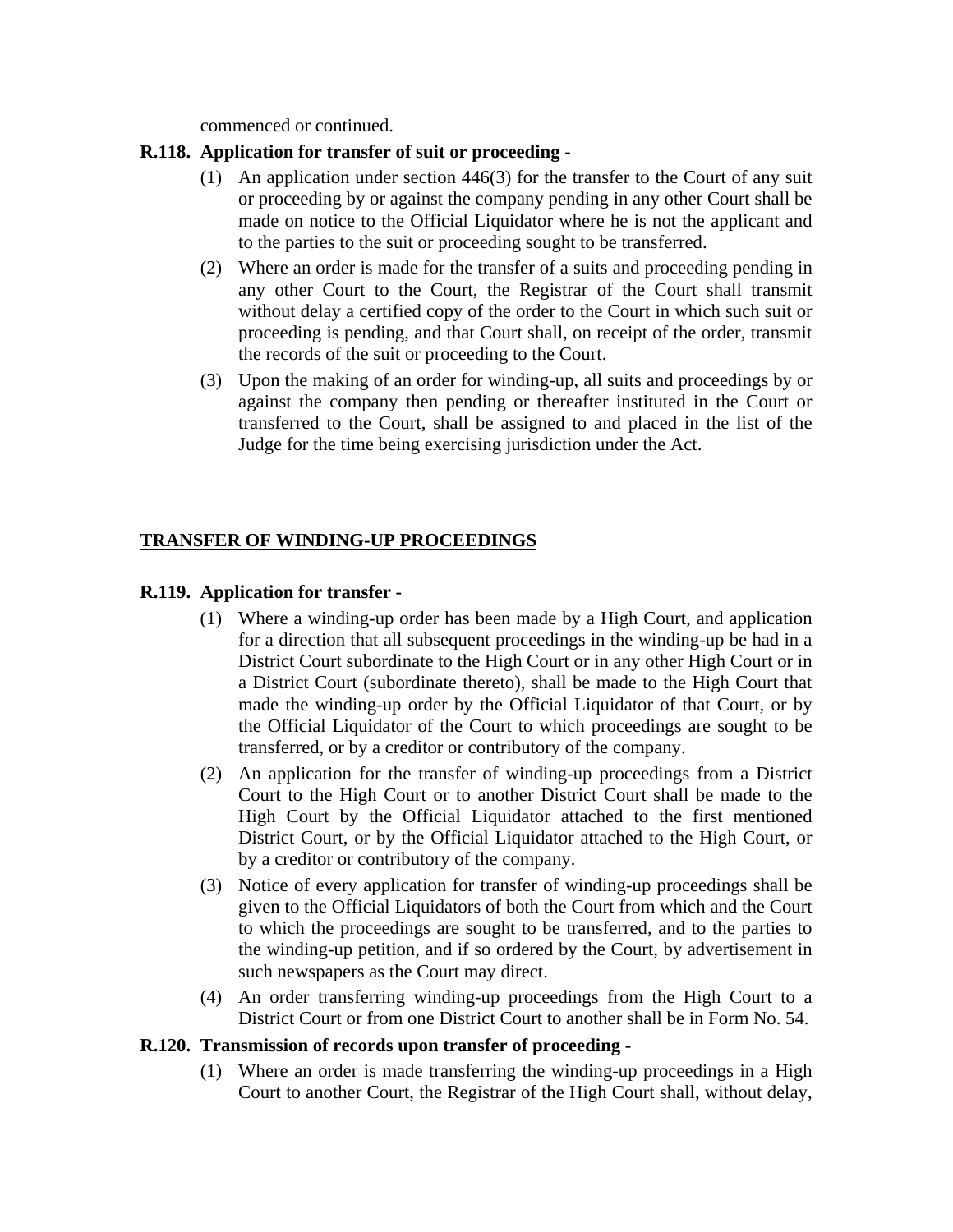commenced or continued.

**R.118. Application for transfer of suit or proceeding -**

(1) An application under section 446(3) for the transfer to the Court of any suit or proceeding by or against the company pending in any other Court shall be made on notice to the Official Liquidator where he is not the applicant and to the parties to the suit or proceeding sought to be transferred.

(2) Where an order is made for the transfer of a suits and proceeding pending in any other Court to the Court, the Registrar of the Court shall transmit without delay a certified copy of the order to the Court in which such suit or proceeding is pending, and that Court shall, on receipt of the order, transmit the records of the suit or proceeding to the Court.

(3) Upon the making of an order for winding-up, all suits and proceedings by or against the company then pending or thereafter instituted in the Court or transferred to the Court, shall be assigned to and placed in the list of the Judge for the time being exercising jurisdiction under the Act.

## TRANSFER OF WINDING-UP PROCEEDINGS

**R.119. Application for transfer -**

(1) Where a winding-up order has been made by a High Court, and application for a direction that all subsequent proceedings in the winding-up be had in a District Court subordinate to the High Court or in any other High Court or in a District Court (subordinate thereto), shall be made to the High Court that made the winding-up order by the Official Liquidator of that Court, or by the Official Liquidator of the Court to which proceedings are sought to be transferred, or by a creditor or contributory of the company.

(2) An application for the transfer of winding-up proceedings from a District Court to the High Court or to another District Court shall be made to the High Court by the Official Liquidator attached to the first mentioned District Court, or by the Official Liquidator attached to the High Court, or by a creditor or contributory of the company.

(3) Notice of every application for transfer of winding-up proceedings shall be given to the Official Liquidators of both the Court from which and the Court to which the proceedings are sought to be transferred, and to the parties to the winding-up petition, and if so ordered by the Court, by advertisement in such newspapers as the Court may direct.

(4) An order transferring winding-up proceedings from the High Court to a District Court or from one District Court to another shall be in Form No. 54.

**R.120. Transmission of records upon transfer of proceeding -**

(1) Where an order is made transferring the winding-up proceedings in a High Court to another Court, the Registrar of the High Court shall, without delay,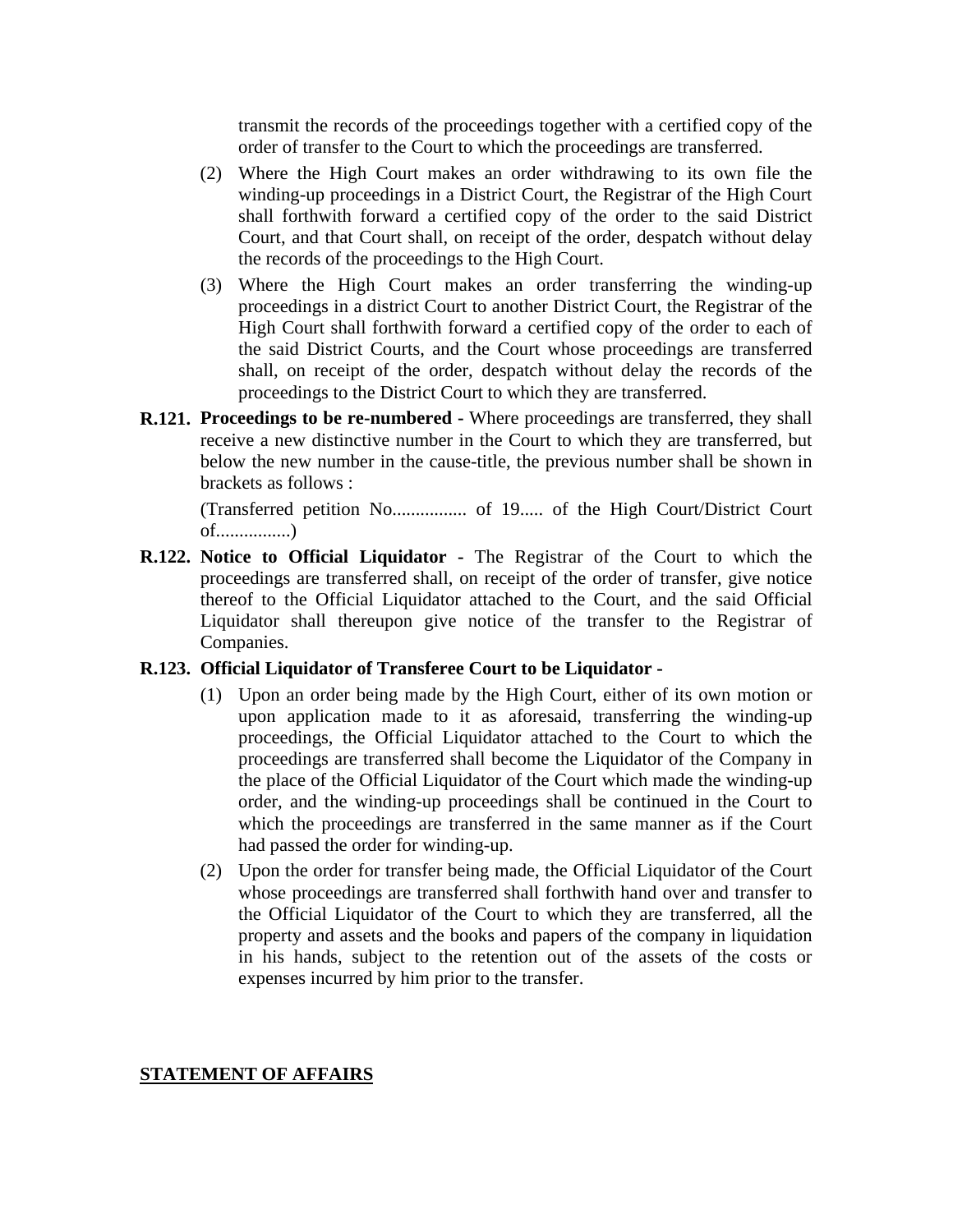transmit the records of the proceedings together with a certified copy of the order of transfer to the Court to which the proceedings are transferred.

(2) Where the High Court makes an order withdrawing to its own file the winding-up proceedings in a District Court, the Registrar of the High Court shall forthwith forward a certified copy of the order to the said District Court, and that Court shall, on receipt of the order, despatch without delay the records of the proceedings to the High Court.

(3) Where the High Court makes an order transferring the winding-up proceedings in a district Court to another District Court, the Registrar of the High Court shall forthwith forward a certified copy of the order to each of the said District Courts, and the Court whose proceedings are transferred shall, on receipt of the order, despatch without delay the records of the proceedings to the District Court to which they are transferred.

**R.121. Proceedings to be re-numbered -** Where proceedings are transferred, they shall receive a new distinctive number in the Court to which they are transferred, but below the new number in the cause-title, the previous number shall be shown in brackets as follows :

(Transferred petition No................ of 19..... of the High Court/District Court of................)

**R.122. Notice to Official Liquidator -** The Registrar of the Court to which the proceedings are transferred shall, on receipt of the order of transfer, give notice thereof to the Official Liquidator attached to the Court, and the said Official Liquidator shall thereupon give notice of the transfer to the Registrar of Companies.

**R.123. Official Liquidator of Transferee Court to be Liquidator -**

(1) Upon an order being made by the High Court, either of its own motion or upon application made to it as aforesaid, transferring the winding-up proceedings, the Official Liquidator attached to the Court to which the proceedings are transferred shall become the Liquidator of the Company in the place of the Official Liquidator of the Court which made the winding-up order, and the winding-up proceedings shall be continued in the Court to which the proceedings are transferred in the same manner as if the Court had passed the order for winding-up.

(2) Upon the order for transfer being made, the Official Liquidator of the Court whose proceedings are transferred shall forthwith hand over and transfer to the Official Liquidator of the Court to which they are transferred, all the property and assets and the books and papers of the company in liquidation in his hands, subject to the retention out of the assets of the costs or expenses incurred by him prior to the transfer.

## STATEMENT OF AFFAIRS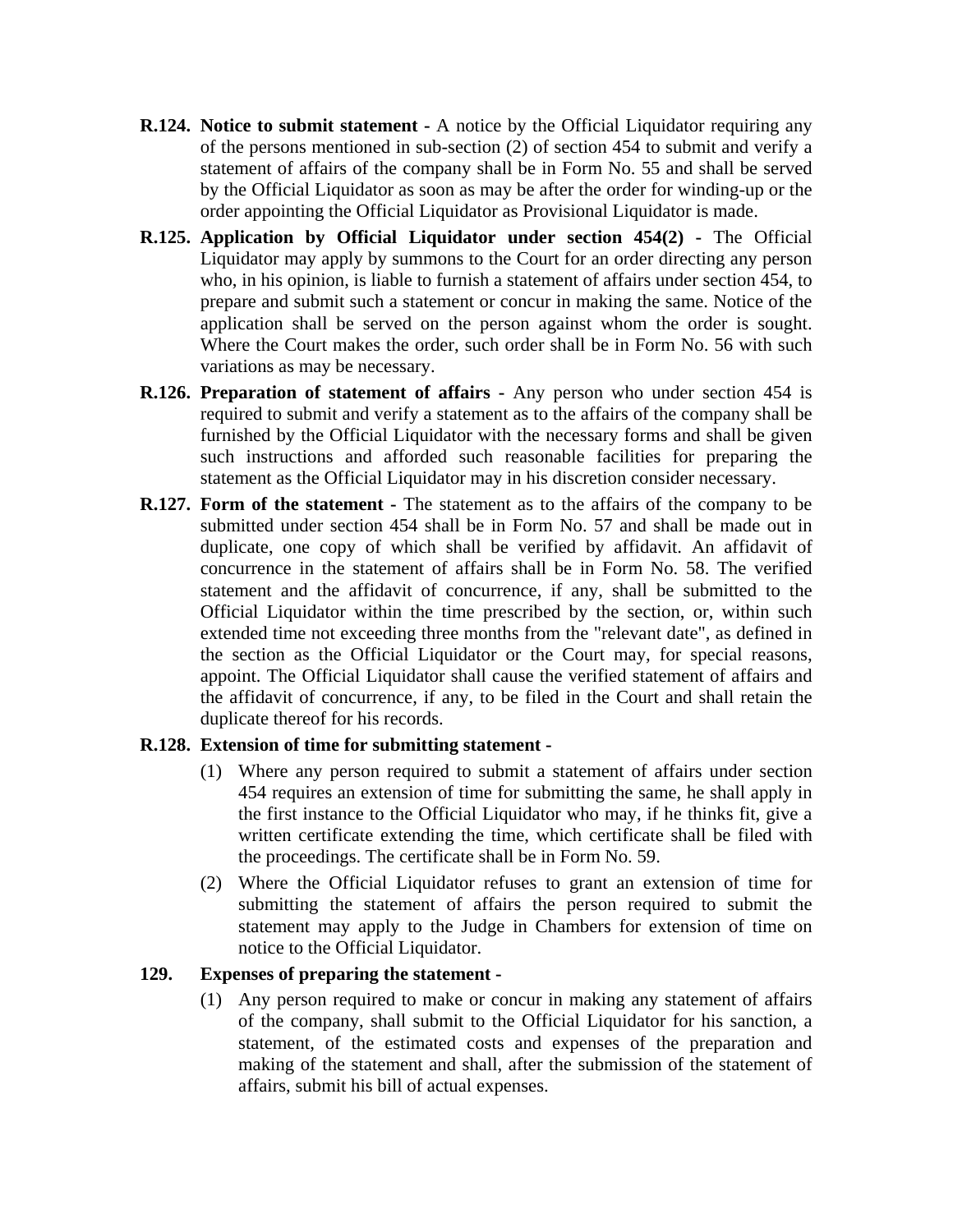**R.124. Notice to submit statement -** A notice by the Official Liquidator requiring any of the persons mentioned in sub-section (2) of section 454 to submit and verify a statement of affairs of the company shall be in Form No. 55 and shall be served by the Official Liquidator as soon as may be after the order for winding-up or the order appointing the Official Liquidator as Provisional Liquidator is made.

**R.125. Application by Official Liquidator under section 454(2) -** The Official Liquidator may apply by summons to the Court for an order directing any person who, in his opinion, is liable to furnish a statement of affairs under section 454, to prepare and submit such a statement or concur in making the same. Notice of the application shall be served on the person against whom the order is sought. Where the Court makes the order, such order shall be in Form No. 56 with such variations as may be necessary.

**R.126. Preparation of statement of affairs -** Any person who under section 454 is required to submit and verify a statement as to the affairs of the company shall be furnished by the Official Liquidator with the necessary forms and shall be given such instructions and afforded such reasonable facilities for preparing the statement as the Official Liquidator may in his discretion consider necessary.

**R.127. Form of the statement -** The statement as to the affairs of the company to be submitted under section 454 shall be in Form No. 57 and shall be made out in duplicate, one copy of which shall be verified by affidavit. An affidavit of concurrence in the statement of affairs shall be in Form No. 58. The verified statement and the affidavit of concurrence, if any, shall be submitted to the Official Liquidator within the time prescribed by the section, or, within such extended time not exceeding three months from the "relevant date", as defined in the section as the Official Liquidator or the Court may, for special reasons, appoint. The Official Liquidator shall cause the verified statement of affairs and the affidavit of concurrence, if any, to be filed in the Court and shall retain the duplicate thereof for his records.

**R.128. Extension of time for submitting statement -**

(1) Where any person required to submit a statement of affairs under section 454 requires an extension of time for submitting the same, he shall apply in the first instance to the Official Liquidator who may, if he thinks fit, give a written certificate extending the time, which certificate shall be filed with the proceedings. The certificate shall be in Form No. 59.

(2) Where the Official Liquidator refuses to grant an extension of time for submitting the statement of affairs the person required to submit the statement may apply to the Judge in Chambers for extension of time on notice to the Official Liquidator.

**129. Expenses of preparing the statement -**

(1) Any person required to make or concur in making any statement of affairs of the company, shall submit to the Official Liquidator for his sanction, a statement, of the estimated costs and expenses of the preparation and making of the statement and shall, after the submission of the statement of affairs, submit his bill of actual expenses.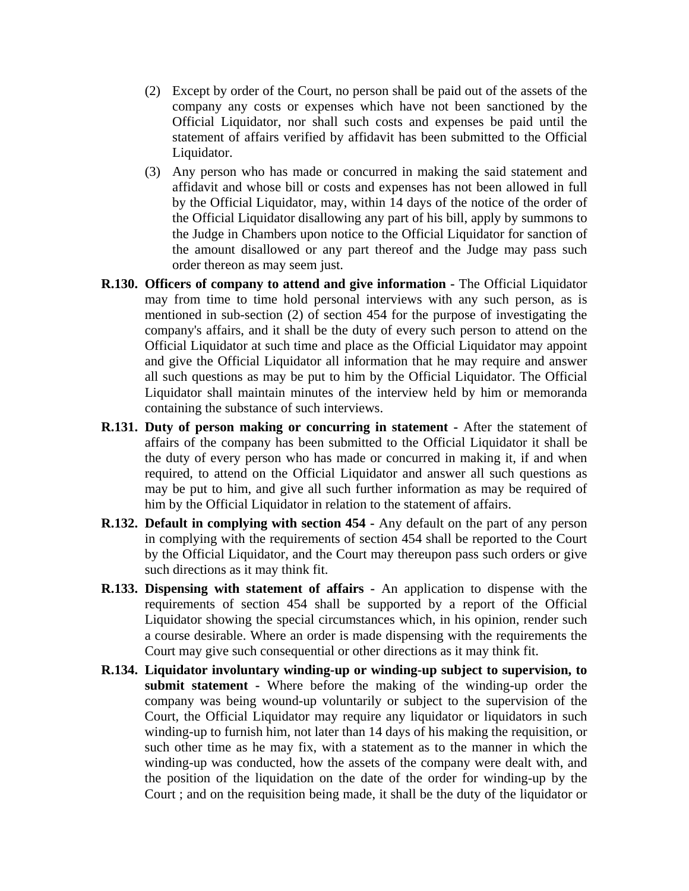(2) Except by order of the Court, no person shall be paid out of the assets of the company any costs or expenses which have not been sanctioned by the Official Liquidator, nor shall such costs and expenses be paid until the statement of affairs verified by affidavit has been submitted to the Official Liquidator.

(3) Any person who has made or concurred in making the said statement and affidavit and whose bill or costs and expenses has not been allowed in full by the Official Liquidator, may, within 14 days of the notice of the order of the Official Liquidator disallowing any part of his bill, apply by summons to the Judge in Chambers upon notice to the Official Liquidator for sanction of the amount disallowed or any part thereof and the Judge may pass such order thereon as may seem just.

**R.130. Officers of company to attend and give information -** The Official Liquidator may from time to time hold personal interviews with any such person, as is mentioned in sub-section (2) of section 454 for the purpose of investigating the company's affairs, and it shall be the duty of every such person to attend on the Official Liquidator at such time and place as the Official Liquidator may appoint and give the Official Liquidator all information that he may require and answer all such questions as may be put to him by the Official Liquidator. The Official Liquidator shall maintain minutes of the interview held by him or memoranda containing the substance of such interviews.

**R.131. Duty of person making or concurring in statement -** After the statement of affairs of the company has been submitted to the Official Liquidator it shall be the duty of every person who has made or concurred in making it, if and when required, to attend on the Official Liquidator and answer all such questions as may be put to him, and give all such further information as may be required of him by the Official Liquidator in relation to the statement of affairs.

**R.132. Default in complying with section 454 -** Any default on the part of any person in complying with the requirements of section 454 shall be reported to the Court by the Official Liquidator, and the Court may thereupon pass such orders or give such directions as it may think fit.

**R.133. Dispensing with statement of affairs -** An application to dispense with the requirements of section 454 shall be supported by a report of the Official Liquidator showing the special circumstances which, in his opinion, render such a course desirable. Where an order is made dispensing with the requirements the Court may give such consequential or other directions as it may think fit.

**R.134. Liquidator involuntary winding-up or winding-up subject to supervision, to submit statement -** Where before the making of the winding-up order the company was being wound-up voluntarily or subject to the supervision of the Court, the Official Liquidator may require any liquidator or liquidators in such winding-up to furnish him, not later than 14 days of his making the requisition, or such other time as he may fix, with a statement as to the manner in which the winding-up was conducted, how the assets of the company were dealt with, and the position of the liquidation on the date of the order for winding-up by the Court ; and on the requisition being made, it shall be the duty of the liquidator or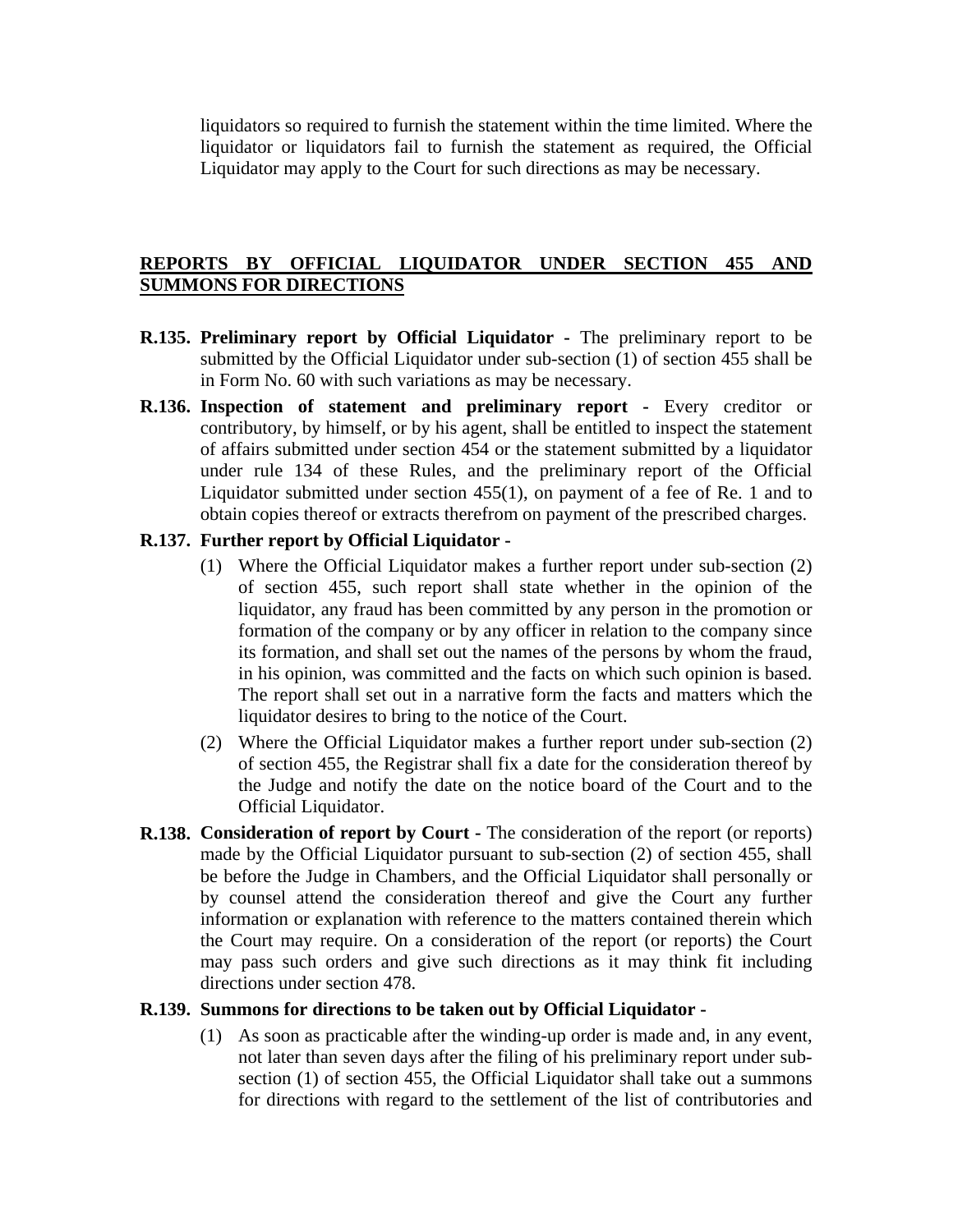liquidators so required to furnish the statement within the time limited. Where the liquidator or liquidators fail to furnish the statement as required, the Official Liquidator may apply to the Court for such directions as may be necessary.

## REPORTS BY OFFICIAL LIQUIDATOR UNDER SECTION 455 AND SUMMONS FOR DIRECTIONS

**R.135. Preliminary report by Official Liquidator -** The preliminary report to be submitted by the Official Liquidator under sub-section (1) of section 455 shall be in Form No. 60 with such variations as may be necessary.

**R.136. Inspection of statement and preliminary report -** Every creditor or contributory, by himself, or by his agent, shall be entitled to inspect the statement of affairs submitted under section 454 or the statement submitted by a liquidator under rule 134 of these Rules, and the preliminary report of the Official Liquidator submitted under section 455(1), on payment of a fee of Re. 1 and to obtain copies thereof or extracts therefrom on payment of the prescribed charges.

**R.137. Further report by Official Liquidator -**

(1) Where the Official Liquidator makes a further report under sub-section (2) of section 455, such report shall state whether in the opinion of the liquidator, any fraud has been committed by any person in the promotion or formation of the company or by any officer in relation to the company since its formation, and shall set out the names of the persons by whom the fraud, in his opinion, was committed and the facts on which such opinion is based. The report shall set out in a narrative form the facts and matters which the liquidator desires to bring to the notice of the Court.

(2) Where the Official Liquidator makes a further report under sub-section (2) of section 455, the Registrar shall fix a date for the consideration thereof by the Judge and notify the date on the notice board of the Court and to the Official Liquidator.

**R.138. Consideration of report by Court -** The consideration of the report (or reports) made by the Official Liquidator pursuant to sub-section (2) of section 455, shall be before the Judge in Chambers, and the Official Liquidator shall personally or by counsel attend the consideration thereof and give the Court any further information or explanation with reference to the matters contained therein which the Court may require. On a consideration of the report (or reports) the Court may pass such orders and give such directions as it may think fit including directions under section 478.

**R.139. Summons for directions to be taken out by Official Liquidator -**

(1) As soon as practicable after the winding-up order is made and, in any event, not later than seven days after the filing of his preliminary report under sub-section (1) of section 455, the Official Liquidator shall take out a summons for directions with regard to the settlement of the list of contributories and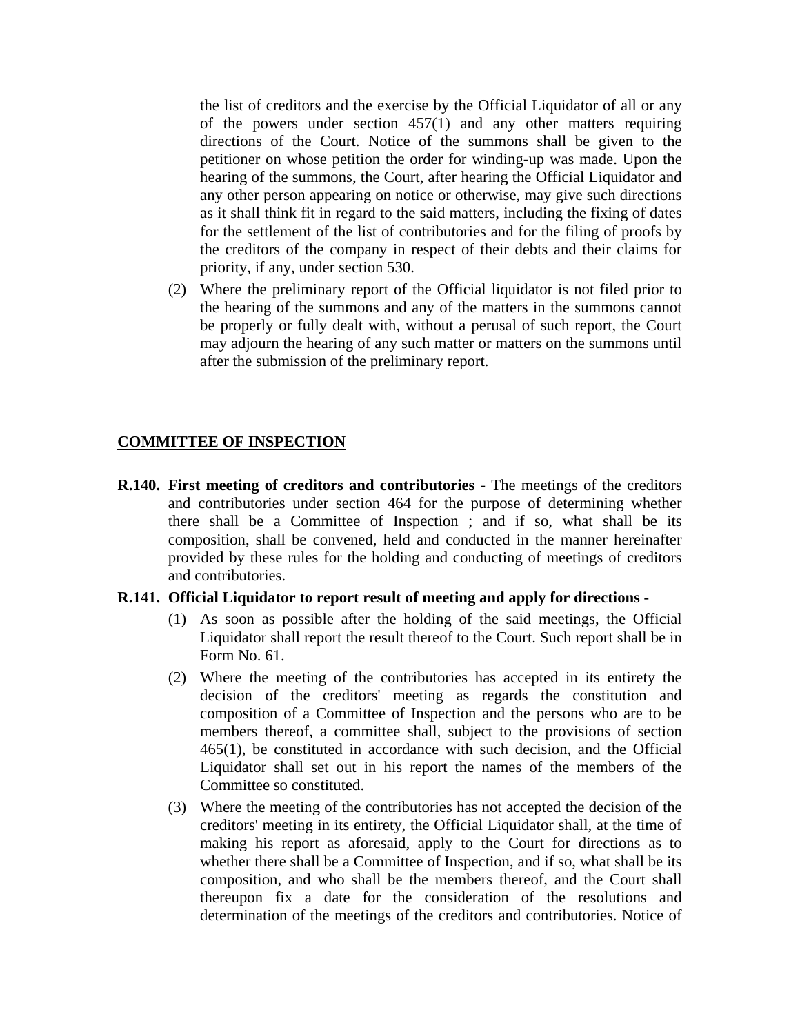the list of creditors and the exercise by the Official Liquidator of all or any of the powers under section 457(1) and any other matters requiring directions of the Court. Notice of the summons shall be given to the petitioner on whose petition the order for winding-up was made. Upon the hearing of the summons, the Court, after hearing the Official Liquidator and any other person appearing on notice or otherwise, may give such directions as it shall think fit in regard to the said matters, including the fixing of dates for the settlement of the list of contributories and for the filing of proofs by the creditors of the company in respect of their debts and their claims for priority, if any, under section 530.

(2) Where the preliminary report of the Official liquidator is not filed prior to the hearing of the summons and any of the matters in the summons cannot be properly or fully dealt with, without a perusal of such report, the Court may adjourn the hearing of any such matter or matters on the summons until after the submission of the preliminary report.

## COMMITTEE OF INSPECTION

**R.140. First meeting of creditors and contributories -** The meetings of the creditors and contributories under section 464 for the purpose of determining whether there shall be a Committee of Inspection ; and if so, what shall be its composition, shall be convened, held and conducted in the manner hereinafter provided by these rules for the holding and conducting of meetings of creditors and contributories.

**R.141. Official Liquidator to report result of meeting and apply for directions -**

(1) As soon as possible after the holding of the said meetings, the Official Liquidator shall report the result thereof to the Court. Such report shall be in Form No. 61.

(2) Where the meeting of the contributories has accepted in its entirety the decision of the creditors' meeting as regards the constitution and composition of a Committee of Inspection and the persons who are to be members thereof, a committee shall, subject to the provisions of section 465(1), be constituted in accordance with such decision, and the Official Liquidator shall set out in his report the names of the members of the Committee so constituted.

(3) Where the meeting of the contributories has not accepted the decision of the creditors' meeting in its entirety, the Official Liquidator shall, at the time of making his report as aforesaid, apply to the Court for directions as to whether there shall be a Committee of Inspection, and if so, what shall be its composition, and who shall be the members thereof, and the Court shall thereupon fix a date for the consideration of the resolutions and determination of the meetings of the creditors and contributories. Notice of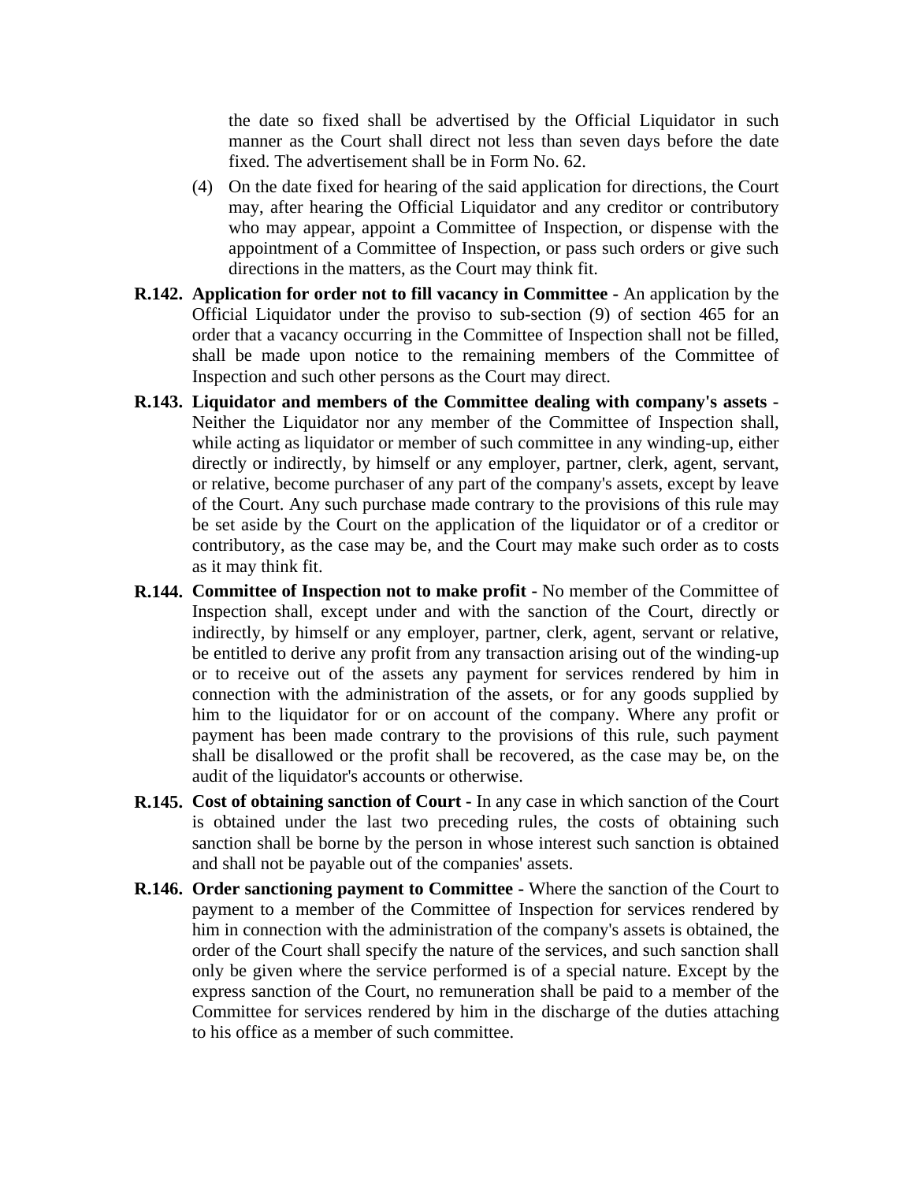the date so fixed shall be advertised by the Official Liquidator in such manner as the Court shall direct not less than seven days before the date fixed. The advertisement shall be in Form No. 62.

(4) On the date fixed for hearing of the said application for directions, the Court may, after hearing the Official Liquidator and any creditor or contributory who may appear, appoint a Committee of Inspection, or dispense with the appointment of a Committee of Inspection, or pass such orders or give such directions in the matters, as the Court may think fit.

**R.142. Application for order not to fill vacancy in Committee -** An application by the Official Liquidator under the proviso to sub-section (9) of section 465 for an order that a vacancy occurring in the Committee of Inspection shall not be filled, shall be made upon notice to the remaining members of the Committee of Inspection and such other persons as the Court may direct.

**R.143. Liquidator and members of the Committee dealing with company's assets -** Neither the Liquidator nor any member of the Committee of Inspection shall, while acting as liquidator or member of such committee in any winding-up, either directly or indirectly, by himself or any employer, partner, clerk, agent, servant, or relative, become purchaser of any part of the company's assets, except by leave of the Court. Any such purchase made contrary to the provisions of this rule may be set aside by the Court on the application of the liquidator or of a creditor or contributory, as the case may be, and the Court may make such order as to costs as it may think fit.

**R.144. Committee of Inspection not to make profit -** No member of the Committee of Inspection shall, except under and with the sanction of the Court, directly or indirectly, by himself or any employer, partner, clerk, agent, servant or relative, be entitled to derive any profit from any transaction arising out of the winding-up or to receive out of the assets any payment for services rendered by him in connection with the administration of the assets, or for any goods supplied by him to the liquidator for or on account of the company. Where any profit or payment has been made contrary to the provisions of this rule, such payment shall be disallowed or the profit shall be recovered, as the case may be, on the audit of the liquidator's accounts or otherwise.

**R.145. Cost of obtaining sanction of Court -** In any case in which sanction of the Court is obtained under the last two preceding rules, the costs of obtaining such sanction shall be borne by the person in whose interest such sanction is obtained and shall not be payable out of the companies' assets.

**R.146. Order sanctioning payment to Committee -** Where the sanction of the Court to payment to a member of the Committee of Inspection for services rendered by him in connection with the administration of the company's assets is obtained, the order of the Court shall specify the nature of the services, and such sanction shall only be given where the service performed is of a special nature. Except by the express sanction of the Court, no remuneration shall be paid to a member of the Committee for services rendered by him in the discharge of the duties attaching to his office as a member of such committee.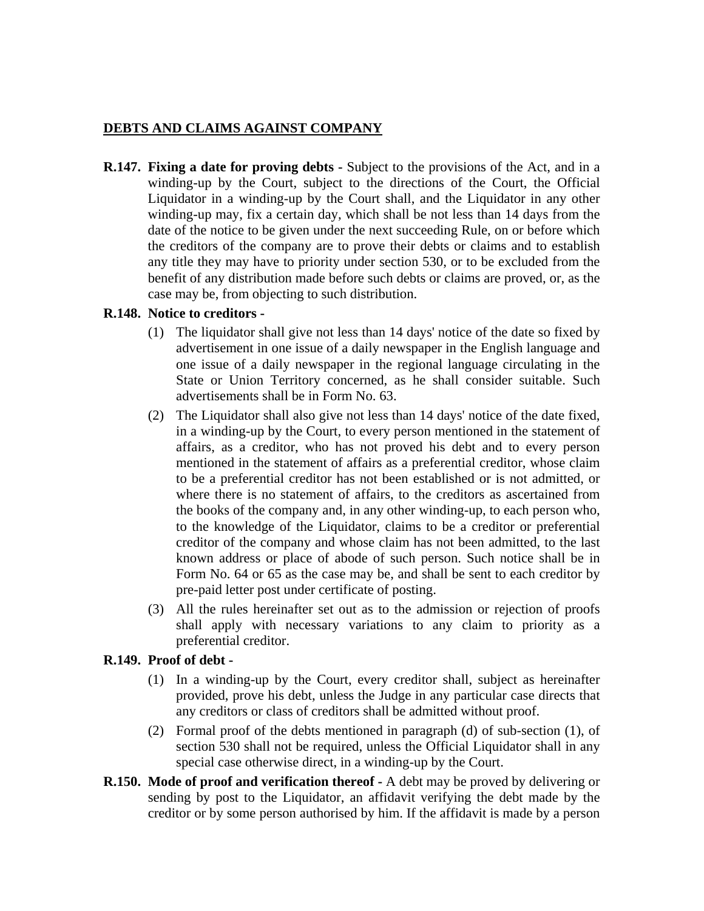## DEBTS AND CLAIMS AGAINST COMPANY

**R.147. Fixing a date for proving debts -** Subject to the provisions of the Act, and in a winding-up by the Court, subject to the directions of the Court, the Official Liquidator in a winding-up by the Court shall, and the Liquidator in any other winding-up may, fix a certain day, which shall be not less than 14 days from the date of the notice to be given under the next succeeding Rule, on or before which the creditors of the company are to prove their debts or claims and to establish any title they may have to priority under section 530, or to be excluded from the benefit of any distribution made before such debts or claims are proved, or, as the case may be, from objecting to such distribution.

**R.148. Notice to creditors -**

(1) The liquidator shall give not less than 14 days' notice of the date so fixed by advertisement in one issue of a daily newspaper in the English language and one issue of a daily newspaper in the regional language circulating in the State or Union Territory concerned, as he shall consider suitable. Such advertisements shall be in Form No. 63.

(2) The Liquidator shall also give not less than 14 days' notice of the date fixed, in a winding-up by the Court, to every person mentioned in the statement of affairs, as a creditor, who has not proved his debt and to every person mentioned in the statement of affairs as a preferential creditor, whose claim to be a preferential creditor has not been established or is not admitted, or where there is no statement of affairs, to the creditors as ascertained from the books of the company and, in any other winding-up, to each person who, to the knowledge of the Liquidator, claims to be a creditor or preferential creditor of the company and whose claim has not been admitted, to the last known address or place of abode of such person. Such notice shall be in Form No. 64 or 65 as the case may be, and shall be sent to each creditor by pre-paid letter post under certificate of posting.

(3) All the rules hereinafter set out as to the admission or rejection of proofs shall apply with necessary variations to any claim to priority as a preferential creditor.

**R.149. Proof of debt -**

(1) In a winding-up by the Court, every creditor shall, subject as hereinafter provided, prove his debt, unless the Judge in any particular case directs that any creditors or class of creditors shall be admitted without proof.

(2) Formal proof of the debts mentioned in paragraph (d) of sub-section (1), of section 530 shall not be required, unless the Official Liquidator shall in any special case otherwise direct, in a winding-up by the Court.

**R.150. Mode of proof and verification thereof -** A debt may be proved by delivering or sending by post to the Liquidator, an affidavit verifying the debt made by the creditor or by some person authorised by him. If the affidavit is made by a person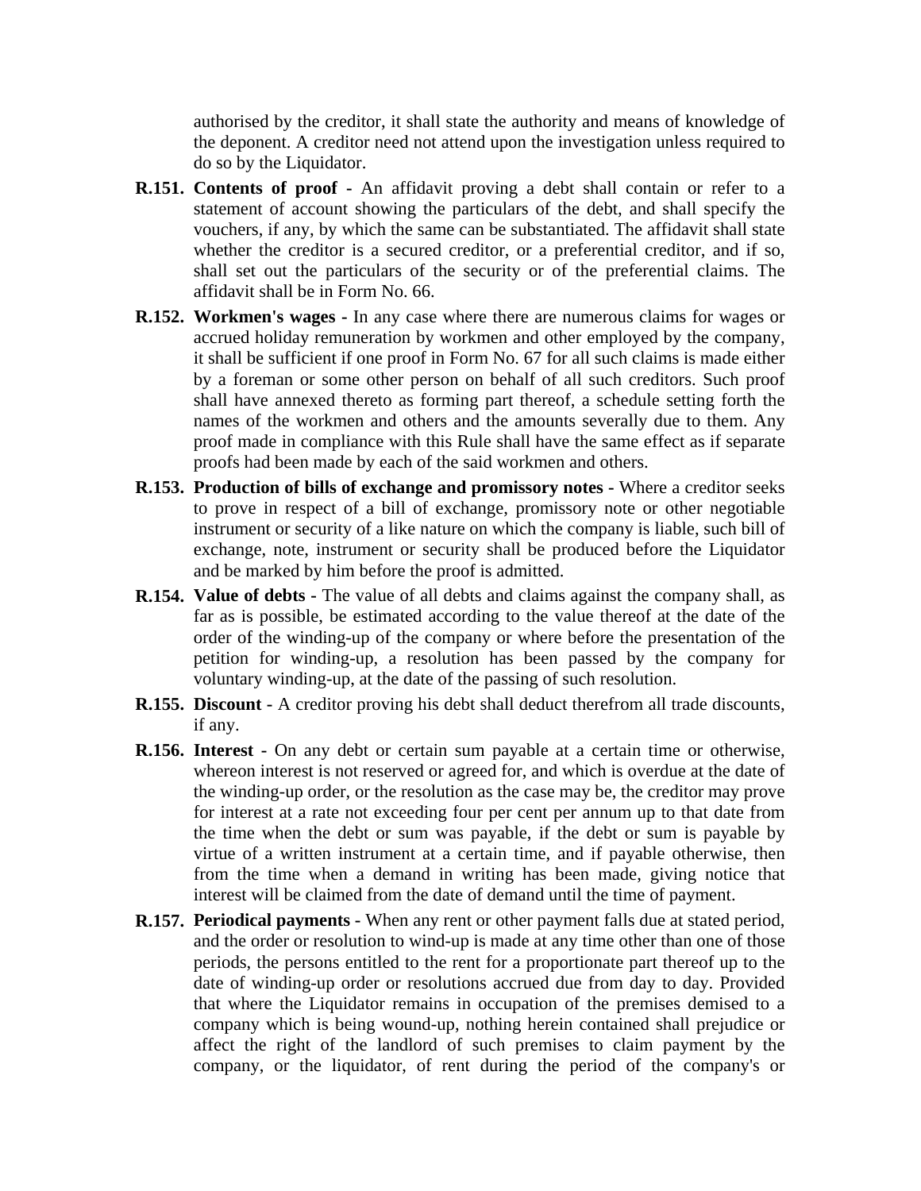authorised by the creditor, it shall state the authority and means of knowledge of the deponent. A creditor need not attend upon the investigation unless required to do so by the Liquidator.

**R.151. Contents of proof -** An affidavit proving a debt shall contain or refer to a statement of account showing the particulars of the debt, and shall specify the vouchers, if any, by which the same can be substantiated. The affidavit shall state whether the creditor is a secured creditor, or a preferential creditor, and if so, shall set out the particulars of the security or of the preferential claims. The affidavit shall be in Form No. 66.

**R.152. Workmen's wages -** In any case where there are numerous claims for wages or accrued holiday remuneration by workmen and other employed by the company, it shall be sufficient if one proof in Form No. 67 for all such claims is made either by a foreman or some other person on behalf of all such creditors. Such proof shall have annexed thereto as forming part thereof, a schedule setting forth the names of the workmen and others and the amounts severally due to them. Any proof made in compliance with this Rule shall have the same effect as if separate proofs had been made by each of the said workmen and others.

**R.153. Production of bills of exchange and promissory notes -** Where a creditor seeks to prove in respect of a bill of exchange, promissory note or other negotiable instrument or security of a like nature on which the company is liable, such bill of exchange, note, instrument or security shall be produced before the Liquidator and be marked by him before the proof is admitted.

**R.154. Value of debts -** The value of all debts and claims against the company shall, as far as is possible, be estimated according to the value thereof at the date of the order of the winding-up of the company or where before the presentation of the petition for winding-up, a resolution has been passed by the company for voluntary winding-up, at the date of the passing of such resolution.

**R.155. Discount -** A creditor proving his debt shall deduct therefrom all trade discounts, if any.

**R.156. Interest -** On any debt or certain sum payable at a certain time or otherwise, whereon interest is not reserved or agreed for, and which is overdue at the date of the winding-up order, or the resolution as the case may be, the creditor may prove for interest at a rate not exceeding four per cent per annum up to that date from the time when the debt or sum was payable, if the debt or sum is payable by virtue of a written instrument at a certain time, and if payable otherwise, then from the time when a demand in writing has been made, giving notice that interest will be claimed from the date of demand until the time of payment.

**R.157. Periodical payments -** When any rent or other payment falls due at stated period, and the order or resolution to wind-up is made at any time other than one of those periods, the persons entitled to the rent for a proportionate part thereof up to the date of winding-up order or resolutions accrued due from day to day. Provided that where the Liquidator remains in occupation of the premises demised to a company which is being wound-up, nothing herein contained shall prejudice or affect the right of the landlord of such premises to claim payment by the company, or the liquidator, of rent during the period of the company's or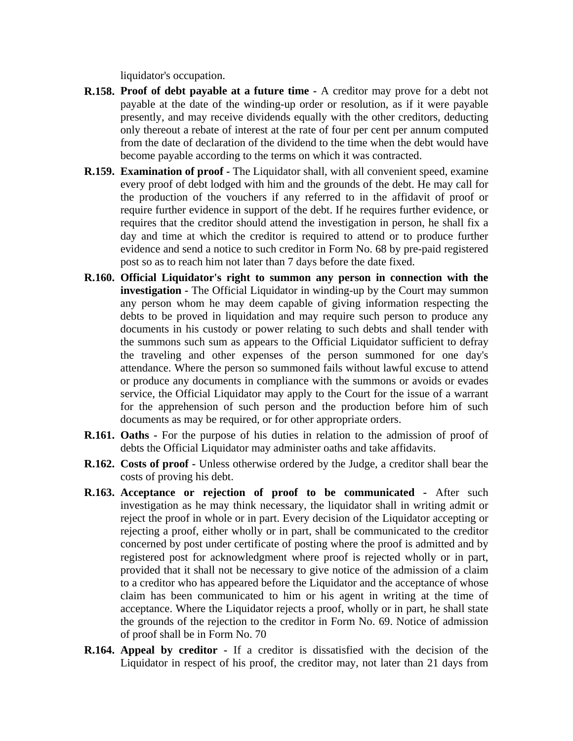liquidator's occupation.

**R.158. Proof of debt payable at a future time -** A creditor may prove for a debt not payable at the date of the winding-up order or resolution, as if it were payable presently, and may receive dividends equally with the other creditors, deducting only thereout a rebate of interest at the rate of four per cent per annum computed from the date of declaration of the dividend to the time when the debt would have become payable according to the terms on which it was contracted.

**R.159. Examination of proof -** The Liquidator shall, with all convenient speed, examine every proof of debt lodged with him and the grounds of the debt. He may call for the production of the vouchers if any referred to in the affidavit of proof or require further evidence in support of the debt. If he requires further evidence, or requires that the creditor should attend the investigation in person, he shall fix a day and time at which the creditor is required to attend or to produce further evidence and send a notice to such creditor in Form No. 68 by pre-paid registered post so as to reach him not later than 7 days before the date fixed.

**R.160. Official Liquidator's right to summon any person in connection with the investigation -** The Official Liquidator in winding-up by the Court may summon any person whom he may deem capable of giving information respecting the debts to be proved in liquidation and may require such person to produce any documents in his custody or power relating to such debts and shall tender with the summons such sum as appears to the Official Liquidator sufficient to defray the traveling and other expenses of the person summoned for one day's attendance. Where the person so summoned fails without lawful excuse to attend or produce any documents in compliance with the summons or avoids or evades service, the Official Liquidator may apply to the Court for the issue of a warrant for the apprehension of such person and the production before him of such documents as may be required, or for other appropriate orders.

**R.161. Oaths -** For the purpose of his duties in relation to the admission of proof of debts the Official Liquidator may administer oaths and take affidavits.

**R.162. Costs of proof -** Unless otherwise ordered by the Judge, a creditor shall bear the costs of proving his debt.

**R.163. Acceptance or rejection of proof to be communicated -** After such investigation as he may think necessary, the liquidator shall in writing admit or reject the proof in whole or in part. Every decision of the Liquidator accepting or rejecting a proof, either wholly or in part, shall be communicated to the creditor concerned by post under certificate of posting where the proof is admitted and by registered post for acknowledgment where proof is rejected wholly or in part, provided that it shall not be necessary to give notice of the admission of a claim to a creditor who has appeared before the Liquidator and the acceptance of whose claim has been communicated to him or his agent in writing at the time of acceptance. Where the Liquidator rejects a proof, wholly or in part, he shall state the grounds of the rejection to the creditor in Form No. 69. Notice of admission of proof shall be in Form No. 70

**R.164. Appeal by creditor -** If a creditor is dissatisfied with the decision of the Liquidator in respect of his proof, the creditor may, not later than 21 days from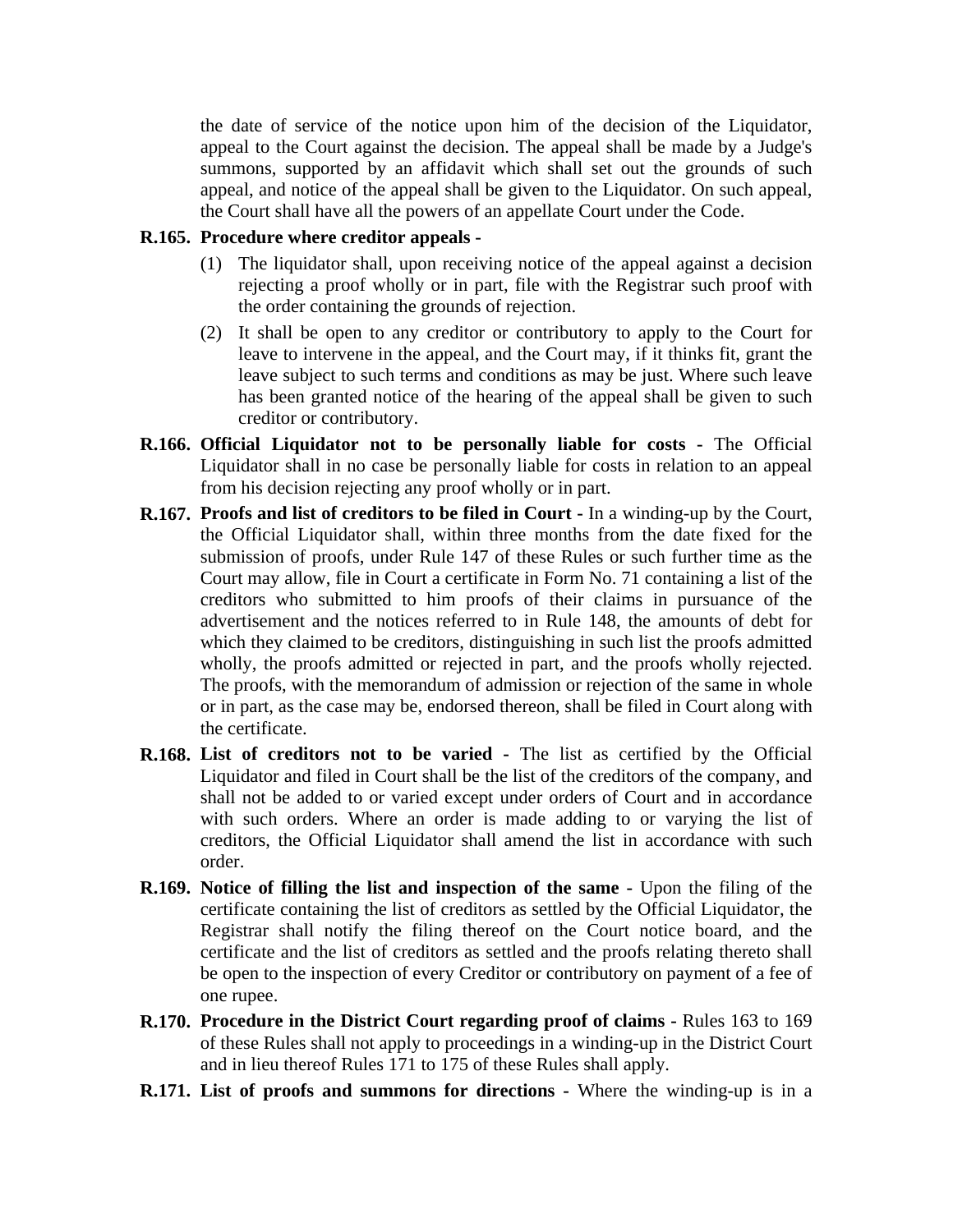the date of service of the notice upon him of the decision of the Liquidator, appeal to the Court against the decision. The appeal shall be made by a Judge's summons, supported by an affidavit which shall set out the grounds of such appeal, and notice of the appeal shall be given to the Liquidator. On such appeal, the Court shall have all the powers of an appellate Court under the Code.

**R.165. Procedure where creditor appeals -**

(1) The liquidator shall, upon receiving notice of the appeal against a decision rejecting a proof wholly or in part, file with the Registrar such proof with the order containing the grounds of rejection.

(2) It shall be open to any creditor or contributory to apply to the Court for leave to intervene in the appeal, and the Court may, if it thinks fit, grant the leave subject to such terms and conditions as may be just. Where such leave has been granted notice of the hearing of the appeal shall be given to such creditor or contributory.

**R.166. Official Liquidator not to be personally liable for costs -** The Official Liquidator shall in no case be personally liable for costs in relation to an appeal from his decision rejecting any proof wholly or in part.

**R.167. Proofs and list of creditors to be filed in Court -** In a winding-up by the Court, the Official Liquidator shall, within three months from the date fixed for the submission of proofs, under Rule 147 of these Rules or such further time as the Court may allow, file in Court a certificate in Form No. 71 containing a list of the creditors who submitted to him proofs of their claims in pursuance of the advertisement and the notices referred to in Rule 148, the amounts of debt for which they claimed to be creditors, distinguishing in such list the proofs admitted wholly, the proofs admitted or rejected in part, and the proofs wholly rejected. The proofs, with the memorandum of admission or rejection of the same in whole or in part, as the case may be, endorsed thereon, shall be filed in Court along with the certificate.

**R.168. List of creditors not to be varied -** The list as certified by the Official Liquidator and filed in Court shall be the list of the creditors of the company, and shall not be added to or varied except under orders of Court and in accordance with such orders. Where an order is made adding to or varying the list of creditors, the Official Liquidator shall amend the list in accordance with such order.

**R.169. Notice of filling the list and inspection of the same -** Upon the filing of the certificate containing the list of creditors as settled by the Official Liquidator, the Registrar shall notify the filing thereof on the Court notice board, and the certificate and the list of creditors as settled and the proofs relating thereto shall be open to the inspection of every Creditor or contributory on payment of a fee of one rupee.

**R.170. Procedure in the District Court regarding proof of claims -** Rules 163 to 169 of these Rules shall not apply to proceedings in a winding-up in the District Court and in lieu thereof Rules 171 to 175 of these Rules shall apply.

**R.171. List of proofs and summons for directions -** Where the winding-up is in a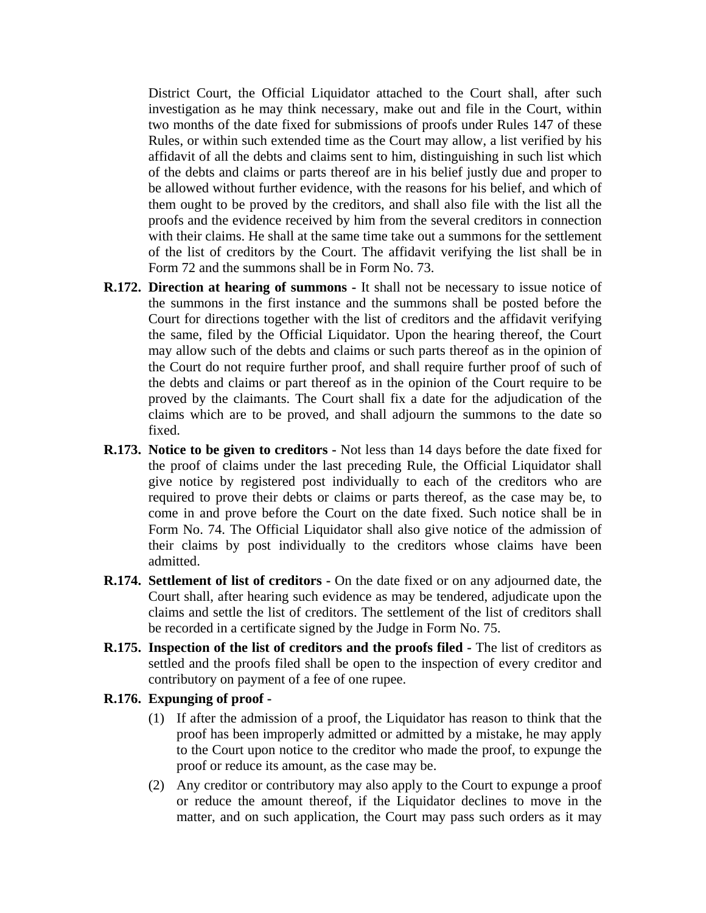District Court, the Official Liquidator attached to the Court shall, after such investigation as he may think necessary, make out and file in the Court, within two months of the date fixed for submissions of proofs under Rules 147 of these Rules, or within such extended time as the Court may allow, a list verified by his affidavit of all the debts and claims sent to him, distinguishing in such list which of the debts and claims or parts thereof are in his belief justly due and proper to be allowed without further evidence, with the reasons for his belief, and which of them ought to be proved by the creditors, and shall also file with the list all the proofs and the evidence received by him from the several creditors in connection with their claims. He shall at the same time take out a summons for the settlement of the list of creditors by the Court. The affidavit verifying the list shall be in Form 72 and the summons shall be in Form No. 73.

**R.172. Direction at hearing of summons -** It shall not be necessary to issue notice of the summons in the first instance and the summons shall be posted before the Court for directions together with the list of creditors and the affidavit verifying the same, filed by the Official Liquidator. Upon the hearing thereof, the Court may allow such of the debts and claims or such parts thereof as in the opinion of the Court do not require further proof, and shall require further proof of such of the debts and claims or part thereof as in the opinion of the Court require to be proved by the claimants. The Court shall fix a date for the adjudication of the claims which are to be proved, and shall adjourn the summons to the date so fixed.

**R.173. Notice to be given to creditors -** Not less than 14 days before the date fixed for the proof of claims under the last preceding Rule, the Official Liquidator shall give notice by registered post individually to each of the creditors who are required to prove their debts or claims or parts thereof, as the case may be, to come in and prove before the Court on the date fixed. Such notice shall be in Form No. 74. The Official Liquidator shall also give notice of the admission of their claims by post individually to the creditors whose claims have been admitted.

**R.174. Settlement of list of creditors -** On the date fixed or on any adjourned date, the Court shall, after hearing such evidence as may be tendered, adjudicate upon the claims and settle the list of creditors. The settlement of the list of creditors shall be recorded in a certificate signed by the Judge in Form No. 75.

**R.175. Inspection of the list of creditors and the proofs filed -** The list of creditors as settled and the proofs filed shall be open to the inspection of every creditor and contributory on payment of a fee of one rupee.

**R.176. Expunging of proof -**

(1) If after the admission of a proof, the Liquidator has reason to think that the proof has been improperly admitted or admitted by a mistake, he may apply to the Court upon notice to the creditor who made the proof, to expunge the proof or reduce its amount, as the case may be.

(2) Any creditor or contributory may also apply to the Court to expunge a proof or reduce the amount thereof, if the Liquidator declines to move in the matter, and on such application, the Court may pass such orders as it may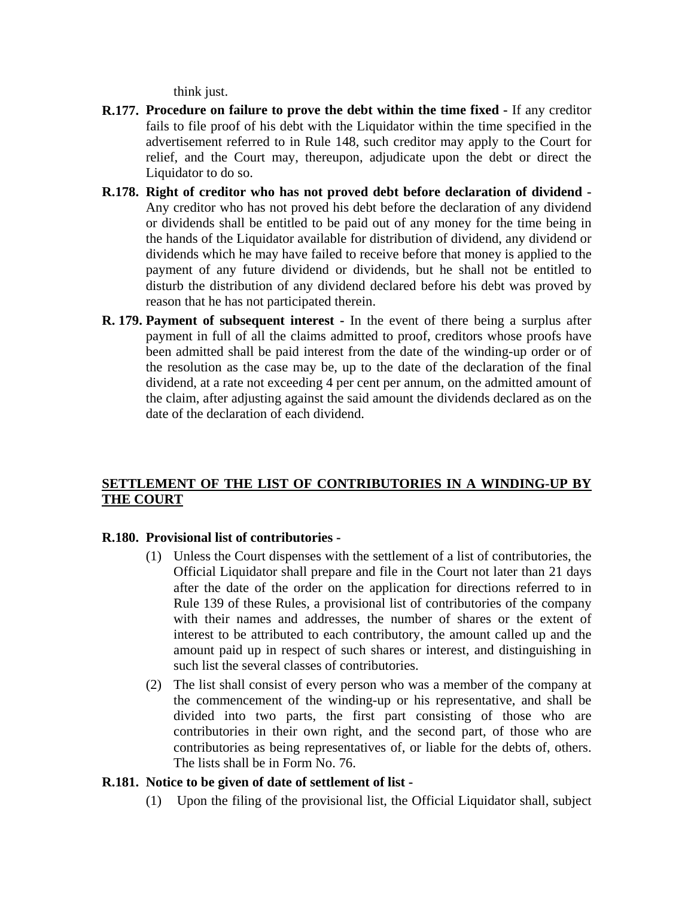think just.

**R.177. Procedure on failure to prove the debt within the time fixed -** If any creditor fails to file proof of his debt with the Liquidator within the time specified in the advertisement referred to in Rule 148, such creditor may apply to the Court for relief, and the Court may, thereupon, adjudicate upon the debt or direct the Liquidator to do so.

**R.178. Right of creditor who has not proved debt before declaration of dividend -** Any creditor who has not proved his debt before the declaration of any dividend or dividends shall be entitled to be paid out of any money for the time being in the hands of the Liquidator available for distribution of dividend, any dividend or dividends which he may have failed to receive before that money is applied to the payment of any future dividend or dividends, but he shall not be entitled to disturb the distribution of any dividend declared before his debt was proved by reason that he has not participated therein.

**R. 179. Payment of subsequent interest -** In the event of there being a surplus after payment in full of all the claims admitted to proof, creditors whose proofs have been admitted shall be paid interest from the date of the winding-up order or of the resolution as the case may be, up to the date of the declaration of the final dividend, at a rate not exceeding 4 per cent per annum, on the admitted amount of the claim, after adjusting against the said amount the dividends declared as on the date of the declaration of each dividend.

## SETTLEMENT OF THE LIST OF CONTRIBUTORIES IN A WINDING-UP BY THE COURT

**R.180. Provisional list of contributories -**

(1) Unless the Court dispenses with the settlement of a list of contributories, the Official Liquidator shall prepare and file in the Court not later than 21 days after the date of the order on the application for directions referred to in Rule 139 of these Rules, a provisional list of contributories of the company with their names and addresses, the number of shares or the extent of interest to be attributed to each contributory, the amount called up and the amount paid up in respect of such shares or interest, and distinguishing in such list the several classes of contributories.

(2) The list shall consist of every person who was a member of the company at the commencement of the winding-up or his representative, and shall be divided into two parts, the first part consisting of those who are contributories in their own right, and the second part, of those who are contributories as being representatives of, or liable for the debts of, others. The lists shall be in Form No. 76.

**R.181. Notice to be given of date of settlement of list -**

(1) Upon the filing of the provisional list, the Official Liquidator shall, subject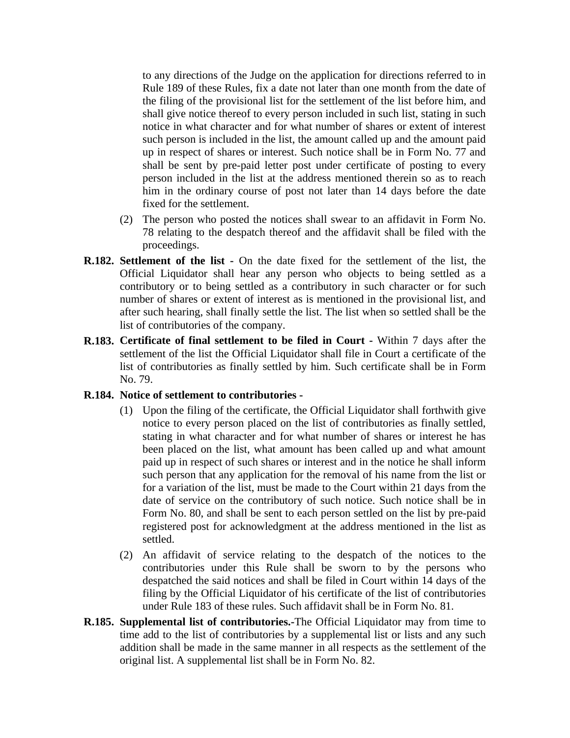to any directions of the Judge on the application for directions referred to in Rule 189 of these Rules, fix a date not later than one month from the date of the filing of the provisional list for the settlement of the list before him, and shall give notice thereof to every person included in such list, stating in such notice in what character and for what number of shares or extent of interest such person is included in the list, the amount called up and the amount paid up in respect of shares or interest. Such notice shall be in Form No. 77 and shall be sent by pre-paid letter post under certificate of posting to every person included in the list at the address mentioned therein so as to reach him in the ordinary course of post not later than 14 days before the date fixed for the settlement.

(2) The person who posted the notices shall swear to an affidavit in Form No. 78 relating to the despatch thereof and the affidavit shall be filed with the proceedings.

**R.182. Settlement of the list -** On the date fixed for the settlement of the list, the Official Liquidator shall hear any person who objects to being settled as a contributory or to being settled as a contributory in such character or for such number of shares or extent of interest as is mentioned in the provisional list, and after such hearing, shall finally settle the list. The list when so settled shall be the list of contributories of the company.

**R.183. Certificate of final settlement to be filed in Court -** Within 7 days after the settlement of the list the Official Liquidator shall file in Court a certificate of the list of contributories as finally settled by him. Such certificate shall be in Form No. 79.

**R.184. Notice of settlement to contributories -**

(1) Upon the filing of the certificate, the Official Liquidator shall forthwith give notice to every person placed on the list of contributories as finally settled, stating in what character and for what number of shares or interest he has been placed on the list, what amount has been called up and what amount paid up in respect of such shares or interest and in the notice he shall inform such person that any application for the removal of his name from the list or for a variation of the list, must be made to the Court within 21 days from the date of service on the contributory of such notice. Such notice shall be in Form No. 80, and shall be sent to each person settled on the list by pre-paid registered post for acknowledgment at the address mentioned in the list as settled.

(2) An affidavit of service relating to the despatch of the notices to the contributories under this Rule shall be sworn to by the persons who despatched the said notices and shall be filed in Court within 14 days of the filing by the Official Liquidator of his certificate of the list of contributories under Rule 183 of these rules. Such affidavit shall be in Form No. 81.

**R.185. Supplemental list of contributories.-**The Official Liquidator may from time to time add to the list of contributories by a supplemental list or lists and any such addition shall be made in the same manner in all respects as the settlement of the original list. A supplemental list shall be in Form No. 82.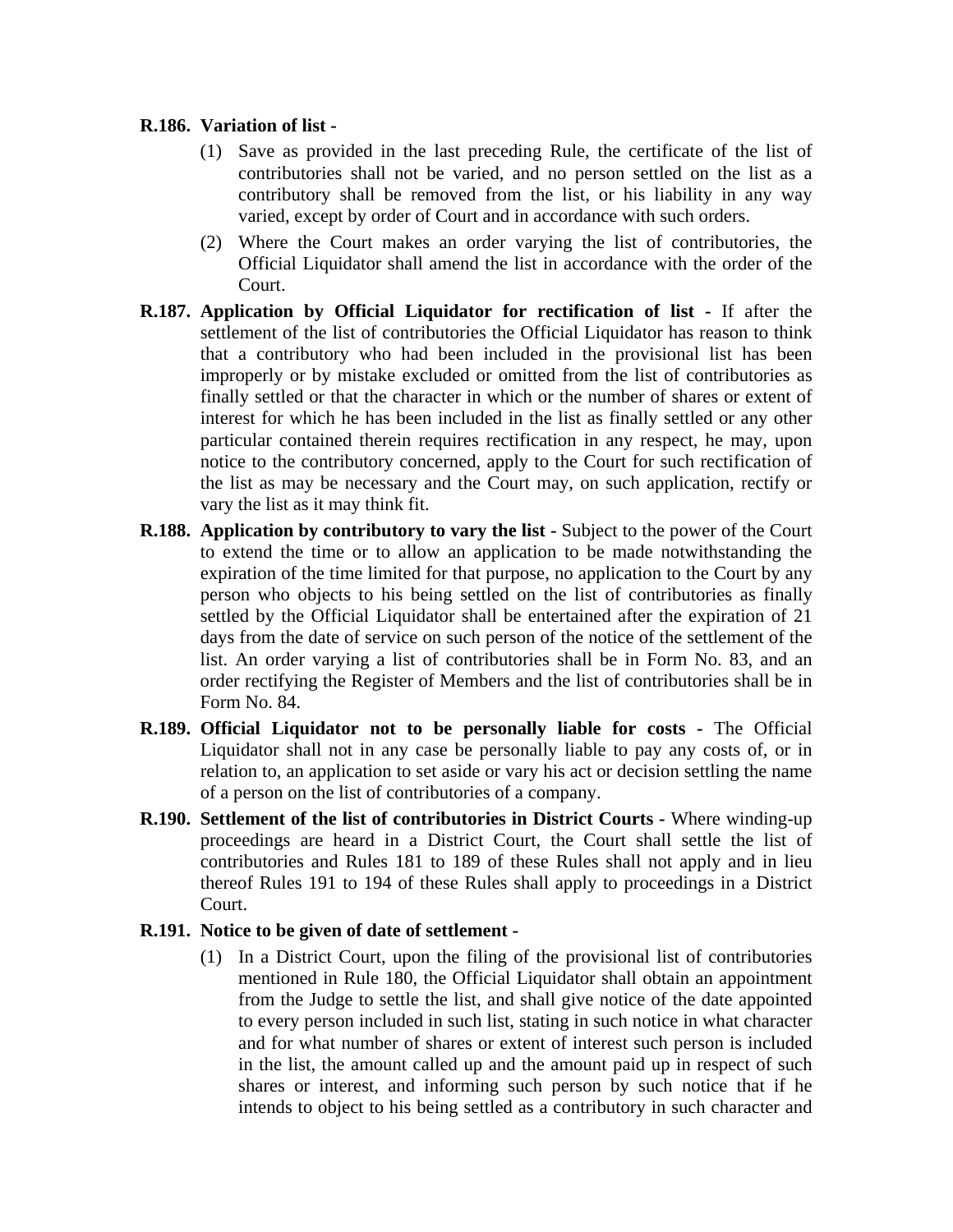**R.186. Variation of list -**

(1) Save as provided in the last preceding Rule, the certificate of the list of contributories shall not be varied, and no person settled on the list as a contributory shall be removed from the list, or his liability in any way varied, except by order of Court and in accordance with such orders.

(2) Where the Court makes an order varying the list of contributories, the Official Liquidator shall amend the list in accordance with the order of the Court.

**R.187. Application by Official Liquidator for rectification of list -** If after the settlement of the list of contributories the Official Liquidator has reason to think that a contributory who had been included in the provisional list has been improperly or by mistake excluded or omitted from the list of contributories as finally settled or that the character in which or the number of shares or extent of interest for which he has been included in the list as finally settled or any other particular contained therein requires rectification in any respect, he may, upon notice to the contributory concerned, apply to the Court for such rectification of the list as may be necessary and the Court may, on such application, rectify or vary the list as it may think fit.

**R.188. Application by contributory to vary the list -** Subject to the power of the Court to extend the time or to allow an application to be made notwithstanding the expiration of the time limited for that purpose, no application to the Court by any person who objects to his being settled on the list of contributories as finally settled by the Official Liquidator shall be entertained after the expiration of 21 days from the date of service on such person of the notice of the settlement of the list. An order varying a list of contributories shall be in Form No. 83, and an order rectifying the Register of Members and the list of contributories shall be in Form No. 84.

**R.189. Official Liquidator not to be personally liable for costs -** The Official Liquidator shall not in any case be personally liable to pay any costs of, or in relation to, an application to set aside or vary his act or decision settling the name of a person on the list of contributories of a company.

**R.190. Settlement of the list of contributories in District Courts -** Where winding-up proceedings are heard in a District Court, the Court shall settle the list of contributories and Rules 181 to 189 of these Rules shall not apply and in lieu thereof Rules 191 to 194 of these Rules shall apply to proceedings in a District Court.

**R.191. Notice to be given of date of settlement -**

(1) In a District Court, upon the filing of the provisional list of contributories mentioned in Rule 180, the Official Liquidator shall obtain an appointment from the Judge to settle the list, and shall give notice of the date appointed to every person included in such list, stating in such notice in what character and for what number of shares or extent of interest such person is included in the list, the amount called up and the amount paid up in respect of such shares or interest, and informing such person by such notice that if he intends to object to his being settled as a contributory in such character and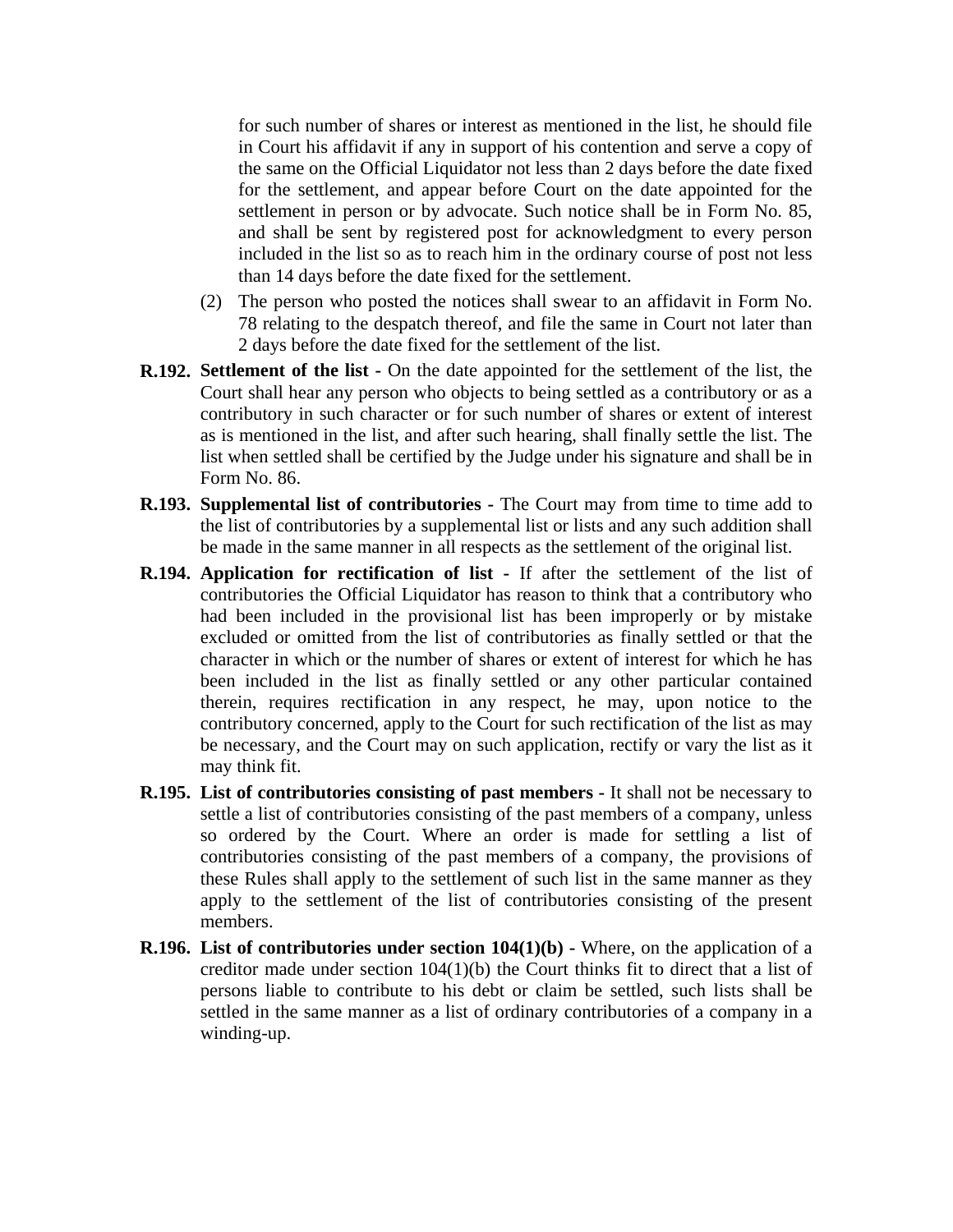for such number of shares or interest as mentioned in the list, he should file in Court his affidavit if any in support of his contention and serve a copy of the same on the Official Liquidator not less than 2 days before the date fixed for the settlement, and appear before Court on the date appointed for the settlement in person or by advocate. Such notice shall be in Form No. 85, and shall be sent by registered post for acknowledgment to every person included in the list so as to reach him in the ordinary course of post not less than 14 days before the date fixed for the settlement.

(2) The person who posted the notices shall swear to an affidavit in Form No. 78 relating to the despatch thereof, and file the same in Court not later than 2 days before the date fixed for the settlement of the list.

**R.192. Settlement of the list -** On the date appointed for the settlement of the list, the Court shall hear any person who objects to being settled as a contributory or as a contributory in such character or for such number of shares or extent of interest as is mentioned in the list, and after such hearing, shall finally settle the list. The list when settled shall be certified by the Judge under his signature and shall be in Form No. 86.

**R.193. Supplemental list of contributories -** The Court may from time to time add to the list of contributories by a supplemental list or lists and any such addition shall be made in the same manner in all respects as the settlement of the original list.

**R.194. Application for rectification of list -** If after the settlement of the list of contributories the Official Liquidator has reason to think that a contributory who had been included in the provisional list has been improperly or by mistake excluded or omitted from the list of contributories as finally settled or that the character in which or the number of shares or extent of interest for which he has been included in the list as finally settled or any other particular contained therein, requires rectification in any respect, he may, upon notice to the contributory concerned, apply to the Court for such rectification of the list as may be necessary, and the Court may on such application, rectify or vary the list as it may think fit.

**R.195. List of contributories consisting of past members -** It shall not be necessary to settle a list of contributories consisting of the past members of a company, unless so ordered by the Court. Where an order is made for settling a list of contributories consisting of the past members of a company, the provisions of these Rules shall apply to the settlement of such list in the same manner as they apply to the settlement of the list of contributories consisting of the present members.

**R.196. List of contributories under section 104(1)(b) -** Where, on the application of a creditor made under section 104(1)(b) the Court thinks fit to direct that a list of persons liable to contribute to his debt or claim be settled, such lists shall be settled in the same manner as a list of ordinary contributories of a company in a winding-up.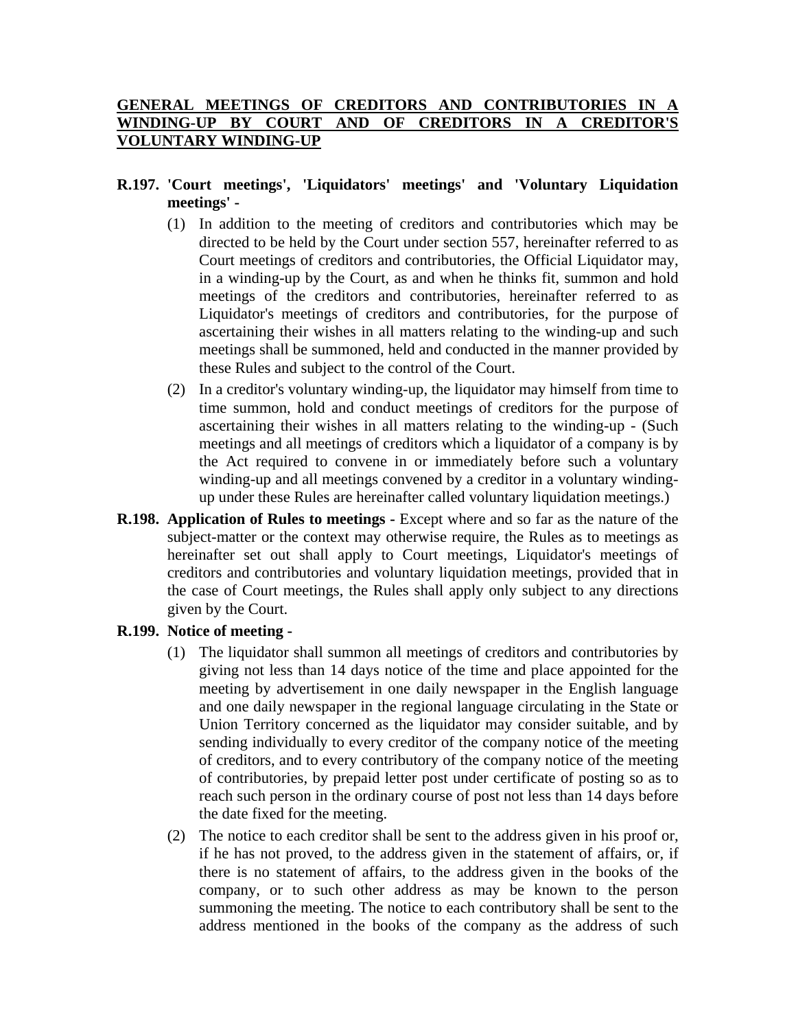## GENERAL MEETINGS OF CREDITORS AND CONTRIBUTORIES IN A WINDING-UP BY COURT AND OF CREDITORS IN A CREDITOR'S VOLUNTARY WINDING-UP

**R.197. 'Court meetings', 'Liquidators' meetings' and 'Voluntary Liquidation meetings' -**

(1) In addition to the meeting of creditors and contributories which may be directed to be held by the Court under section 557, hereinafter referred to as Court meetings of creditors and contributories, the Official Liquidator may, in a winding-up by the Court, as and when he thinks fit, summon and hold meetings of the creditors and contributories, hereinafter referred to as Liquidator's meetings of creditors and contributories, for the purpose of ascertaining their wishes in all matters relating to the winding-up and such meetings shall be summoned, held and conducted in the manner provided by these Rules and subject to the control of the Court.

(2) In a creditor's voluntary winding-up, the liquidator may himself from time to time summon, hold and conduct meetings of creditors for the purpose of ascertaining their wishes in all matters relating to the winding-up - (Such meetings and all meetings of creditors which a liquidator of a company is by the Act required to convene in or immediately before such a voluntary winding-up and all meetings convened by a creditor in a voluntary winding-up under these Rules are hereinafter called voluntary liquidation meetings.)

**R.198. Application of Rules to meetings -** Except where and so far as the nature of the subject-matter or the context may otherwise require, the Rules as to meetings as hereinafter set out shall apply to Court meetings, Liquidator's meetings of creditors and contributories and voluntary liquidation meetings, provided that in the case of Court meetings, the Rules shall apply only subject to any directions given by the Court.

**R.199. Notice of meeting -**

(1) The liquidator shall summon all meetings of creditors and contributories by giving not less than 14 days notice of the time and place appointed for the meeting by advertisement in one daily newspaper in the English language and one daily newspaper in the regional language circulating in the State or Union Territory concerned as the liquidator may consider suitable, and by sending individually to every creditor of the company notice of the meeting of creditors, and to every contributory of the company notice of the meeting of contributories, by prepaid letter post under certificate of posting so as to reach such person in the ordinary course of post not less than 14 days before the date fixed for the meeting.

(2) The notice to each creditor shall be sent to the address given in his proof or, if he has not proved, to the address given in the statement of affairs, or, if there is no statement of affairs, to the address given in the books of the company, or to such other address as may be known to the person summoning the meeting. The notice to each contributory shall be sent to the address mentioned in the books of the company as the address of such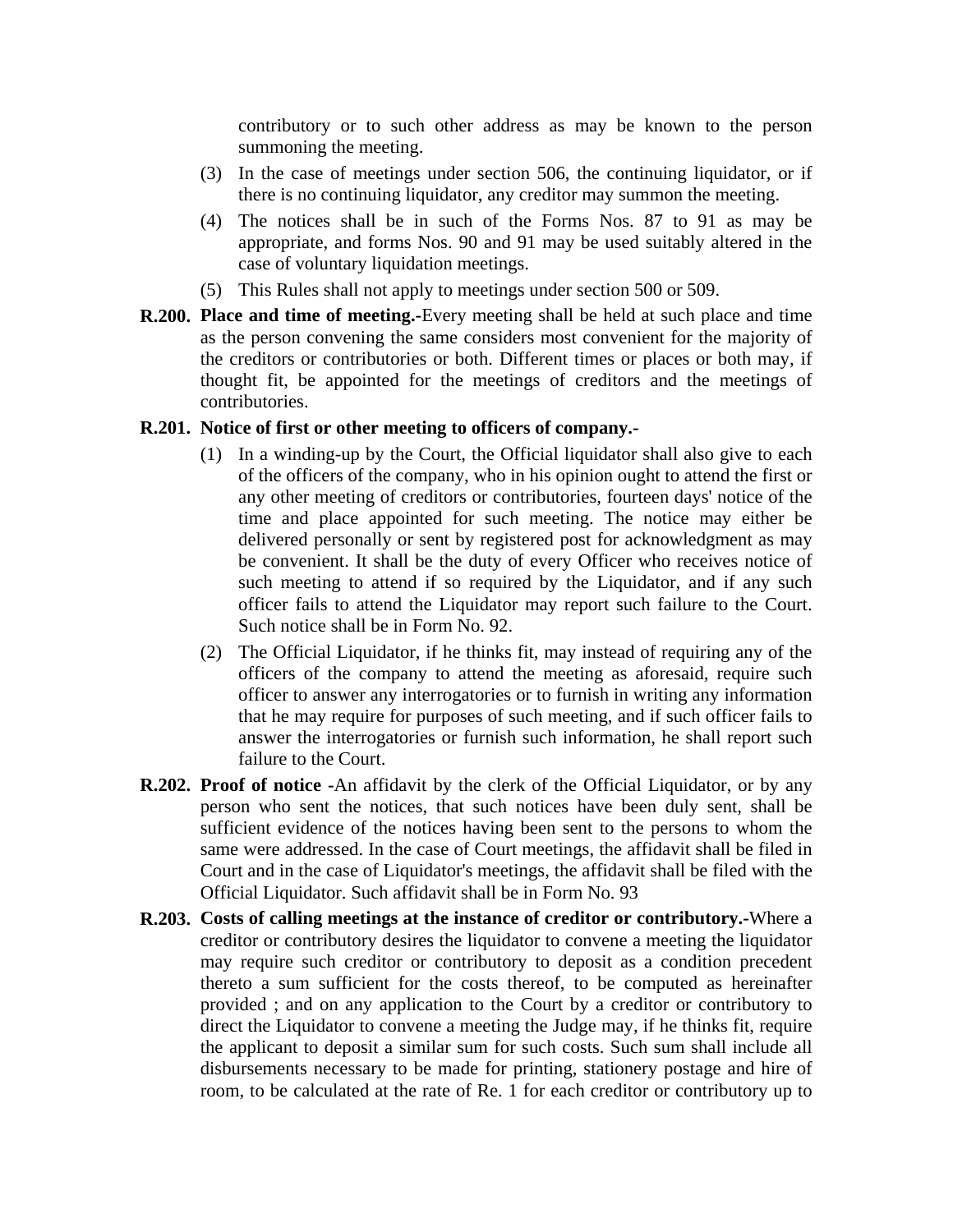contributory or to such other address as may be known to the person summoning the meeting.

(3) In the case of meetings under section 506, the continuing liquidator, or if there is no continuing liquidator, any creditor may summon the meeting.

(4) The notices shall be in such of the Forms Nos. 87 to 91 as may be appropriate, and forms Nos. 90 and 91 may be used suitably altered in the case of voluntary liquidation meetings.

(5) This Rules shall not apply to meetings under section 500 or 509.

**R.200. Place and time of meeting.-**Every meeting shall be held at such place and time as the person convening the same considers most convenient for the majority of the creditors or contributories or both. Different times or places or both may, if thought fit, be appointed for the meetings of creditors and the meetings of contributories.

**R.201. Notice of first or other meeting to officers of company.-**

(1) In a winding-up by the Court, the Official liquidator shall also give to each of the officers of the company, who in his opinion ought to attend the first or any other meeting of creditors or contributories, fourteen days' notice of the time and place appointed for such meeting. The notice may either be delivered personally or sent by registered post for acknowledgment as may be convenient. It shall be the duty of every Officer who receives notice of such meeting to attend if so required by the Liquidator, and if any such officer fails to attend the Liquidator may report such failure to the Court. Such notice shall be in Form No. 92.

(2) The Official Liquidator, if he thinks fit, may instead of requiring any of the officers of the company to attend the meeting as aforesaid, require such officer to answer any interrogatories or to furnish in writing any information that he may require for purposes of such meeting, and if such officer fails to answer the interrogatories or furnish such information, he shall report such failure to the Court.

**R.202. Proof of notice -**An affidavit by the clerk of the Official Liquidator, or by any person who sent the notices, that such notices have been duly sent, shall be sufficient evidence of the notices having been sent to the persons to whom the same were addressed. In the case of Court meetings, the affidavit shall be filed in Court and in the case of Liquidator's meetings, the affidavit shall be filed with the Official Liquidator. Such affidavit shall be in Form No. 93

**R.203. Costs of calling meetings at the instance of creditor or contributory.-**Where a creditor or contributory desires the liquidator to convene a meeting the liquidator may require such creditor or contributory to deposit as a condition precedent thereto a sum sufficient for the costs thereof, to be computed as hereinafter provided ; and on any application to the Court by a creditor or contributory to direct the Liquidator to convene a meeting the Judge may, if he thinks fit, require the applicant to deposit a similar sum for such costs. Such sum shall include all disbursements necessary to be made for printing, stationery postage and hire of room, to be calculated at the rate of Re. 1 for each creditor or contributory up to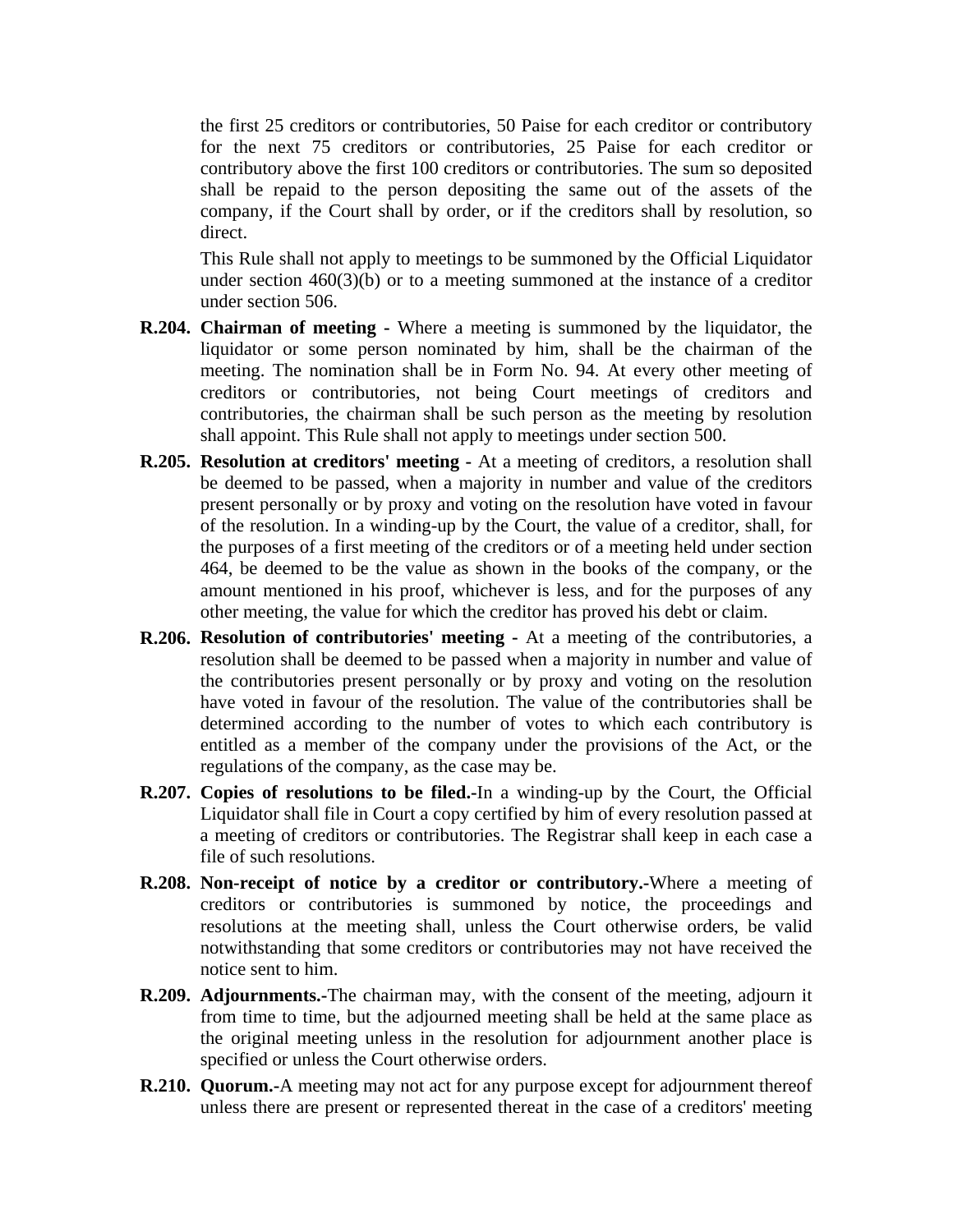the first 25 creditors or contributories, 50 Paise for each creditor or contributory for the next 75 creditors or contributories, 25 Paise for each creditor or contributory above the first 100 creditors or contributories. The sum so deposited shall be repaid to the person depositing the same out of the assets of the company, if the Court shall by order, or if the creditors shall by resolution, so direct.

This Rule shall not apply to meetings to be summoned by the Official Liquidator under section 460(3)(b) or to a meeting summoned at the instance of a creditor under section 506.

**R.204. Chairman of meeting -** Where a meeting is summoned by the liquidator, the liquidator or some person nominated by him, shall be the chairman of the meeting. The nomination shall be in Form No. 94. At every other meeting of creditors or contributories, not being Court meetings of creditors and contributories, the chairman shall be such person as the meeting by resolution shall appoint. This Rule shall not apply to meetings under section 500.

**R.205. Resolution at creditors' meeting -** At a meeting of creditors, a resolution shall be deemed to be passed, when a majority in number and value of the creditors present personally or by proxy and voting on the resolution have voted in favour of the resolution. In a winding-up by the Court, the value of a creditor, shall, for the purposes of a first meeting of the creditors or of a meeting held under section 464, be deemed to be the value as shown in the books of the company, or the amount mentioned in his proof, whichever is less, and for the purposes of any other meeting, the value for which the creditor has proved his debt or claim.

**R.206. Resolution of contributories' meeting -** At a meeting of the contributories, a resolution shall be deemed to be passed when a majority in number and value of the contributories present personally or by proxy and voting on the resolution have voted in favour of the resolution. The value of the contributories shall be determined according to the number of votes to which each contributory is entitled as a member of the company under the provisions of the Act, or the regulations of the company, as the case may be.

**R.207. Copies of resolutions to be filed.-**In a winding-up by the Court, the Official Liquidator shall file in Court a copy certified by him of every resolution passed at a meeting of creditors or contributories. The Registrar shall keep in each case a file of such resolutions.

**R.208. Non-receipt of notice by a creditor or contributory.-**Where a meeting of creditors or contributories is summoned by notice, the proceedings and resolutions at the meeting shall, unless the Court otherwise orders, be valid notwithstanding that some creditors or contributories may not have received the notice sent to him.

**R.209. Adjournments.-**The chairman may, with the consent of the meeting, adjourn it from time to time, but the adjourned meeting shall be held at the same place as the original meeting unless in the resolution for adjournment another place is specified or unless the Court otherwise orders.

**R.210. Quorum.-**A meeting may not act for any purpose except for adjournment thereof unless there are present or represented thereat in the case of a creditors' meeting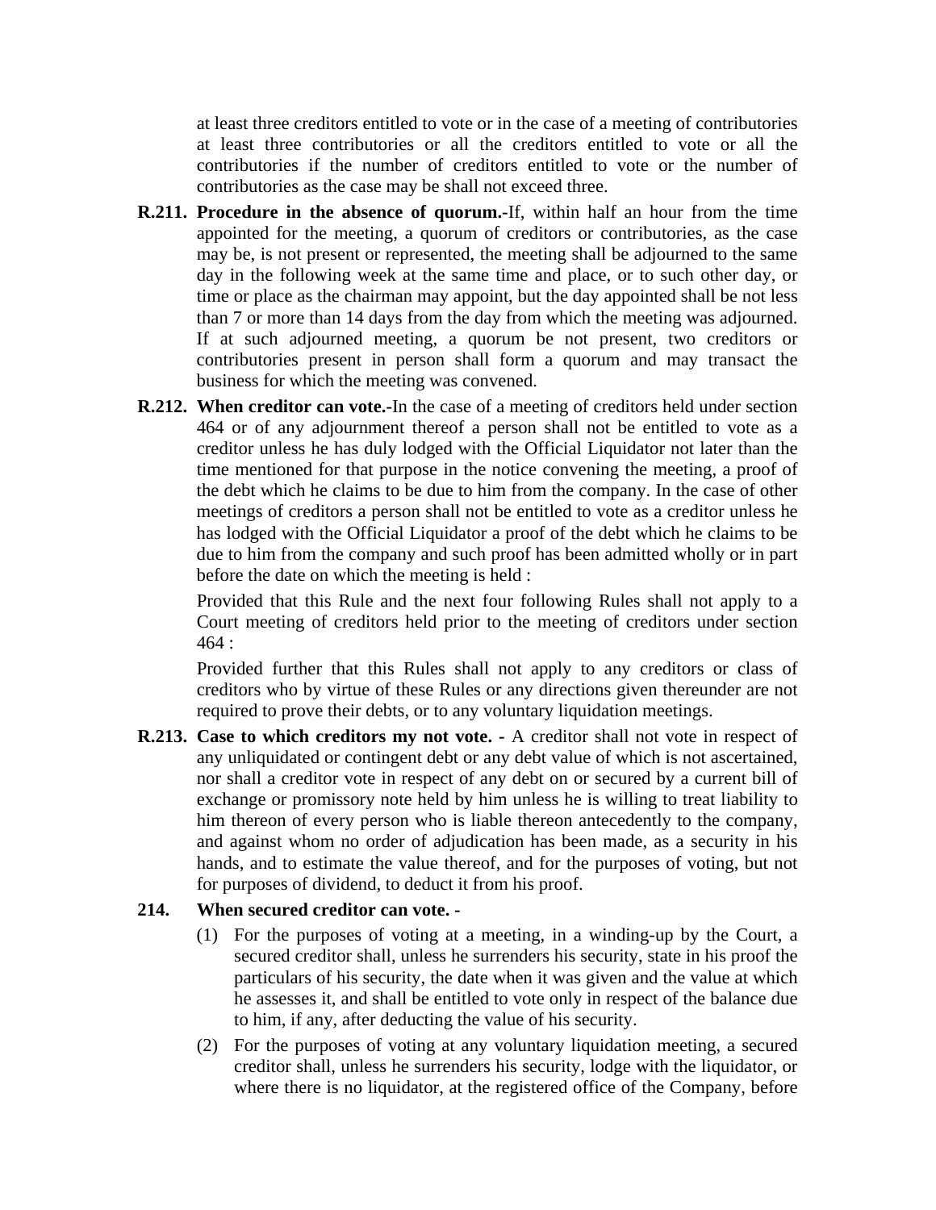at least three creditors entitled to vote or in the case of a meeting of contributories at least three contributories or all the creditors entitled to vote or all the contributories if the number of creditors entitled to vote or the number of contributories as the case may be shall not exceed three.

**R.211. Procedure in the absence of quorum.-**If, within half an hour from the time appointed for the meeting, a quorum of creditors or contributories, as the case may be, is not present or represented, the meeting shall be adjourned to the same day in the following week at the same time and place, or to such other day, or time or place as the chairman may appoint, but the day appointed shall be not less than 7 or more than 14 days from the day from which the meeting was adjourned. If at such adjourned meeting, a quorum be not present, two creditors or contributories present in person shall form a quorum and may transact the business for which the meeting was convened.

**R.212. When creditor can vote.-**In the case of a meeting of creditors held under section 464 or of any adjournment thereof a person shall not be entitled to vote as a creditor unless he has duly lodged with the Official Liquidator not later than the time mentioned for that purpose in the notice convening the meeting, a proof of the debt which he claims to be due to him from the company. In the case of other meetings of creditors a person shall not be entitled to vote as a creditor unless he has lodged with the Official Liquidator a proof of the debt which he claims to be due to him from the company and such proof has been admitted wholly or in part before the date on which the meeting is held :

Provided that this Rule and the next four following Rules shall not apply to a Court meeting of creditors held prior to the meeting of creditors under section 464 :

Provided further that this Rules shall not apply to any creditors or class of creditors who by virtue of these Rules or any directions given thereunder are not required to prove their debts, or to any voluntary liquidation meetings.

**R.213. Case to which creditors my not vote. -** A creditor shall not vote in respect of any unliquidated or contingent debt or any debt value of which is not ascertained, nor shall a creditor vote in respect of any debt on or secured by a current bill of exchange or promissory note held by him unless he is willing to treat liability to him thereon of every person who is liable thereon antecedently to the company, and against whom no order of adjudication has been made, as a security in his hands, and to estimate the value thereof, and for the purposes of voting, but not for purposes of dividend, to deduct it from his proof.

**214. When secured creditor can vote. -**

(1) For the purposes of voting at a meeting, in a winding-up by the Court, a secured creditor shall, unless he surrenders his security, state in his proof the particulars of his security, the date when it was given and the value at which he assesses it, and shall be entitled to vote only in respect of the balance due to him, if any, after deducting the value of his security.

(2) For the purposes of voting at any voluntary liquidation meeting, a secured creditor shall, unless he surrenders his security, lodge with the liquidator, or where there is no liquidator, at the registered office of the Company, before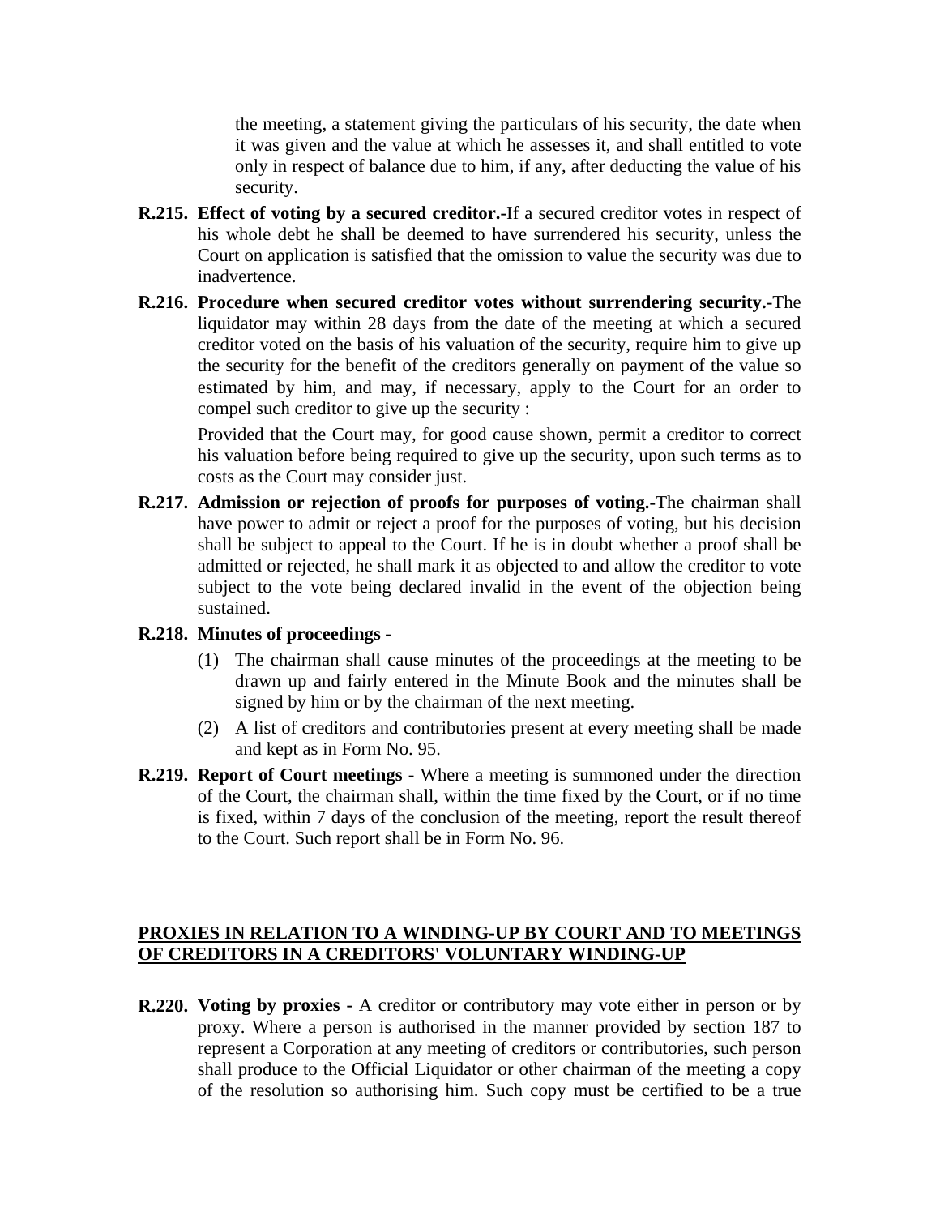the meeting, a statement giving the particulars of his security, the date when it was given and the value at which he assesses it, and shall entitled to vote only in respect of balance due to him, if any, after deducting the value of his security.

**R.215. Effect of voting by a secured creditor.-**If a secured creditor votes in respect of his whole debt he shall be deemed to have surrendered his security, unless the Court on application is satisfied that the omission to value the security was due to inadvertence.

**R.216. Procedure when secured creditor votes without surrendering security.-**The liquidator may within 28 days from the date of the meeting at which a secured creditor voted on the basis of his valuation of the security, require him to give up the security for the benefit of the creditors generally on payment of the value so estimated by him, and may, if necessary, apply to the Court for an order to compel such creditor to give up the security :

Provided that the Court may, for good cause shown, permit a creditor to correct his valuation before being required to give up the security, upon such terms as to costs as the Court may consider just.

**R.217. Admission or rejection of proofs for purposes of voting.-**The chairman shall have power to admit or reject a proof for the purposes of voting, but his decision shall be subject to appeal to the Court. If he is in doubt whether a proof shall be admitted or rejected, he shall mark it as objected to and allow the creditor to vote subject to the vote being declared invalid in the event of the objection being sustained.

**R.218. Minutes of proceedings -**

(1) The chairman shall cause minutes of the proceedings at the meeting to be drawn up and fairly entered in the Minute Book and the minutes shall be signed by him or by the chairman of the next meeting.

(2) A list of creditors and contributories present at every meeting shall be made and kept as in Form No. 95.

**R.219. Report of Court meetings -** Where a meeting is summoned under the direction of the Court, the chairman shall, within the time fixed by the Court, or if no time is fixed, within 7 days of the conclusion of the meeting, report the result thereof to the Court. Such report shall be in Form No. 96.

## PROXIES IN RELATION TO A WINDING-UP BY COURT AND TO MEETINGS OF CREDITORS IN A CREDITORS' VOLUNTARY WINDING-UP

**R.220. Voting by proxies -** A creditor or contributory may vote either in person or by proxy. Where a person is authorised in the manner provided by section 187 to represent a Corporation at any meeting of creditors or contributories, such person shall produce to the Official Liquidator or other chairman of the meeting a copy of the resolution so authorising him. Such copy must be certified to be a true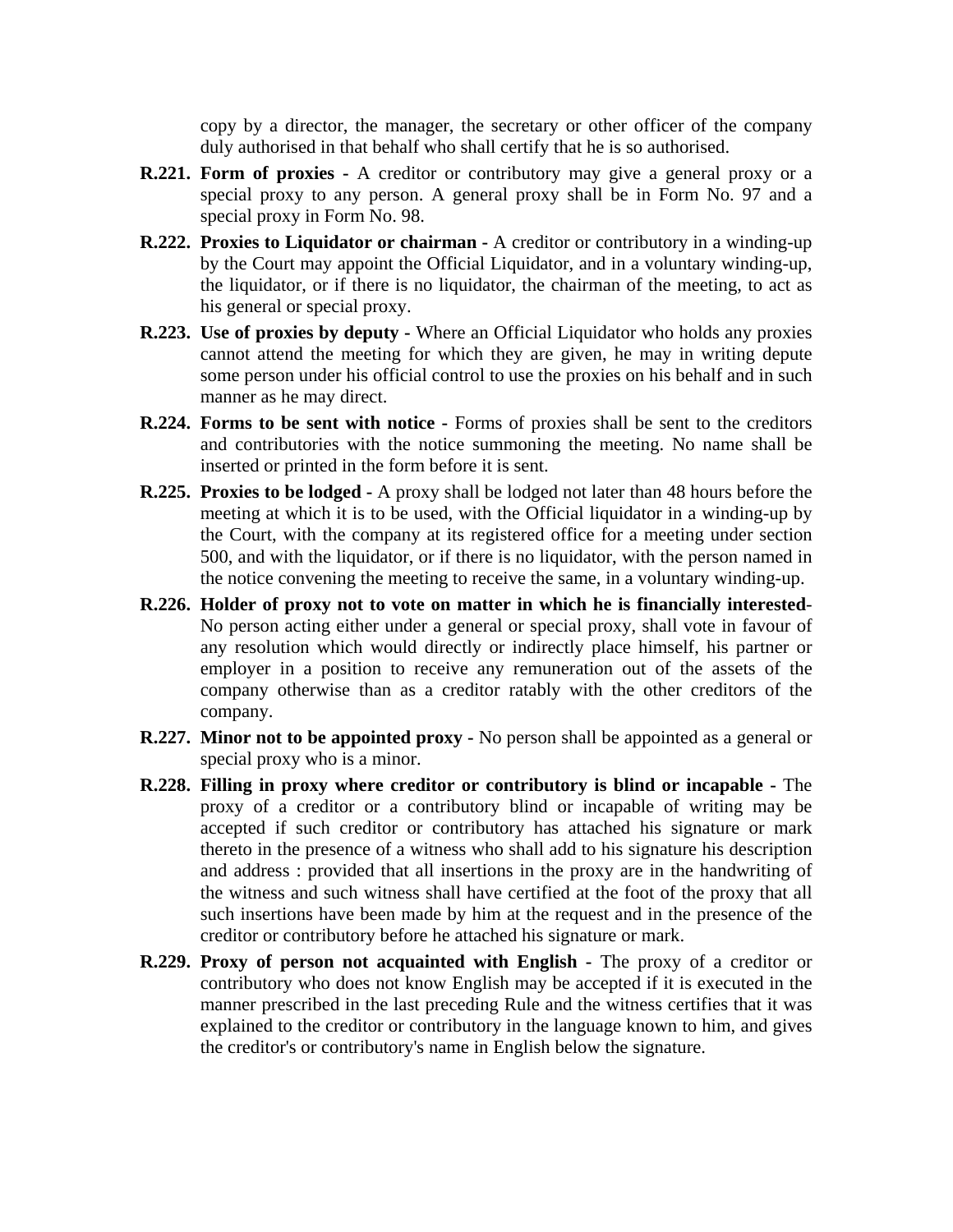copy by a director, the manager, the secretary or other officer of the company duly authorised in that behalf who shall certify that he is so authorised.

**R.221. Form of proxies -** A creditor or contributory may give a general proxy or a special proxy to any person. A general proxy shall be in Form No. 97 and a special proxy in Form No. 98.

**R.222. Proxies to Liquidator or chairman -** A creditor or contributory in a winding-up by the Court may appoint the Official Liquidator, and in a voluntary winding-up, the liquidator, or if there is no liquidator, the chairman of the meeting, to act as his general or special proxy.

**R.223. Use of proxies by deputy -** Where an Official Liquidator who holds any proxies cannot attend the meeting for which they are given, he may in writing depute some person under his official control to use the proxies on his behalf and in such manner as he may direct.

**R.224. Forms to be sent with notice -** Forms of proxies shall be sent to the creditors and contributories with the notice summoning the meeting. No name shall be inserted or printed in the form before it is sent.

**R.225. Proxies to be lodged -** A proxy shall be lodged not later than 48 hours before the meeting at which it is to be used, with the Official liquidator in a winding-up by the Court, with the company at its registered office for a meeting under section 500, and with the liquidator, or if there is no liquidator, with the person named in the notice convening the meeting to receive the same, in a voluntary winding-up.

**R.226. Holder of proxy not to vote on matter in which he is financially interested-** No person acting either under a general or special proxy, shall vote in favour of any resolution which would directly or indirectly place himself, his partner or employer in a position to receive any remuneration out of the assets of the company otherwise than as a creditor ratably with the other creditors of the company.

**R.227. Minor not to be appointed proxy -** No person shall be appointed as a general or special proxy who is a minor.

**R.228. Filling in proxy where creditor or contributory is blind or incapable -** The proxy of a creditor or a contributory blind or incapable of writing may be accepted if such creditor or contributory has attached his signature or mark thereto in the presence of a witness who shall add to his signature his description and address : provided that all insertions in the proxy are in the handwriting of the witness and such witness shall have certified at the foot of the proxy that all such insertions have been made by him at the request and in the presence of the creditor or contributory before he attached his signature or mark.

**R.229. Proxy of person not acquainted with English -** The proxy of a creditor or contributory who does not know English may be accepted if it is executed in the manner prescribed in the last preceding Rule and the witness certifies that it was explained to the creditor or contributory in the language known to him, and gives the creditor's or contributory's name in English below the signature.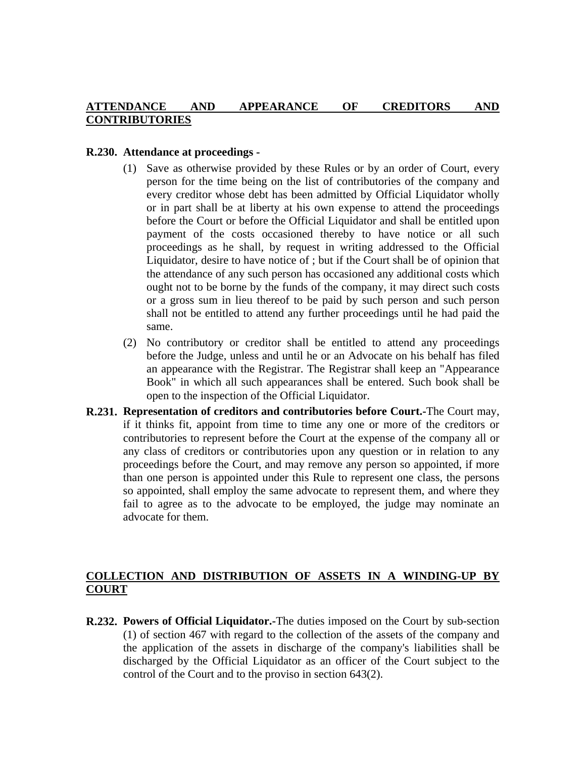## ATTENDANCE AND APPEARANCE OF CREDITORS AND CONTRIBUTORIES

**R.230. Attendance at proceedings -**

(1) Save as otherwise provided by these Rules or by an order of Court, every person for the time being on the list of contributories of the company and every creditor whose debt has been admitted by Official Liquidator wholly or in part shall be at liberty at his own expense to attend the proceedings before the Court or before the Official Liquidator and shall be entitled upon payment of the costs occasioned thereby to have notice or all such proceedings as he shall, by request in writing addressed to the Official Liquidator, desire to have notice of ; but if the Court shall be of opinion that the attendance of any such person has occasioned any additional costs which ought not to be borne by the funds of the company, it may direct such costs or a gross sum in lieu thereof to be paid by such person and such person shall not be entitled to attend any further proceedings until he had paid the same.

(2) No contributory or creditor shall be entitled to attend any proceedings before the Judge, unless and until he or an Advocate on his behalf has filed an appearance with the Registrar. The Registrar shall keep an "Appearance Book" in which all such appearances shall be entered. Such book shall be open to the inspection of the Official Liquidator.

**R.231. Representation of creditors and contributories before Court.-**The Court may, if it thinks fit, appoint from time to time any one or more of the creditors or contributories to represent before the Court at the expense of the company all or any class of creditors or contributories upon any question or in relation to any proceedings before the Court, and may remove any person so appointed, if more than one person is appointed under this Rule to represent one class, the persons so appointed, shall employ the same advocate to represent them, and where they fail to agree as to the advocate to be employed, the judge may nominate an advocate for them.

## COLLECTION AND DISTRIBUTION OF ASSETS IN A WINDING-UP BY COURT

**R.232. Powers of Official Liquidator.-**The duties imposed on the Court by sub-section (1) of section 467 with regard to the collection of the assets of the company and the application of the assets in discharge of the company's liabilities shall be discharged by the Official Liquidator as an officer of the Court subject to the control of the Court and to the proviso in section 643(2).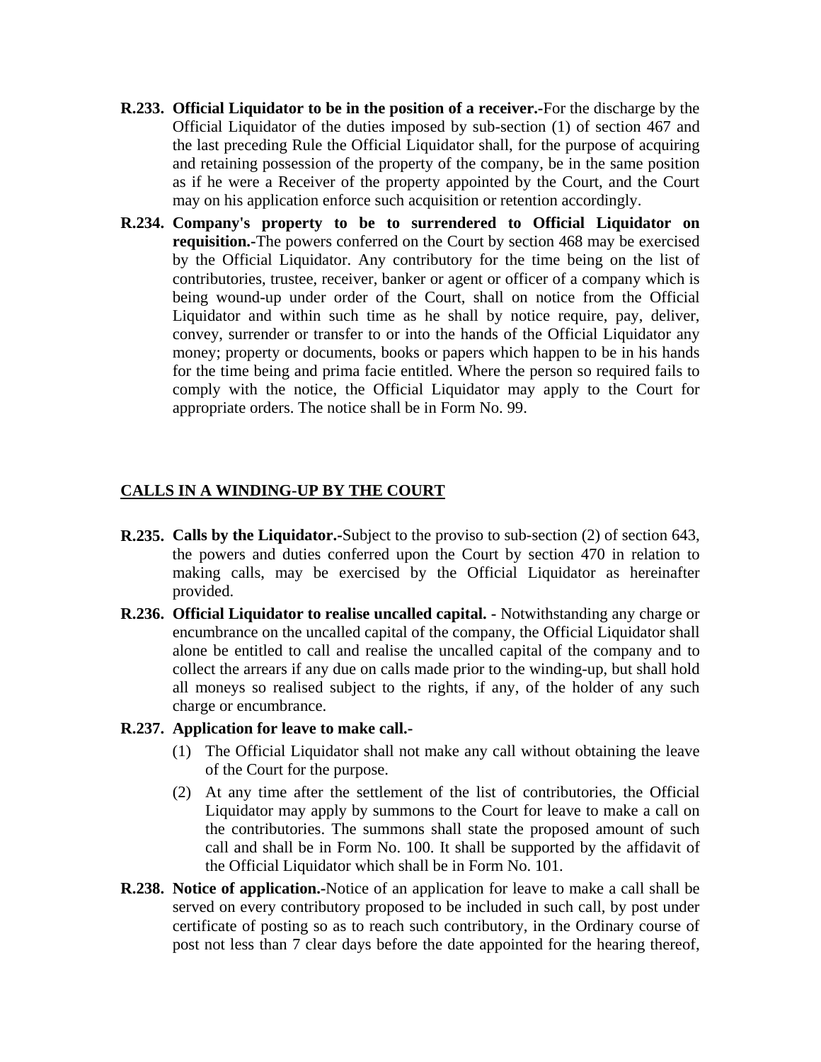**R.233. Official Liquidator to be in the position of a receiver.-**For the discharge by the Official Liquidator of the duties imposed by sub-section (1) of section 467 and the last preceding Rule the Official Liquidator shall, for the purpose of acquiring and retaining possession of the property of the company, be in the same position as if he were a Receiver of the property appointed by the Court, and the Court may on his application enforce such acquisition or retention accordingly.

**R.234. Company's property to be to surrendered to Official Liquidator on requisition.-**The powers conferred on the Court by section 468 may be exercised by the Official Liquidator. Any contributory for the time being on the list of contributories, trustee, receiver, banker or agent or officer of a company which is being wound-up under order of the Court, shall on notice from the Official Liquidator and within such time as he shall by notice require, pay, deliver, convey, surrender or transfer to or into the hands of the Official Liquidator any money; property or documents, books or papers which happen to be in his hands for the time being and prima facie entitled. Where the person so required fails to comply with the notice, the Official Liquidator may apply to the Court for appropriate orders. The notice shall be in Form No. 99.

## CALLS IN A WINDING-UP BY THE COURT

**R.235. Calls by the Liquidator.-**Subject to the proviso to sub-section (2) of section 643, the powers and duties conferred upon the Court by section 470 in relation to making calls, may be exercised by the Official Liquidator as hereinafter provided.

**R.236. Official Liquidator to realise uncalled capital. -** Notwithstanding any charge or encumbrance on the uncalled capital of the company, the Official Liquidator shall alone be entitled to call and realise the uncalled capital of the company and to collect the arrears if any due on calls made prior to the winding-up, but shall hold all moneys so realised subject to the rights, if any, of the holder of any such charge or encumbrance.

**R.237. Application for leave to make call.-**

(1) The Official Liquidator shall not make any call without obtaining the leave of the Court for the purpose.

(2) At any time after the settlement of the list of contributories, the Official Liquidator may apply by summons to the Court for leave to make a call on the contributories. The summons shall state the proposed amount of such call and shall be in Form No. 100. It shall be supported by the affidavit of the Official Liquidator which shall be in Form No. 101.

**R.238. Notice of application.-**Notice of an application for leave to make a call shall be served on every contributory proposed to be included in such call, by post under certificate of posting so as to reach such contributory, in the Ordinary course of post not less than 7 clear days before the date appointed for the hearing thereof,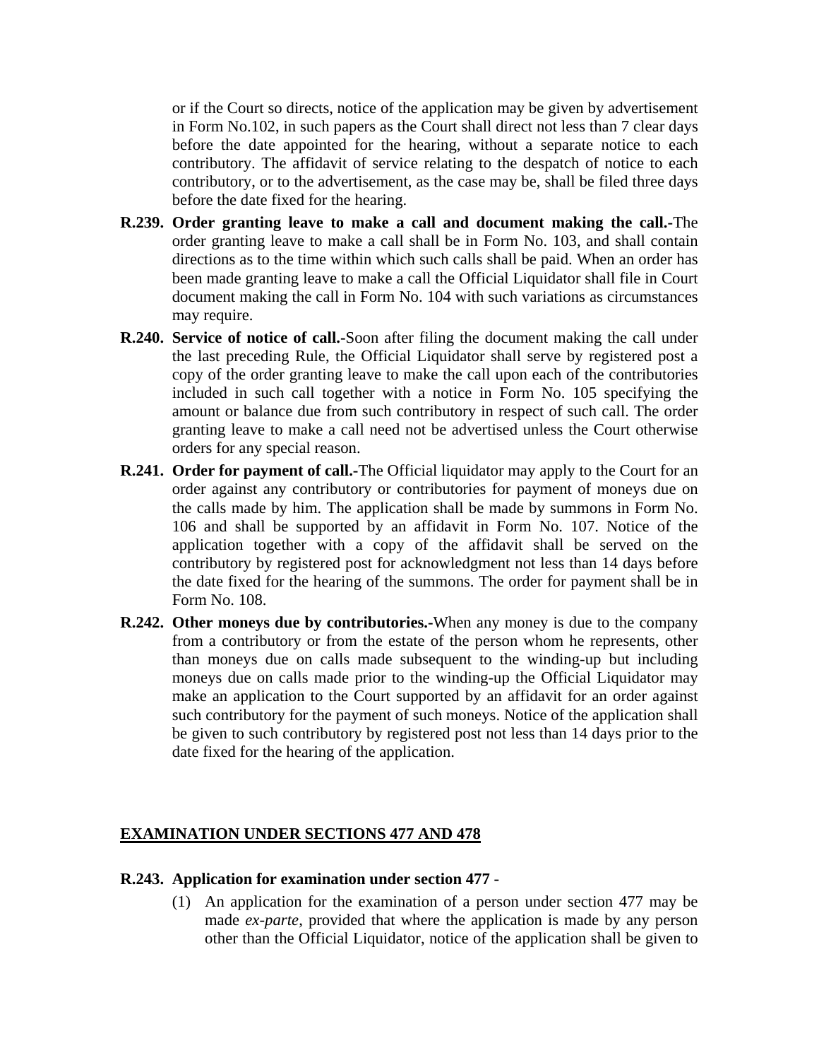or if the Court so directs, notice of the application may be given by advertisement in Form No.102, in such papers as the Court shall direct not less than 7 clear days before the date appointed for the hearing, without a separate notice to each contributory. The affidavit of service relating to the despatch of notice to each contributory, or to the advertisement, as the case may be, shall be filed three days before the date fixed for the hearing.

**R.239. Order granting leave to make a call and document making the call.-**The order granting leave to make a call shall be in Form No. 103, and shall contain directions as to the time within which such calls shall be paid. When an order has been made granting leave to make a call the Official Liquidator shall file in Court document making the call in Form No. 104 with such variations as circumstances may require.

**R.240. Service of notice of call.-**Soon after filing the document making the call under the last preceding Rule, the Official Liquidator shall serve by registered post a copy of the order granting leave to make the call upon each of the contributories included in such call together with a notice in Form No. 105 specifying the amount or balance due from such contributory in respect of such call. The order granting leave to make a call need not be advertised unless the Court otherwise orders for any special reason.

**R.241. Order for payment of call.-**The Official liquidator may apply to the Court for an order against any contributory or contributories for payment of moneys due on the calls made by him. The application shall be made by summons in Form No. 106 and shall be supported by an affidavit in Form No. 107. Notice of the application together with a copy of the affidavit shall be served on the contributory by registered post for acknowledgment not less than 14 days before the date fixed for the hearing of the summons. The order for payment shall be in Form No. 108.

**R.242. Other moneys due by contributories.-**When any money is due to the company from a contributory or from the estate of the person whom he represents, other than moneys due on calls made subsequent to the winding-up but including moneys due on calls made prior to the winding-up the Official Liquidator may make an application to the Court supported by an affidavit for an order against such contributory for the payment of such moneys. Notice of the application shall be given to such contributory by registered post not less than 14 days prior to the date fixed for the hearing of the application.

## EXAMINATION UNDER SECTIONS 477 AND 478

**R.243. Application for examination under section 477 -**

(1) An application for the examination of a person under section 477 may be made *ex-parte*, provided that where the application is made by any person other than the Official Liquidator, notice of the application shall be given to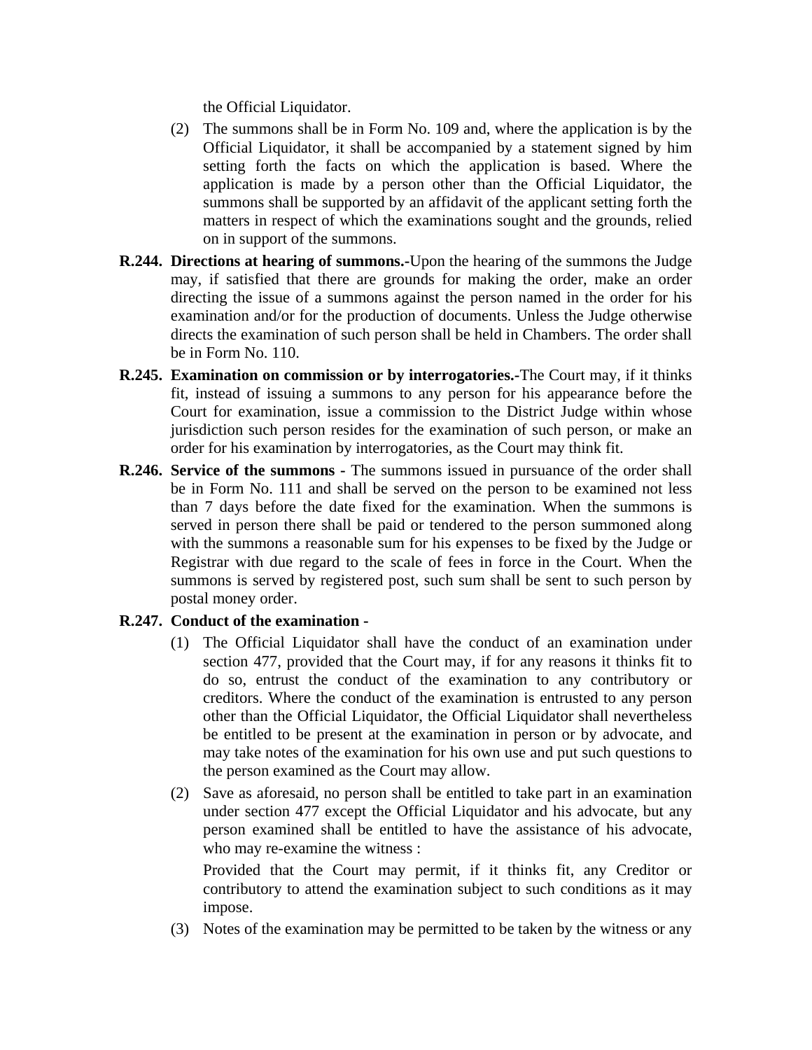the Official Liquidator.

(2) The summons shall be in Form No. 109 and, where the application is by the Official Liquidator, it shall be accompanied by a statement signed by him setting forth the facts on which the application is based. Where the application is made by a person other than the Official Liquidator, the summons shall be supported by an affidavit of the applicant setting forth the matters in respect of which the examinations sought and the grounds, relied on in support of the summons.

**R.244. Directions at hearing of summons.-**Upon the hearing of the summons the Judge may, if satisfied that there are grounds for making the order, make an order directing the issue of a summons against the person named in the order for his examination and/or for the production of documents. Unless the Judge otherwise directs the examination of such person shall be held in Chambers. The order shall be in Form No. 110.

**R.245. Examination on commission or by interrogatories.-**The Court may, if it thinks fit, instead of issuing a summons to any person for his appearance before the Court for examination, issue a commission to the District Judge within whose jurisdiction such person resides for the examination of such person, or make an order for his examination by interrogatories, as the Court may think fit.

**R.246. Service of the summons -** The summons issued in pursuance of the order shall be in Form No. 111 and shall be served on the person to be examined not less than 7 days before the date fixed for the examination. When the summons is served in person there shall be paid or tendered to the person summoned along with the summons a reasonable sum for his expenses to be fixed by the Judge or Registrar with due regard to the scale of fees in force in the Court. When the summons is served by registered post, such sum shall be sent to such person by postal money order.

**R.247. Conduct of the examination -**

(1) The Official Liquidator shall have the conduct of an examination under section 477, provided that the Court may, if for any reasons it thinks fit to do so, entrust the conduct of the examination to any contributory or creditors. Where the conduct of the examination is entrusted to any person other than the Official Liquidator, the Official Liquidator shall nevertheless be entitled to be present at the examination in person or by advocate, and may take notes of the examination for his own use and put such questions to the person examined as the Court may allow.

(2) Save as aforesaid, no person shall be entitled to take part in an examination under section 477 except the Official Liquidator and his advocate, but any person examined shall be entitled to have the assistance of his advocate, who may re-examine the witness :

Provided that the Court may permit, if it thinks fit, any Creditor or contributory to attend the examination subject to such conditions as it may impose.

(3) Notes of the examination may be permitted to be taken by the witness or any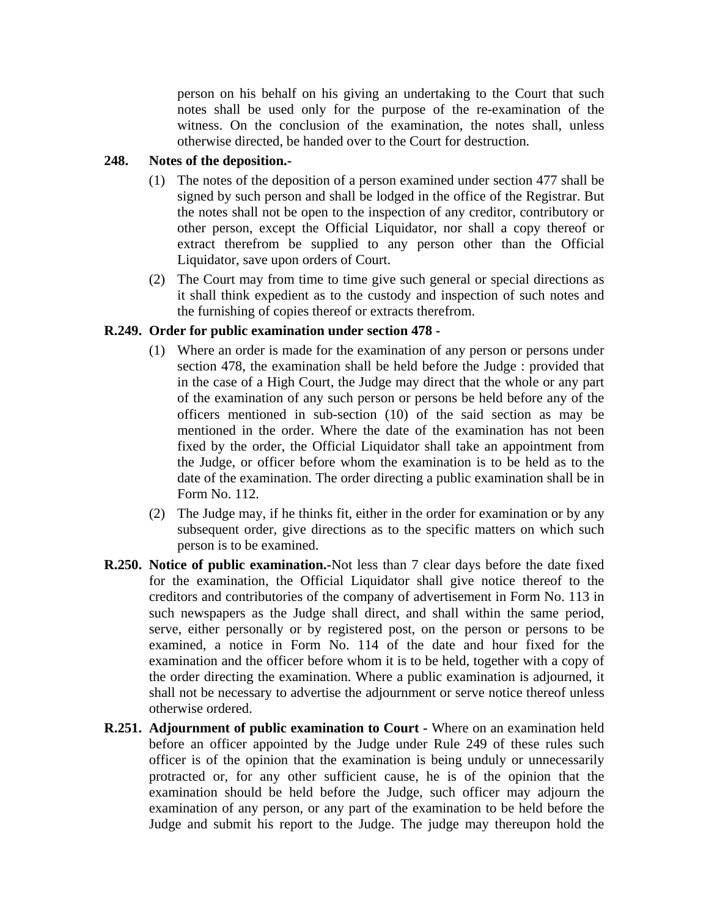person on his behalf on his giving an undertaking to the Court that such notes shall be used only for the purpose of the re-examination of the witness. On the conclusion of the examination, the notes shall, unless otherwise directed, be handed over to the Court for destruction.

**248. Notes of the deposition.-**

(1) The notes of the deposition of a person examined under section 477 shall be signed by such person and shall be lodged in the office of the Registrar. But the notes shall not be open to the inspection of any creditor, contributory or other person, except the Official Liquidator, nor shall a copy thereof or extract therefrom be supplied to any person other than the Official Liquidator, save upon orders of Court.

(2) The Court may from time to time give such general or special directions as it shall think expedient as to the custody and inspection of such notes and the furnishing of copies thereof or extracts therefrom.

**R.249. Order for public examination under section 478 -**

(1) Where an order is made for the examination of any person or persons under section 478, the examination shall be held before the Judge : provided that in the case of a High Court, the Judge may direct that the whole or any part of the examination of any such person or persons be held before any of the officers mentioned in sub-section (10) of the said section as may be mentioned in the order. Where the date of the examination has not been fixed by the order, the Official Liquidator shall take an appointment from the Judge, or officer before whom the examination is to be held as to the date of the examination. The order directing a public examination shall be in Form No. 112.

(2) The Judge may, if he thinks fit, either in the order for examination or by any subsequent order, give directions as to the specific matters on which such person is to be examined.

**R.250. Notice of public examination.-**Not less than 7 clear days before the date fixed for the examination, the Official Liquidator shall give notice thereof to the creditors and contributories of the company of advertisement in Form No. 113 in such newspapers as the Judge shall direct, and shall within the same period, serve, either personally or by registered post, on the person or persons to be examined, a notice in Form No. 114 of the date and hour fixed for the examination and the officer before whom it is to be held, together with a copy of the order directing the examination. Where a public examination is adjourned, it shall not be necessary to advertise the adjournment or serve notice thereof unless otherwise ordered.

**R.251. Adjournment of public examination to Court -** Where on an examination held before an officer appointed by the Judge under Rule 249 of these rules such officer is of the opinion that the examination is being unduly or unnecessarily protracted or, for any other sufficient cause, he is of the opinion that the examination should be held before the Judge, such officer may adjourn the examination of any person, or any part of the examination to be held before the Judge and submit his report to the Judge. The judge may thereupon hold the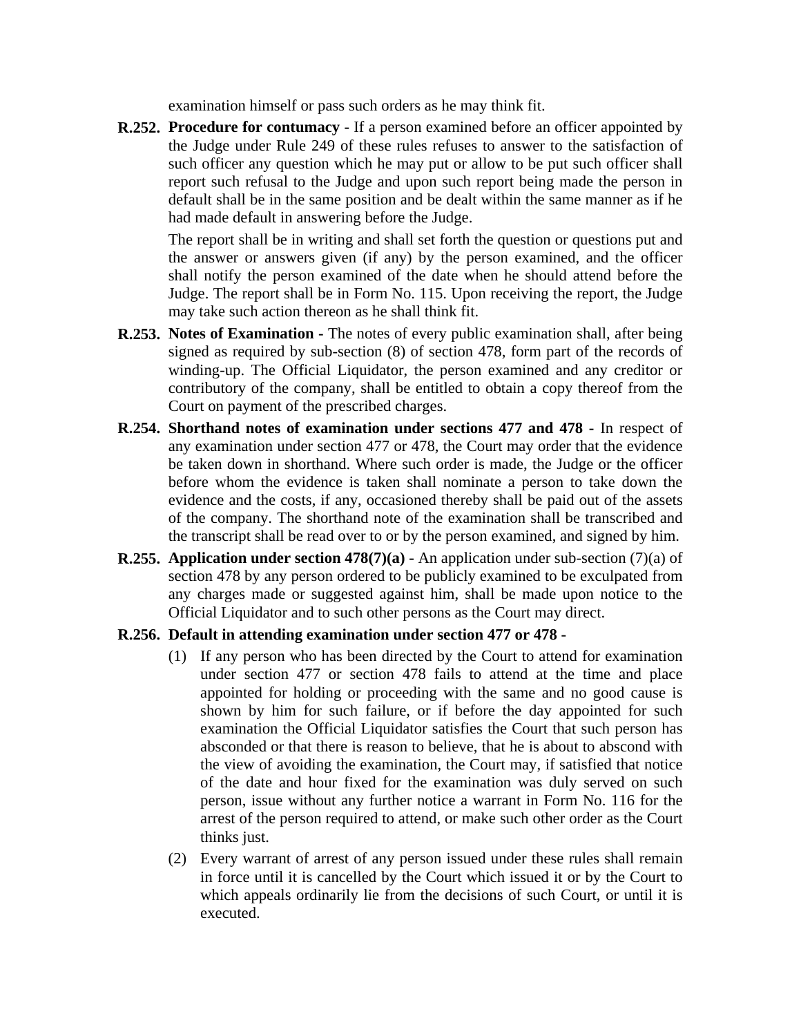examination himself or pass such orders as he may think fit.

**R.252. Procedure for contumacy -** If a person examined before an officer appointed by the Judge under Rule 249 of these rules refuses to answer to the satisfaction of such officer any question which he may put or allow to be put such officer shall report such refusal to the Judge and upon such report being made the person in default shall be in the same position and be dealt within the same manner as if he had made default in answering before the Judge.

The report shall be in writing and shall set forth the question or questions put and the answer or answers given (if any) by the person examined, and the officer shall notify the person examined of the date when he should attend before the Judge. The report shall be in Form No. 115. Upon receiving the report, the Judge may take such action thereon as he shall think fit.

**R.253. Notes of Examination -** The notes of every public examination shall, after being signed as required by sub-section (8) of section 478, form part of the records of winding-up. The Official Liquidator, the person examined and any creditor or contributory of the company, shall be entitled to obtain a copy thereof from the Court on payment of the prescribed charges.

**R.254. Shorthand notes of examination under sections 477 and 478 -** In respect of any examination under section 477 or 478, the Court may order that the evidence be taken down in shorthand. Where such order is made, the Judge or the officer before whom the evidence is taken shall nominate a person to take down the evidence and the costs, if any, occasioned thereby shall be paid out of the assets of the company. The shorthand note of the examination shall be transcribed and the transcript shall be read over to or by the person examined, and signed by him.

**R.255. Application under section 478(7)(a) -** An application under sub-section (7)(a) of section 478 by any person ordered to be publicly examined to be exculpated from any charges made or suggested against him, shall be made upon notice to the Official Liquidator and to such other persons as the Court may direct.

**R.256. Default in attending examination under section 477 or 478 -**

(1) If any person who has been directed by the Court to attend for examination under section 477 or section 478 fails to attend at the time and place appointed for holding or proceeding with the same and no good cause is shown by him for such failure, or if before the day appointed for such examination the Official Liquidator satisfies the Court that such person has absconded or that there is reason to believe, that he is about to abscond with the view of avoiding the examination, the Court may, if satisfied that notice of the date and hour fixed for the examination was duly served on such person, issue without any further notice a warrant in Form No. 116 for the arrest of the person required to attend, or make such other order as the Court thinks just.

(2) Every warrant of arrest of any person issued under these rules shall remain in force until it is cancelled by the Court which issued it or by the Court to which appeals ordinarily lie from the decisions of such Court, or until it is executed.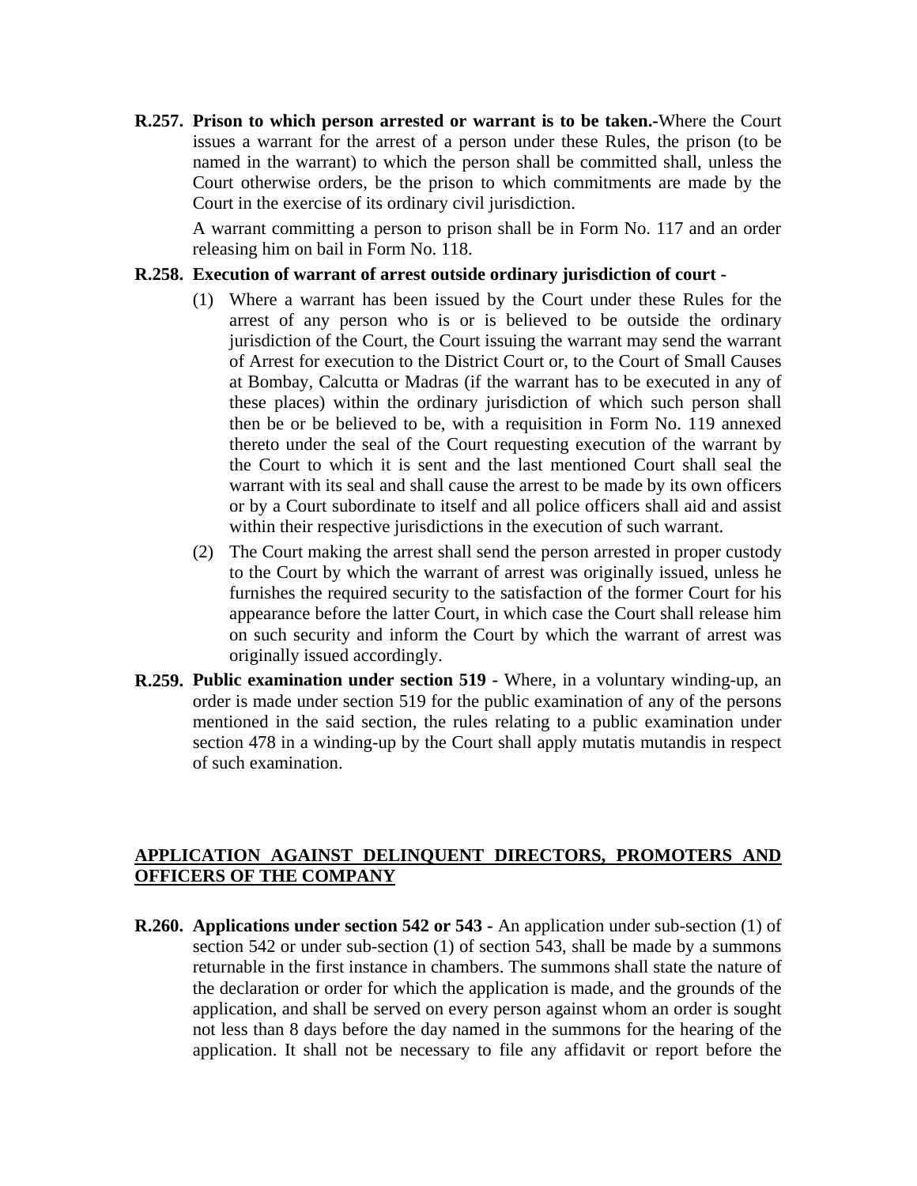**R.257. Prison to which person arrested or warrant is to be taken.-**Where the Court issues a warrant for the arrest of a person under these Rules, the prison (to be named in the warrant) to which the person shall be committed shall, unless the Court otherwise orders, be the prison to which commitments are made by the Court in the exercise of its ordinary civil jurisdiction.

A warrant committing a person to prison shall be in Form No. 117 and an order releasing him on bail in Form No. 118.

**R.258. Execution of warrant of arrest outside ordinary jurisdiction of court -**

(1) Where a warrant has been issued by the Court under these Rules for the arrest of any person who is or is believed to be outside the ordinary jurisdiction of the Court, the Court issuing the warrant may send the warrant of Arrest for execution to the District Court or, to the Court of Small Causes at Bombay, Calcutta or Madras (if the warrant has to be executed in any of these places) within the ordinary jurisdiction of which such person shall then be or be believed to be, with a requisition in Form No. 119 annexed thereto under the seal of the Court requesting execution of the warrant by the Court to which it is sent and the last mentioned Court shall seal the warrant with its seal and shall cause the arrest to be made by its own officers or by a Court subordinate to itself and all police officers shall aid and assist within their respective jurisdictions in the execution of such warrant.

(2) The Court making the arrest shall send the person arrested in proper custody to the Court by which the warrant of arrest was originally issued, unless he furnishes the required security to the satisfaction of the former Court for his appearance before the latter Court, in which case the Court shall release him on such security and inform the Court by which the warrant of arrest was originally issued accordingly.

**R.259. Public examination under section 519 -** Where, in a voluntary winding-up, an order is made under section 519 for the public examination of any of the persons mentioned in the said section, the rules relating to a public examination under section 478 in a winding-up by the Court shall apply mutatis mutandis in respect of such examination.

## APPLICATION AGAINST DELINQUENT DIRECTORS, PROMOTERS AND OFFICERS OF THE COMPANY

**R.260. Applications under section 542 or 543 -** An application under sub-section (1) of section 542 or under sub-section (1) of section 543, shall be made by a summons returnable in the first instance in chambers. The summons shall state the nature of the declaration or order for which the application is made, and the grounds of the application, and shall be served on every person against whom an order is sought not less than 8 days before the day named in the summons for the hearing of the application. It shall not be necessary to file any affidavit or report before the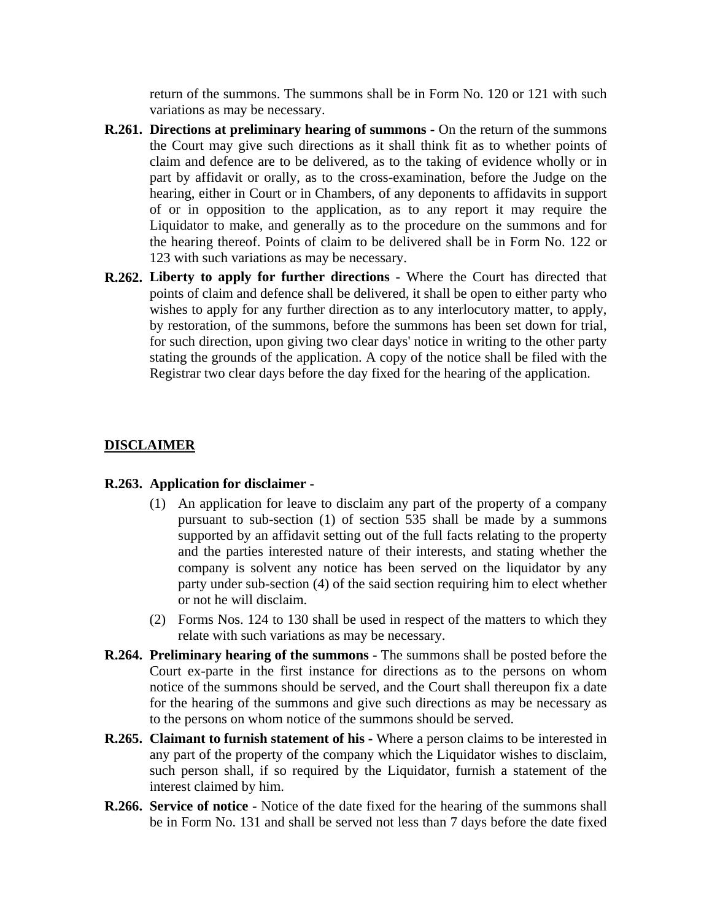return of the summons. The summons shall be in Form No. 120 or 121 with such variations as may be necessary.

**R.261. Directions at preliminary hearing of summons -** On the return of the summons the Court may give such directions as it shall think fit as to whether points of claim and defence are to be delivered, as to the taking of evidence wholly or in part by affidavit or orally, as to the cross-examination, before the Judge on the hearing, either in Court or in Chambers, of any deponents to affidavits in support of or in opposition to the application, as to any report it may require the Liquidator to make, and generally as to the procedure on the summons and for the hearing thereof. Points of claim to be delivered shall be in Form No. 122 or 123 with such variations as may be necessary.

**R.262. Liberty to apply for further directions -** Where the Court has directed that points of claim and defence shall be delivered, it shall be open to either party who wishes to apply for any further direction as to any interlocutory matter, to apply, by restoration, of the summons, before the summons has been set down for trial, for such direction, upon giving two clear days' notice in writing to the other party stating the grounds of the application. A copy of the notice shall be filed with the Registrar two clear days before the day fixed for the hearing of the application.

## DISCLAIMER

**R.263. Application for disclaimer -**

(1) An application for leave to disclaim any part of the property of a company pursuant to sub-section (1) of section 535 shall be made by a summons supported by an affidavit setting out of the full facts relating to the property and the parties interested nature of their interests, and stating whether the company is solvent any notice has been served on the liquidator by any party under sub-section (4) of the said section requiring him to elect whether or not he will disclaim.

(2) Forms Nos. 124 to 130 shall be used in respect of the matters to which they relate with such variations as may be necessary.

**R.264. Preliminary hearing of the summons -** The summons shall be posted before the Court ex-parte in the first instance for directions as to the persons on whom notice of the summons should be served, and the Court shall thereupon fix a date for the hearing of the summons and give such directions as may be necessary as to the persons on whom notice of the summons should be served.

**R.265. Claimant to furnish statement of his -** Where a person claims to be interested in any part of the property of the company which the Liquidator wishes to disclaim, such person shall, if so required by the Liquidator, furnish a statement of the interest claimed by him.

**R.266. Service of notice -** Notice of the date fixed for the hearing of the summons shall be in Form No. 131 and shall be served not less than 7 days before the date fixed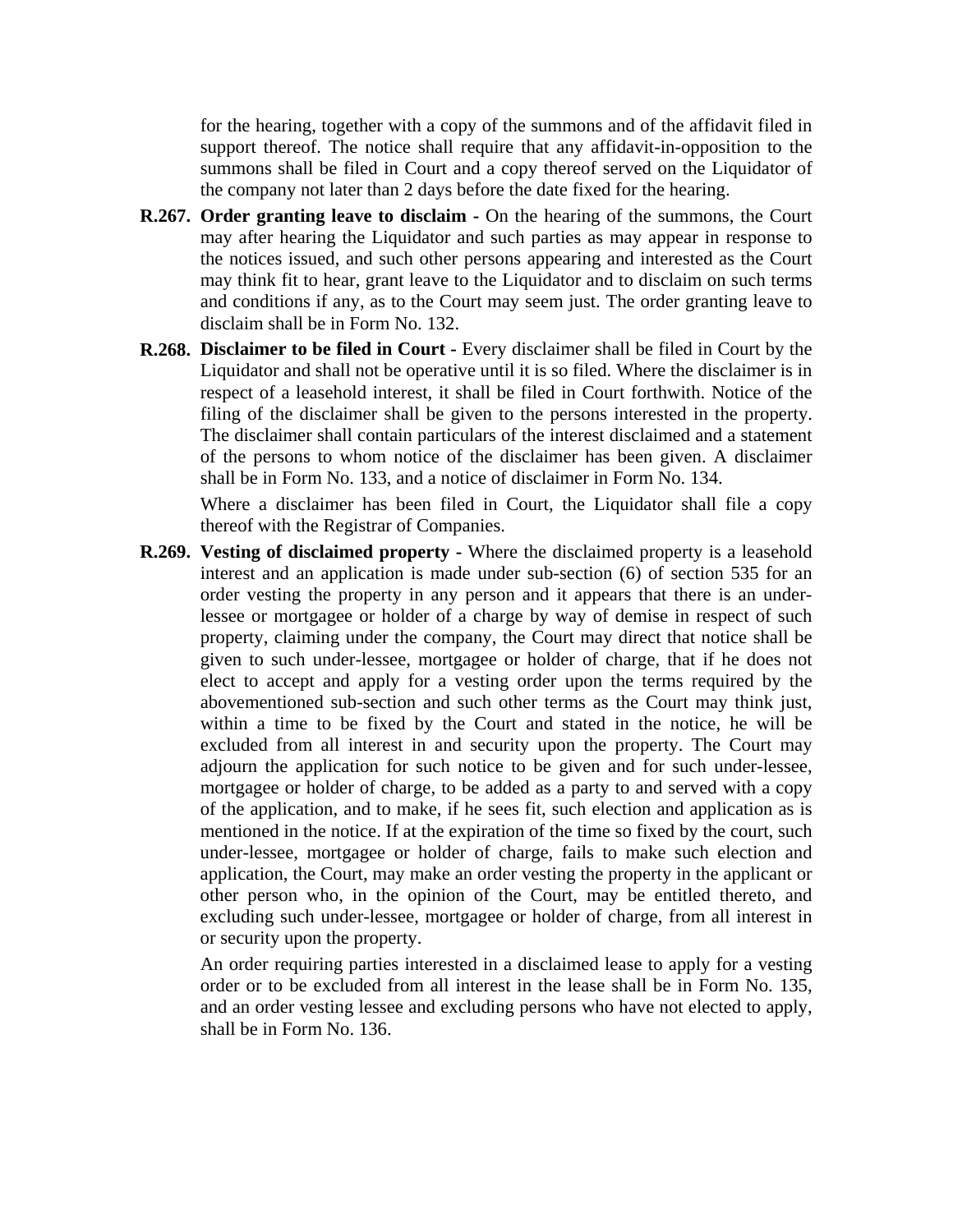for the hearing, together with a copy of the summons and of the affidavit filed in support thereof. The notice shall require that any affidavit-in-opposition to the summons shall be filed in Court and a copy thereof served on the Liquidator of the company not later than 2 days before the date fixed for the hearing.

**R.267. Order granting leave to disclaim -** On the hearing of the summons, the Court may after hearing the Liquidator and such parties as may appear in response to the notices issued, and such other persons appearing and interested as the Court may think fit to hear, grant leave to the Liquidator and to disclaim on such terms and conditions if any, as to the Court may seem just. The order granting leave to disclaim shall be in Form No. 132.

**R.268. Disclaimer to be filed in Court -** Every disclaimer shall be filed in Court by the Liquidator and shall not be operative until it is so filed. Where the disclaimer is in respect of a leasehold interest, it shall be filed in Court forthwith. Notice of the filing of the disclaimer shall be given to the persons interested in the property. The disclaimer shall contain particulars of the interest disclaimed and a statement of the persons to whom notice of the disclaimer has been given. A disclaimer shall be in Form No. 133, and a notice of disclaimer in Form No. 134.

Where a disclaimer has been filed in Court, the Liquidator shall file a copy thereof with the Registrar of Companies.

**R.269. Vesting of disclaimed property -** Where the disclaimed property is a leasehold interest and an application is made under sub-section (6) of section 535 for an order vesting the property in any person and it appears that there is an under-lessee or mortgagee or holder of a charge by way of demise in respect of such property, claiming under the company, the Court may direct that notice shall be given to such under-lessee, mortgagee or holder of charge, that if he does not elect to accept and apply for a vesting order upon the terms required by the abovementioned sub-section and such other terms as the Court may think just, within a time to be fixed by the Court and stated in the notice, he will be excluded from all interest in and security upon the property. The Court may adjourn the application for such notice to be given and for such under-lessee, mortgagee or holder of charge, to be added as a party to and served with a copy of the application, and to make, if he sees fit, such election and application as is mentioned in the notice. If at the expiration of the time so fixed by the court, such under-lessee, mortgagee or holder of charge, fails to make such election and application, the Court, may make an order vesting the property in the applicant or other person who, in the opinion of the Court, may be entitled thereto, and excluding such under-lessee, mortgagee or holder of charge, from all interest in or security upon the property.

An order requiring parties interested in a disclaimed lease to apply for a vesting order or to be excluded from all interest in the lease shall be in Form No. 135, and an order vesting lessee and excluding persons who have not elected to apply, shall be in Form No. 136.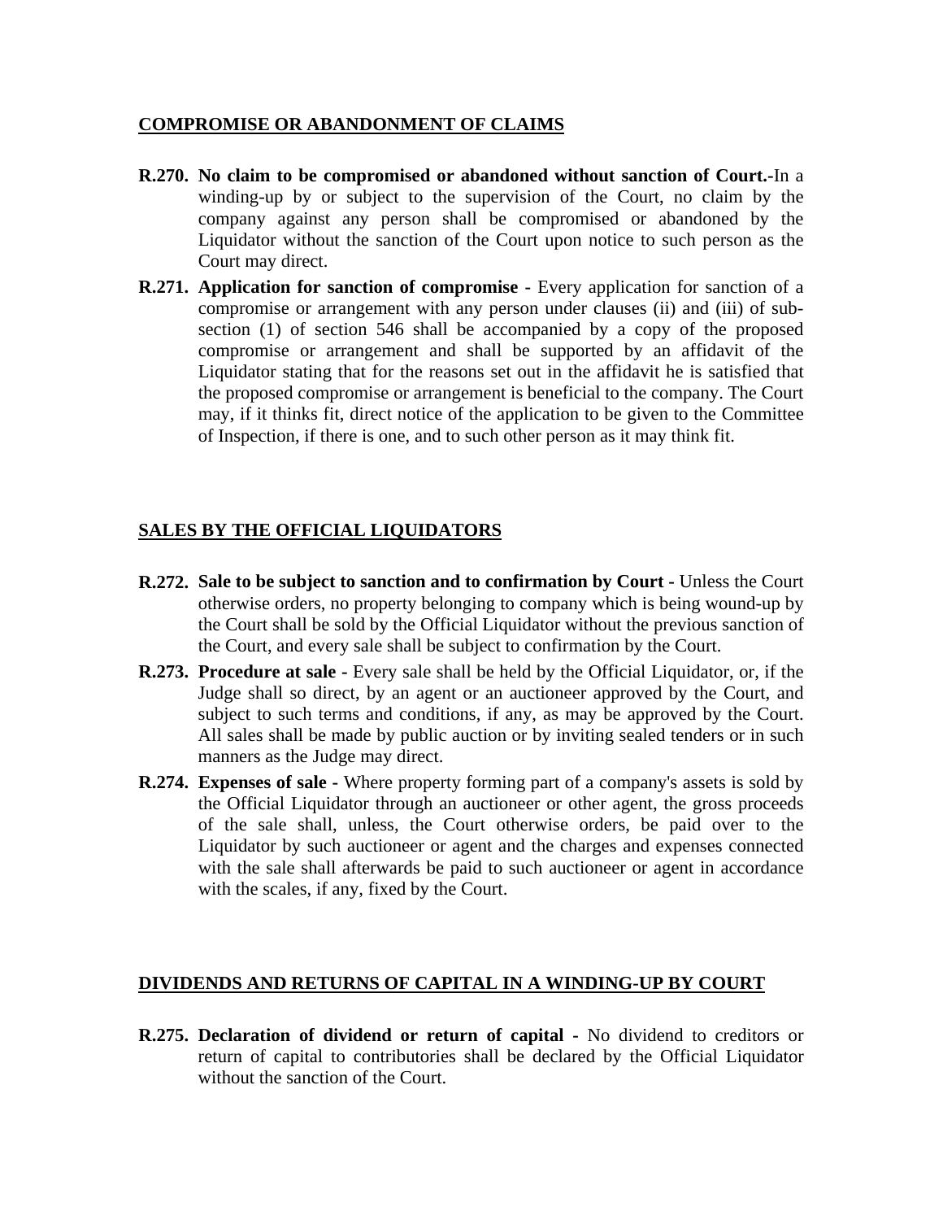## COMPROMISE OR ABANDONMENT OF CLAIMS

**R.270. No claim to be compromised or abandoned without sanction of Court.-**In a winding-up by or subject to the supervision of the Court, no claim by the company against any person shall be compromised or abandoned by the Liquidator without the sanction of the Court upon notice to such person as the Court may direct.

**R.271. Application for sanction of compromise -** Every application for sanction of a compromise or arrangement with any person under clauses (ii) and (iii) of sub-section (1) of section 546 shall be accompanied by a copy of the proposed compromise or arrangement and shall be supported by an affidavit of the Liquidator stating that for the reasons set out in the affidavit he is satisfied that the proposed compromise or arrangement is beneficial to the company. The Court may, if it thinks fit, direct notice of the application to be given to the Committee of Inspection, if there is one, and to such other person as it may think fit.

## SALES BY THE OFFICIAL LIQUIDATORS

**R.272. Sale to be subject to sanction and to confirmation by Court -** Unless the Court otherwise orders, no property belonging to company which is being wound-up by the Court shall be sold by the Official Liquidator without the previous sanction of the Court, and every sale shall be subject to confirmation by the Court.

**R.273. Procedure at sale -** Every sale shall be held by the Official Liquidator, or, if the Judge shall so direct, by an agent or an auctioneer approved by the Court, and subject to such terms and conditions, if any, as may be approved by the Court. All sales shall be made by public auction or by inviting sealed tenders or in such manners as the Judge may direct.

**R.274. Expenses of sale -** Where property forming part of a company's assets is sold by the Official Liquidator through an auctioneer or other agent, the gross proceeds of the sale shall, unless, the Court otherwise orders, be paid over to the Liquidator by such auctioneer or agent and the charges and expenses connected with the sale shall afterwards be paid to such auctioneer or agent in accordance with the scales, if any, fixed by the Court.

## DIVIDENDS AND RETURNS OF CAPITAL IN A WINDING-UP BY COURT

**R.275. Declaration of dividend or return of capital -** No dividend to creditors or return of capital to contributories shall be declared by the Official Liquidator without the sanction of the Court.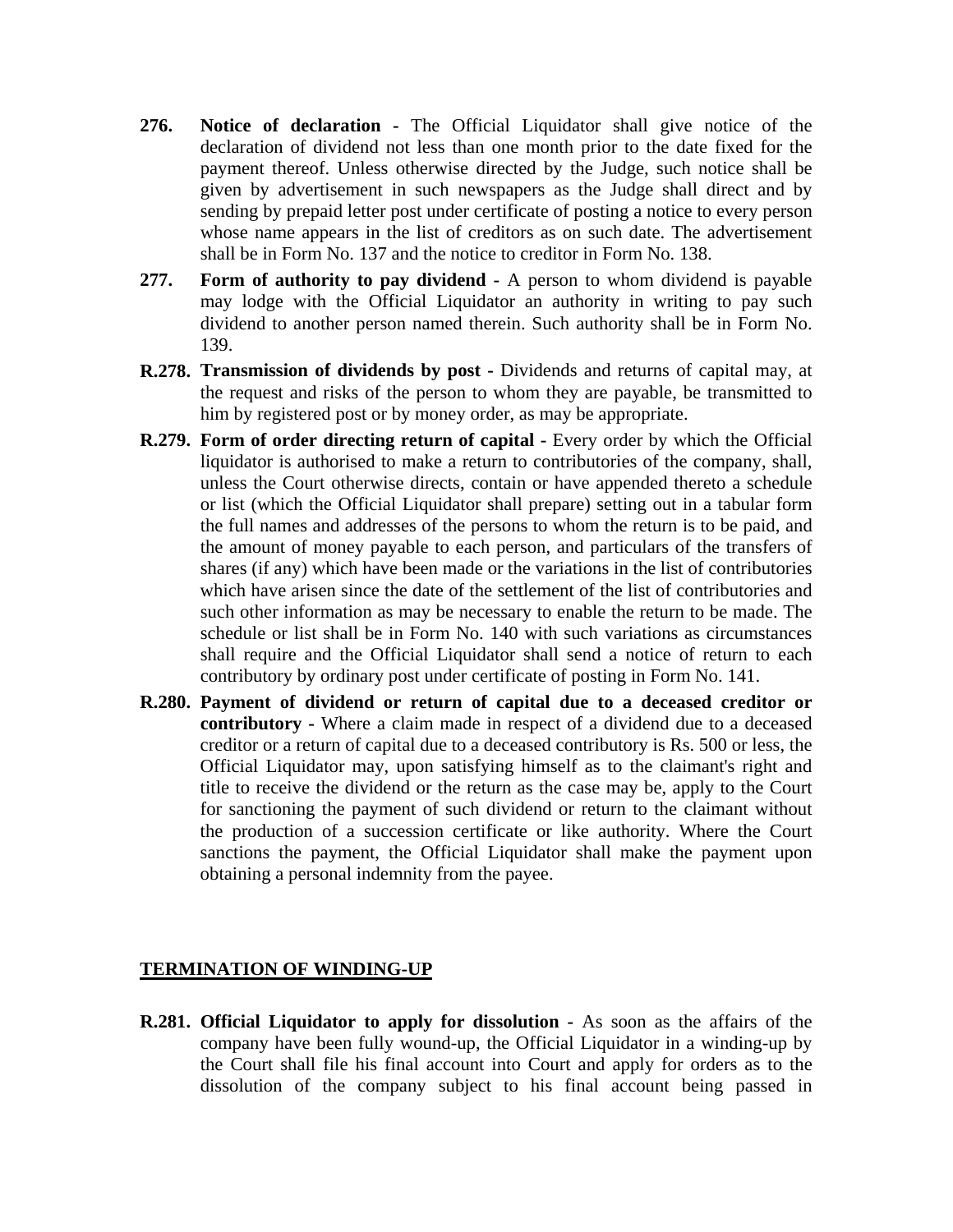**276. Notice of declaration -** The Official Liquidator shall give notice of the declaration of dividend not less than one month prior to the date fixed for the payment thereof. Unless otherwise directed by the Judge, such notice shall be given by advertisement in such newspapers as the Judge shall direct and by sending by prepaid letter post under certificate of posting a notice to every person whose name appears in the list of creditors as on such date. The advertisement shall be in Form No. 137 and the notice to creditor in Form No. 138.

**277. Form of authority to pay dividend -** A person to whom dividend is payable may lodge with the Official Liquidator an authority in writing to pay such dividend to another person named therein. Such authority shall be in Form No. 139.

**R.278. Transmission of dividends by post -** Dividends and returns of capital may, at the request and risks of the person to whom they are payable, be transmitted to him by registered post or by money order, as may be appropriate.

**R.279. Form of order directing return of capital -** Every order by which the Official liquidator is authorised to make a return to contributories of the company, shall, unless the Court otherwise directs, contain or have appended thereto a schedule or list (which the Official Liquidator shall prepare) setting out in a tabular form the full names and addresses of the persons to whom the return is to be paid, and the amount of money payable to each person, and particulars of the transfers of shares (if any) which have been made or the variations in the list of contributories which have arisen since the date of the settlement of the list of contributories and such other information as may be necessary to enable the return to be made. The schedule or list shall be in Form No. 140 with such variations as circumstances shall require and the Official Liquidator shall send a notice of return to each contributory by ordinary post under certificate of posting in Form No. 141.

**R.280. Payment of dividend or return of capital due to a deceased creditor or contributory -** Where a claim made in respect of a dividend due to a deceased creditor or a return of capital due to a deceased contributory is Rs. 500 or less, the Official Liquidator may, upon satisfying himself as to the claimant's right and title to receive the dividend or the return as the case may be, apply to the Court for sanctioning the payment of such dividend or return to the claimant without the production of a succession certificate or like authority. Where the Court sanctions the payment, the Official Liquidator shall make the payment upon obtaining a personal indemnity from the payee.

## TERMINATION OF WINDING-UP

**R.281. Official Liquidator to apply for dissolution -** As soon as the affairs of the company have been fully wound-up, the Official Liquidator in a winding-up by the Court shall file his final account into Court and apply for orders as to the dissolution of the company subject to his final account being passed in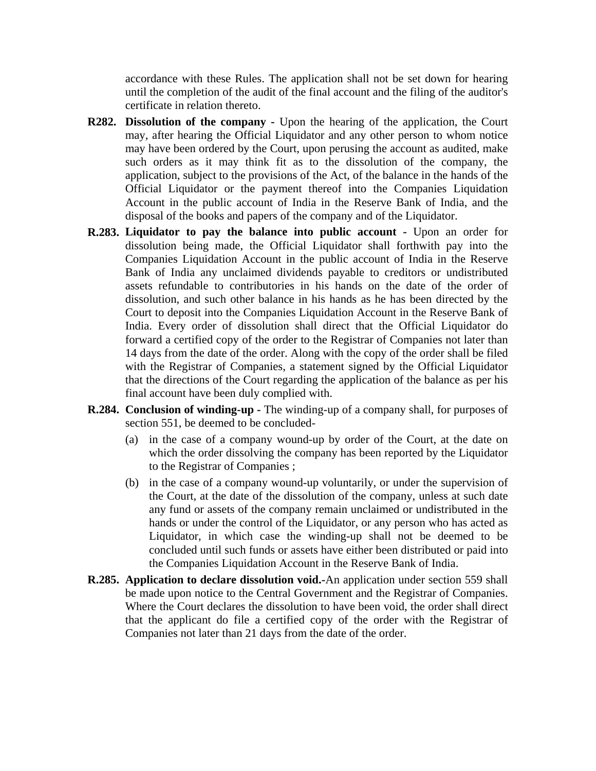accordance with these Rules. The application shall not be set down for hearing until the completion of the audit of the final account and the filing of the auditor's certificate in relation thereto.

**R282. Dissolution of the company -** Upon the hearing of the application, the Court may, after hearing the Official Liquidator and any other person to whom notice may have been ordered by the Court, upon perusing the account as audited, make such orders as it may think fit as to the dissolution of the company, the application, subject to the provisions of the Act, of the balance in the hands of the Official Liquidator or the payment thereof into the Companies Liquidation Account in the public account of India in the Reserve Bank of India, and the disposal of the books and papers of the company and of the Liquidator.

**R.283. Liquidator to pay the balance into public account -** Upon an order for dissolution being made, the Official Liquidator shall forthwith pay into the Companies Liquidation Account in the public account of India in the Reserve Bank of India any unclaimed dividends payable to creditors or undistributed assets refundable to contributories in his hands on the date of the order of dissolution, and such other balance in his hands as he has been directed by the Court to deposit into the Companies Liquidation Account in the Reserve Bank of India. Every order of dissolution shall direct that the Official Liquidator do forward a certified copy of the order to the Registrar of Companies not later than 14 days from the date of the order. Along with the copy of the order shall be filed with the Registrar of Companies, a statement signed by the Official Liquidator that the directions of the Court regarding the application of the balance as per his final account have been duly complied with.

**R.284. Conclusion of winding-up -** The winding-up of a company shall, for purposes of section 551, be deemed to be concluded-

(a) in the case of a company wound-up by order of the Court, at the date on which the order dissolving the company has been reported by the Liquidator to the Registrar of Companies ;

(b) in the case of a company wound-up voluntarily, or under the supervision of the Court, at the date of the dissolution of the company, unless at such date any fund or assets of the company remain unclaimed or undistributed in the hands or under the control of the Liquidator, or any person who has acted as Liquidator, in which case the winding-up shall not be deemed to be concluded until such funds or assets have either been distributed or paid into the Companies Liquidation Account in the Reserve Bank of India.

**R.285. Application to declare dissolution void.-**An application under section 559 shall be made upon notice to the Central Government and the Registrar of Companies. Where the Court declares the dissolution to have been void, the order shall direct that the applicant do file a certified copy of the order with the Registrar of Companies not later than 21 days from the date of the order.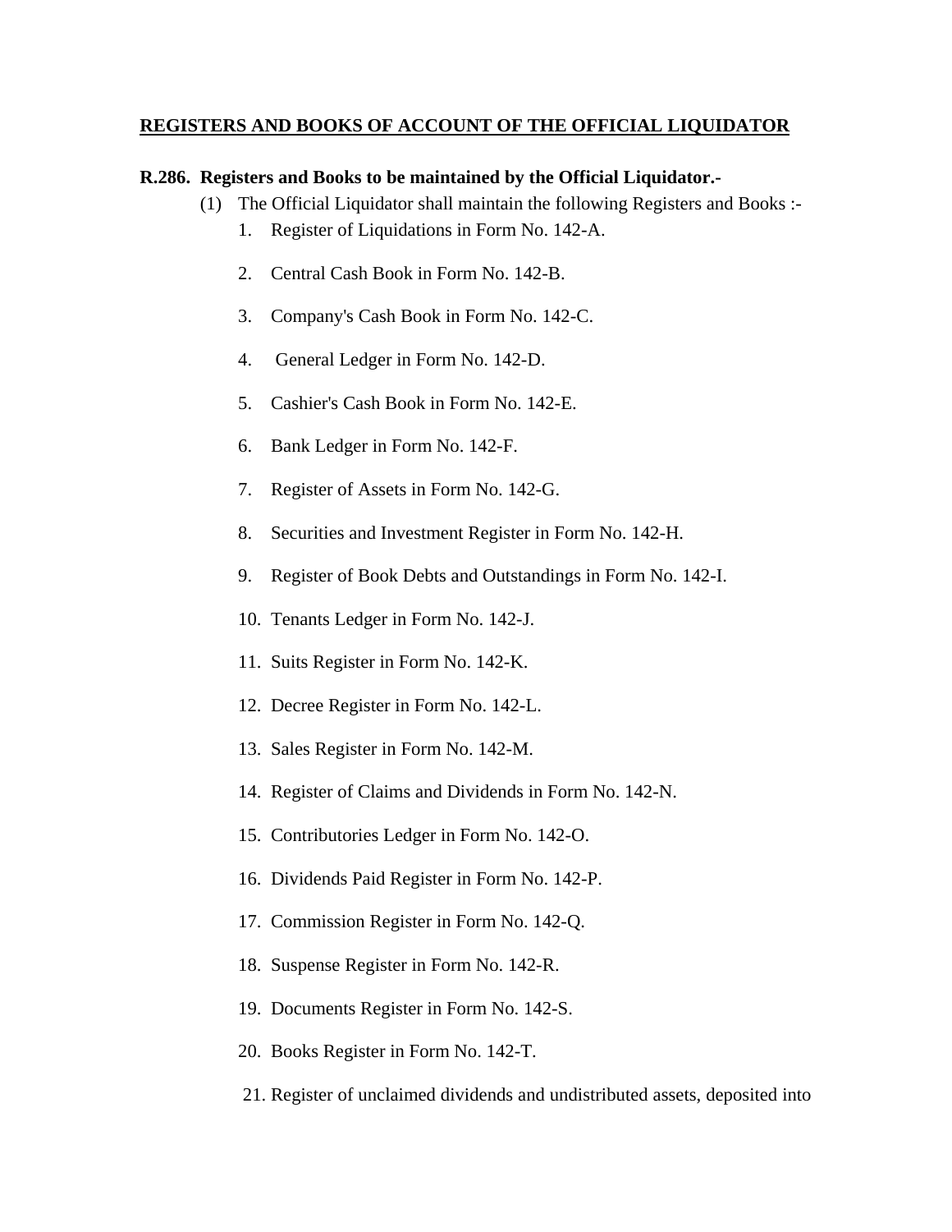## REGISTERS AND BOOKS OF ACCOUNT OF THE OFFICIAL LIQUIDATOR

**R.286. Registers and Books to be maintained by the Official Liquidator.-**

(1) The Official Liquidator shall maintain the following Registers and Books :-

1. Register of Liquidations in Form No. 142-A.
2. Central Cash Book in Form No. 142-B.
3. Company's Cash Book in Form No. 142-C.
4. General Ledger in Form No. 142-D.
5. Cashier's Cash Book in Form No. 142-E.
6. Bank Ledger in Form No. 142-F.
7. Register of Assets in Form No. 142-G.
8. Securities and Investment Register in Form No. 142-H.
9. Register of Book Debts and Outstandings in Form No. 142-I.
10. Tenants Ledger in Form No. 142-J.
11. Suits Register in Form No. 142-K.
12. Decree Register in Form No. 142-L.
13. Sales Register in Form No. 142-M.
14. Register of Claims and Dividends in Form No. 142-N.
15. Contributories Ledger in Form No. 142-O.
16. Dividends Paid Register in Form No. 142-P.
17. Commission Register in Form No. 142-Q.
18. Suspense Register in Form No. 142-R.
19. Documents Register in Form No. 142-S.
20. Books Register in Form No. 142-T.
21. Register of unclaimed dividends and undistributed assets, deposited into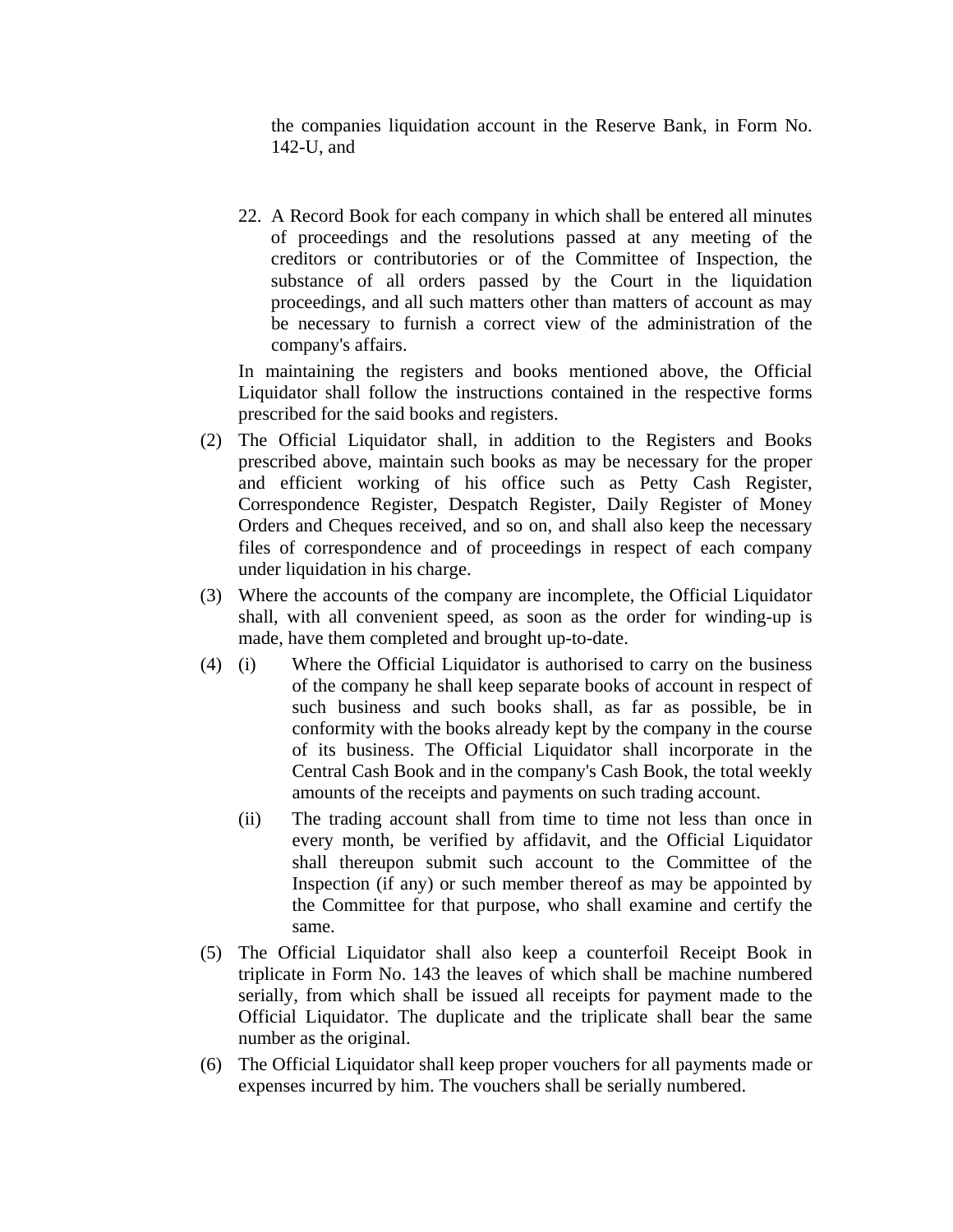the companies liquidation account in the Reserve Bank, in Form No. 142-U, and

22. A Record Book for each company in which shall be entered all minutes of proceedings and the resolutions passed at any meeting of the creditors or contributories or of the Committee of Inspection, the substance of all orders passed by the Court in the liquidation proceedings, and all such matters other than matters of account as may be necessary to furnish a correct view of the administration of the company's affairs.

In maintaining the registers and books mentioned above, the Official Liquidator shall follow the instructions contained in the respective forms prescribed for the said books and registers.

(2) The Official Liquidator shall, in addition to the Registers and Books prescribed above, maintain such books as may be necessary for the proper and efficient working of his office such as Petty Cash Register, Correspondence Register, Despatch Register, Daily Register of Money Orders and Cheques received, and so on, and shall also keep the necessary files of correspondence and of proceedings in respect of each company under liquidation in his charge.

(3) Where the accounts of the company are incomplete, the Official Liquidator shall, with all convenient speed, as soon as the order for winding-up is made, have them completed and brought up-to-date.

(4) (i) Where the Official Liquidator is authorised to carry on the business of the company he shall keep separate books of account in respect of such business and such books shall, as far as possible, be in conformity with the books already kept by the company in the course of its business. The Official Liquidator shall incorporate in the Central Cash Book and in the company's Cash Book, the total weekly amounts of the receipts and payments on such trading account.

(ii) The trading account shall from time to time not less than once in every month, be verified by affidavit, and the Official Liquidator shall thereupon submit such account to the Committee of the Inspection (if any) or such member thereof as may be appointed by the Committee for that purpose, who shall examine and certify the same.

(5) The Official Liquidator shall also keep a counterfoil Receipt Book in triplicate in Form No. 143 the leaves of which shall be machine numbered serially, from which shall be issued all receipts for payment made to the Official Liquidator. The duplicate and the triplicate shall bear the same number as the original.

(6) The Official Liquidator shall keep proper vouchers for all payments made or expenses incurred by him. The vouchers shall be serially numbered.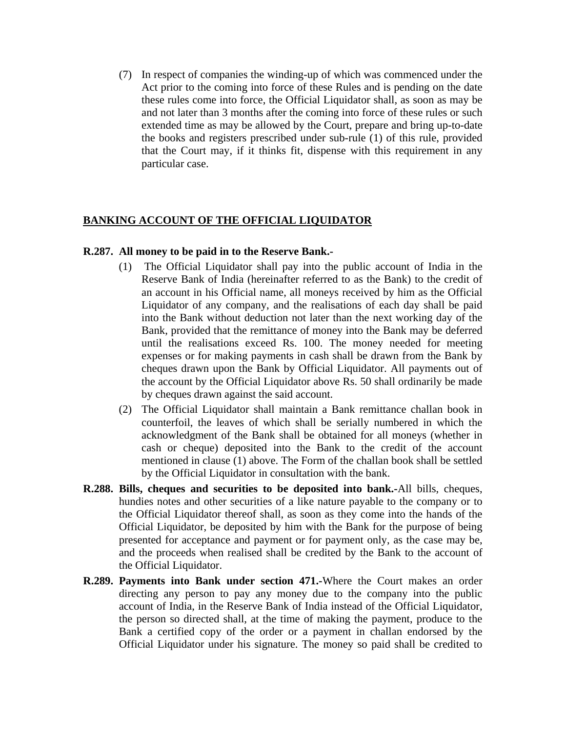(7) In respect of companies the winding-up of which was commenced under the Act prior to the coming into force of these Rules and is pending on the date these rules come into force, the Official Liquidator shall, as soon as may be and not later than 3 months after the coming into force of these rules or such extended time as may be allowed by the Court, prepare and bring up-to-date the books and registers prescribed under sub-rule (1) of this rule, provided that the Court may, if it thinks fit, dispense with this requirement in any particular case.

## BANKING ACCOUNT OF THE OFFICIAL LIQUIDATOR

**R.287. All money to be paid in to the Reserve Bank.-**

(1) The Official Liquidator shall pay into the public account of India in the Reserve Bank of India (hereinafter referred to as the Bank) to the credit of an account in his Official name, all moneys received by him as the Official Liquidator of any company, and the realisations of each day shall be paid into the Bank without deduction not later than the next working day of the Bank, provided that the remittance of money into the Bank may be deferred until the realisations exceed Rs. 100. The money needed for meeting expenses or for making payments in cash shall be drawn from the Bank by cheques drawn upon the Bank by Official Liquidator. All payments out of the account by the Official Liquidator above Rs. 50 shall ordinarily be made by cheques drawn against the said account.

(2) The Official Liquidator shall maintain a Bank remittance challan book in counterfoil, the leaves of which shall be serially numbered in which the acknowledgment of the Bank shall be obtained for all moneys (whether in cash or cheque) deposited into the Bank to the credit of the account mentioned in clause (1) above. The Form of the challan book shall be settled by the Official Liquidator in consultation with the bank.

**R.288. Bills, cheques and securities to be deposited into bank.-**All bills, cheques, hundies notes and other securities of a like nature payable to the company or to the Official Liquidator thereof shall, as soon as they come into the hands of the Official Liquidator, be deposited by him with the Bank for the purpose of being presented for acceptance and payment or for payment only, as the case may be, and the proceeds when realised shall be credited by the Bank to the account of the Official Liquidator.

**R.289. Payments into Bank under section 471.-**Where the Court makes an order directing any person to pay any money due to the company into the public account of India, in the Reserve Bank of India instead of the Official Liquidator, the person so directed shall, at the time of making the payment, produce to the Bank a certified copy of the order or a payment in challan endorsed by the Official Liquidator under his signature. The money so paid shall be credited to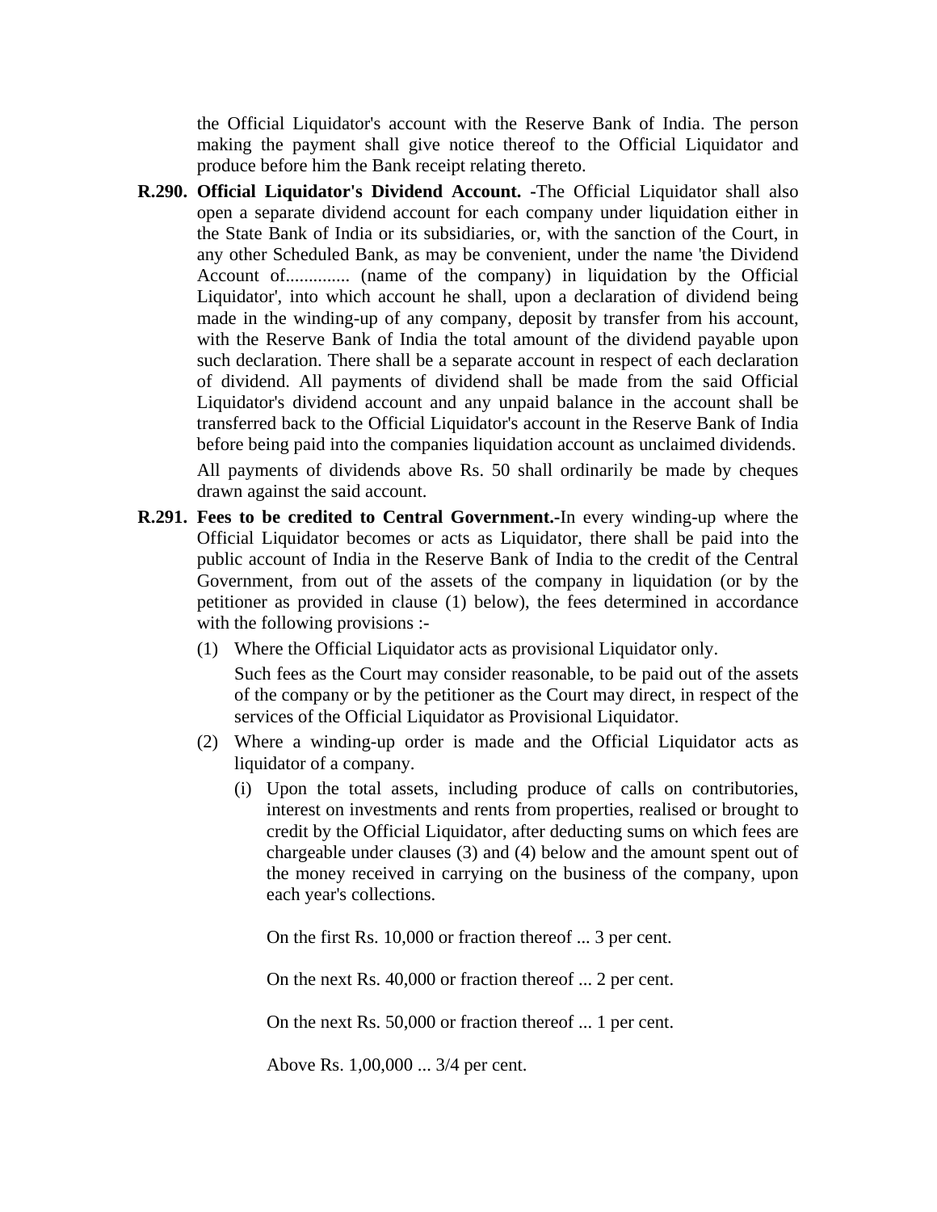the Official Liquidator's account with the Reserve Bank of India. The person making the payment shall give notice thereof to the Official Liquidator and produce before him the Bank receipt relating thereto.

**R.290. Official Liquidator's Dividend Account.** -The Official Liquidator shall also open a separate dividend account for each company under liquidation either in the State Bank of India or its subsidiaries, or, with the sanction of the Court, in any other Scheduled Bank, as may be convenient, under the name 'the Dividend Account of.............. (name of the company) in liquidation by the Official Liquidator', into which account he shall, upon a declaration of dividend being made in the winding-up of any company, deposit by transfer from his account, with the Reserve Bank of India the total amount of the dividend payable upon such declaration. There shall be a separate account in respect of each declaration of dividend. All payments of dividend shall be made from the said Official Liquidator's dividend account and any unpaid balance in the account shall be transferred back to the Official Liquidator's account in the Reserve Bank of India before being paid into the companies liquidation account as unclaimed dividends.

All payments of dividends above Rs. 50 shall ordinarily be made by cheques drawn against the said account.

**R.291. Fees to be credited to Central Government.**-In every winding-up where the Official Liquidator becomes or acts as Liquidator, there shall be paid into the public account of India in the Reserve Bank of India to the credit of the Central Government, from out of the assets of the company in liquidation (or by the petitioner as provided in clause (1) below), the fees determined in accordance with the following provisions :-

(1) Where the Official Liquidator acts as provisional Liquidator only.

Such fees as the Court may consider reasonable, to be paid out of the assets of the company or by the petitioner as the Court may direct, in respect of the services of the Official Liquidator as Provisional Liquidator.

(2) Where a winding-up order is made and the Official Liquidator acts as liquidator of a company.

(i) Upon the total assets, including produce of calls on contributories, interest on investments and rents from properties, realised or brought to credit by the Official Liquidator, after deducting sums on which fees are chargeable under clauses (3) and (4) below and the amount spent out of the money received in carrying on the business of the company, upon each year's collections.

On the first Rs. 10,000 or fraction thereof ... 3 per cent.

On the next Rs. 40,000 or fraction thereof ... 2 per cent.

On the next Rs. 50,000 or fraction thereof ... 1 per cent.

Above Rs. 1,00,000 ... 3/4 per cent.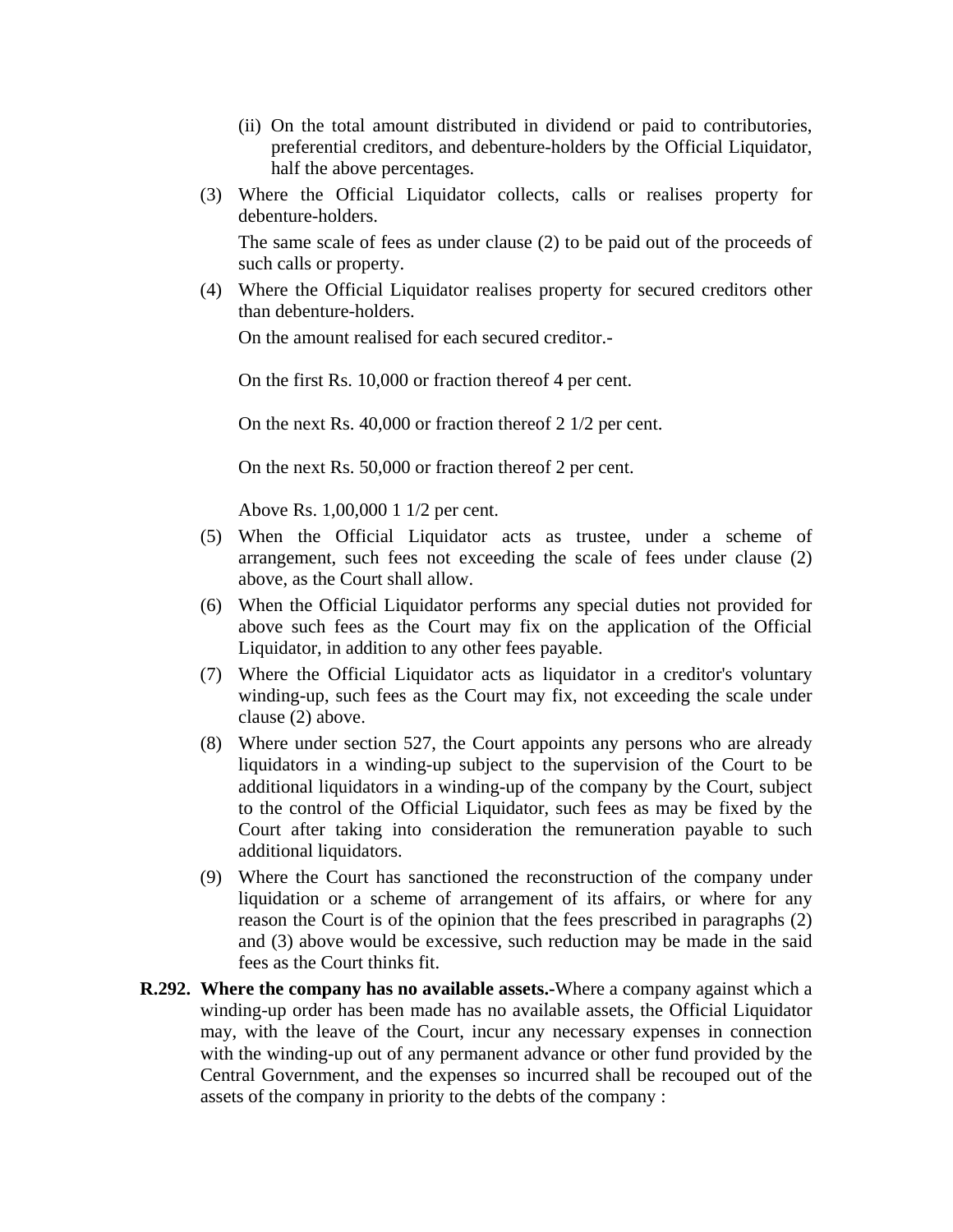(ii) On the total amount distributed in dividend or paid to contributories, preferential creditors, and debenture-holders by the Official Liquidator, half the above percentages.

(3) Where the Official Liquidator collects, calls or realises property for debenture-holders.

The same scale of fees as under clause (2) to be paid out of the proceeds of such calls or property.

(4) Where the Official Liquidator realises property for secured creditors other than debenture-holders.

On the amount realised for each secured creditor.-

On the first Rs. 10,000 or fraction thereof 4 per cent.

On the next Rs. 40,000 or fraction thereof 2 1/2 per cent.

On the next Rs. 50,000 or fraction thereof 2 per cent.

Above Rs. 1,00,000 1 1/2 per cent.

(5) When the Official Liquidator acts as trustee, under a scheme of arrangement, such fees not exceeding the scale of fees under clause (2) above, as the Court shall allow.

(6) When the Official Liquidator performs any special duties not provided for above such fees as the Court may fix on the application of the Official Liquidator, in addition to any other fees payable.

(7) Where the Official Liquidator acts as liquidator in a creditor's voluntary winding-up, such fees as the Court may fix, not exceeding the scale under clause (2) above.

(8) Where under section 527, the Court appoints any persons who are already liquidators in a winding-up subject to the supervision of the Court to be additional liquidators in a winding-up of the company by the Court, subject to the control of the Official Liquidator, such fees as may be fixed by the Court after taking into consideration the remuneration payable to such additional liquidators.

(9) Where the Court has sanctioned the reconstruction of the company under liquidation or a scheme of arrangement of its affairs, or where for any reason the Court is of the opinion that the fees prescribed in paragraphs (2) and (3) above would be excessive, such reduction may be made in the said fees as the Court thinks fit.

**R.292. Where the company has no available assets.-**Where a company against which a winding-up order has been made has no available assets, the Official Liquidator may, with the leave of the Court, incur any necessary expenses in connection with the winding-up out of any permanent advance or other fund provided by the Central Government, and the expenses so incurred shall be recouped out of the assets of the company in priority to the debts of the company :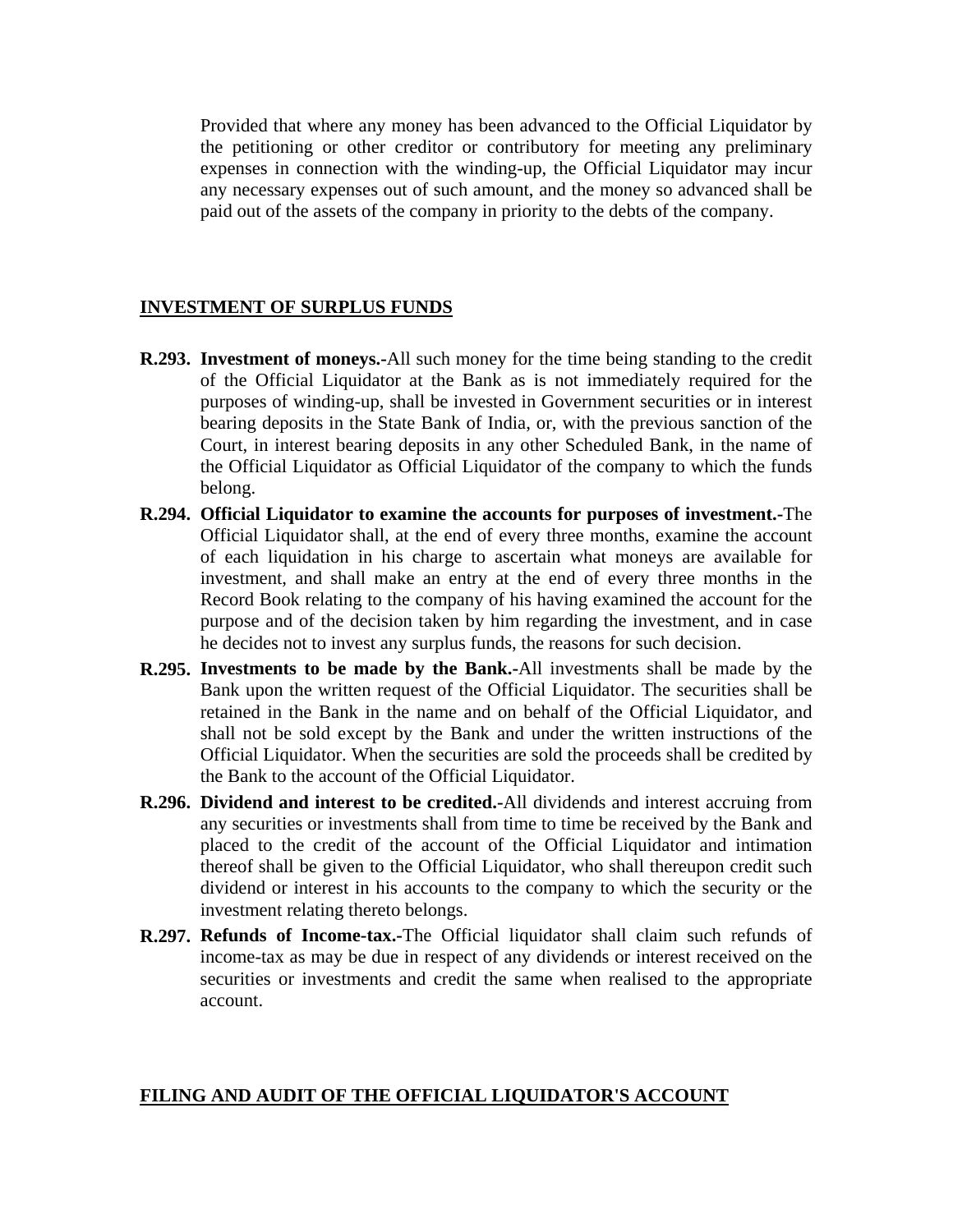Provided that where any money has been advanced to the Official Liquidator by the petitioning or other creditor or contributory for meeting any preliminary expenses in connection with the winding-up, the Official Liquidator may incur any necessary expenses out of such amount, and the money so advanced shall be paid out of the assets of the company in priority to the debts of the company.

## INVESTMENT OF SURPLUS FUNDS

**R.293. Investment of moneys.-**All such money for the time being standing to the credit of the Official Liquidator at the Bank as is not immediately required for the purposes of winding-up, shall be invested in Government securities or in interest bearing deposits in the State Bank of India, or, with the previous sanction of the Court, in interest bearing deposits in any other Scheduled Bank, in the name of the Official Liquidator as Official Liquidator of the company to which the funds belong.

**R.294. Official Liquidator to examine the accounts for purposes of investment.-**The Official Liquidator shall, at the end of every three months, examine the account of each liquidation in his charge to ascertain what moneys are available for investment, and shall make an entry at the end of every three months in the Record Book relating to the company of his having examined the account for the purpose and of the decision taken by him regarding the investment, and in case he decides not to invest any surplus funds, the reasons for such decision.

**R.295. Investments to be made by the Bank.-**All investments shall be made by the Bank upon the written request of the Official Liquidator. The securities shall be retained in the Bank in the name and on behalf of the Official Liquidator, and shall not be sold except by the Bank and under the written instructions of the Official Liquidator. When the securities are sold the proceeds shall be credited by the Bank to the account of the Official Liquidator.

**R.296. Dividend and interest to be credited.-**All dividends and interest accruing from any securities or investments shall from time to time be received by the Bank and placed to the credit of the account of the Official Liquidator and intimation thereof shall be given to the Official Liquidator, who shall thereupon credit such dividend or interest in his accounts to the company to which the security or the investment relating thereto belongs.

**R.297. Refunds of Income-tax.-**The Official liquidator shall claim such refunds of income-tax as may be due in respect of any dividends or interest received on the securities or investments and credit the same when realised to the appropriate account.

## FILING AND AUDIT OF THE OFFICIAL LIQUIDATOR'S ACCOUNT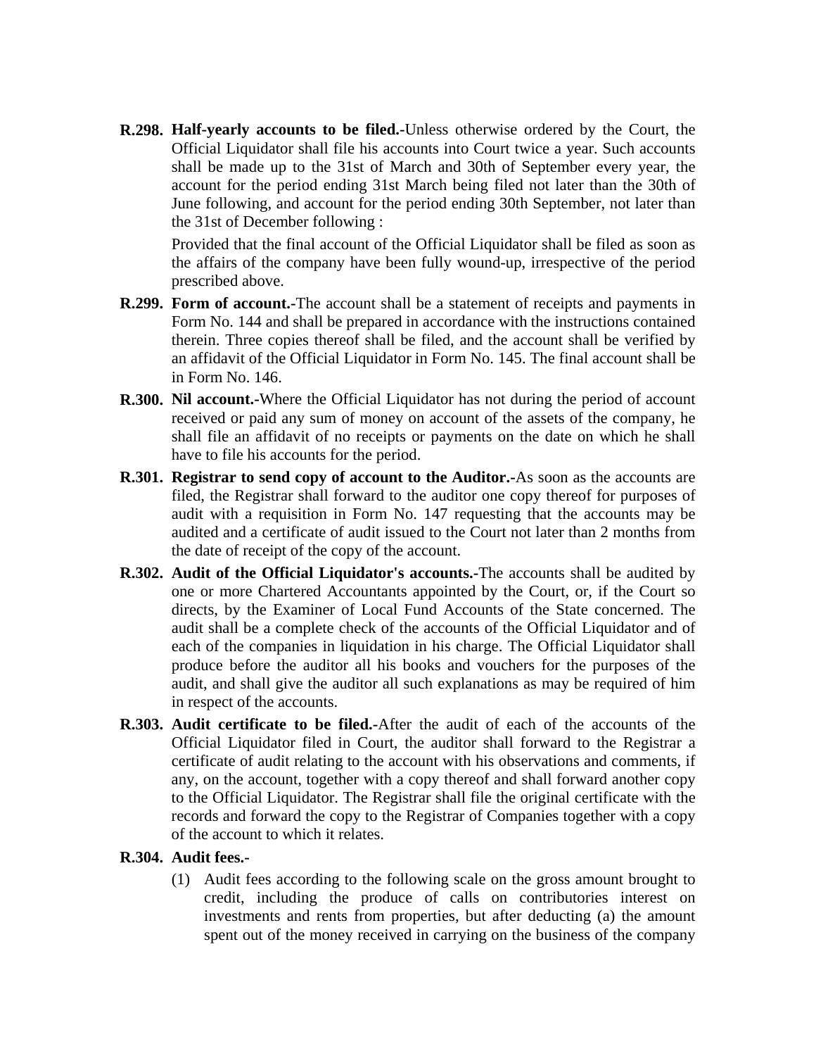**R.298. Half-yearly accounts to be filed.-**Unless otherwise ordered by the Court, the Official Liquidator shall file his accounts into Court twice a year. Such accounts shall be made up to the 31st of March and 30th of September every year, the account for the period ending 31st March being filed not later than the 30th of June following, and account for the period ending 30th September, not later than the 31st of December following :

Provided that the final account of the Official Liquidator shall be filed as soon as the affairs of the company have been fully wound-up, irrespective of the period prescribed above.

**R.299. Form of account.-**The account shall be a statement of receipts and payments in Form No. 144 and shall be prepared in accordance with the instructions contained therein. Three copies thereof shall be filed, and the account shall be verified by an affidavit of the Official Liquidator in Form No. 145. The final account shall be in Form No. 146.

**R.300. Nil account.-**Where the Official Liquidator has not during the period of account received or paid any sum of money on account of the assets of the company, he shall file an affidavit of no receipts or payments on the date on which he shall have to file his accounts for the period.

**R.301. Registrar to send copy of account to the Auditor.-**As soon as the accounts are filed, the Registrar shall forward to the auditor one copy thereof for purposes of audit with a requisition in Form No. 147 requesting that the accounts may be audited and a certificate of audit issued to the Court not later than 2 months from the date of receipt of the copy of the account.

**R.302. Audit of the Official Liquidator's accounts.-**The accounts shall be audited by one or more Chartered Accountants appointed by the Court, or, if the Court so directs, by the Examiner of Local Fund Accounts of the State concerned. The audit shall be a complete check of the accounts of the Official Liquidator and of each of the companies in liquidation in his charge. The Official Liquidator shall produce before the auditor all his books and vouchers for the purposes of the audit, and shall give the auditor all such explanations as may be required of him in respect of the accounts.

**R.303. Audit certificate to be filed.-**After the audit of each of the accounts of the Official Liquidator filed in Court, the auditor shall forward to the Registrar a certificate of audit relating to the account with his observations and comments, if any, on the account, together with a copy thereof and shall forward another copy to the Official Liquidator. The Registrar shall file the original certificate with the records and forward the copy to the Registrar of Companies together with a copy of the account to which it relates.

**R.304. Audit fees.-**

(1) Audit fees according to the following scale on the gross amount brought to credit, including the produce of calls on contributories interest on investments and rents from properties, but after deducting (a) the amount spent out of the money received in carrying on the business of the company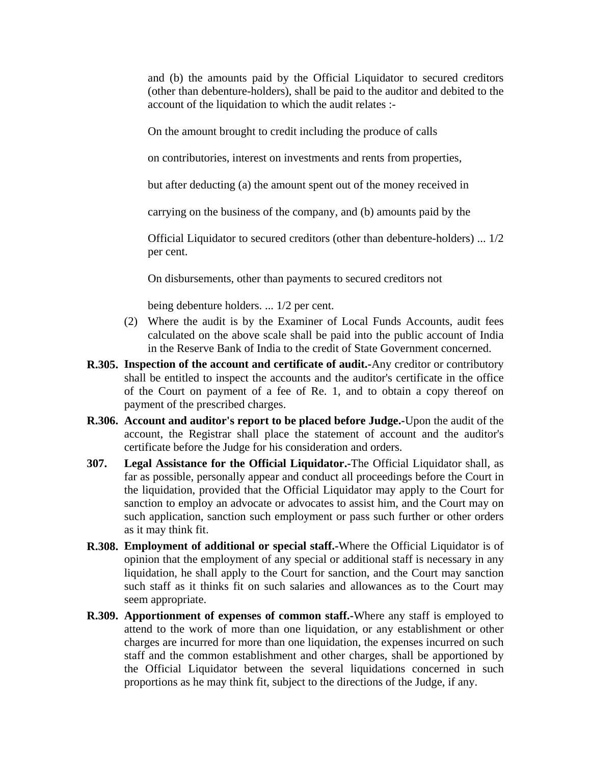and (b) the amounts paid by the Official Liquidator to secured creditors (other than debenture-holders), shall be paid to the auditor and debited to the account of the liquidation to which the audit relates :-

On the amount brought to credit including the produce of calls

on contributories, interest on investments and rents from properties,

but after deducting (a) the amount spent out of the money received in

carrying on the business of the company, and (b) amounts paid by the

Official Liquidator to secured creditors (other than debenture-holders) ... 1/2 per cent.

On disbursements, other than payments to secured creditors not

being debenture holders. ... 1/2 per cent.

(2) Where the audit is by the Examiner of Local Funds Accounts, audit fees calculated on the above scale shall be paid into the public account of India in the Reserve Bank of India to the credit of State Government concerned.

**R.305. Inspection of the account and certificate of audit.-**Any creditor or contributory shall be entitled to inspect the accounts and the auditor's certificate in the office of the Court on payment of a fee of Re. 1, and to obtain a copy thereof on payment of the prescribed charges.

**R.306. Account and auditor's report to be placed before Judge.-**Upon the audit of the account, the Registrar shall place the statement of account and the auditor's certificate before the Judge for his consideration and orders.

**307. Legal Assistance for the Official Liquidator.-**The Official Liquidator shall, as far as possible, personally appear and conduct all proceedings before the Court in the liquidation, provided that the Official Liquidator may apply to the Court for sanction to employ an advocate or advocates to assist him, and the Court may on such application, sanction such employment or pass such further or other orders as it may think fit.

**R.308. Employment of additional or special staff.-**Where the Official Liquidator is of opinion that the employment of any special or additional staff is necessary in any liquidation, he shall apply to the Court for sanction, and the Court may sanction such staff as it thinks fit on such salaries and allowances as to the Court may seem appropriate.

**R.309. Apportionment of expenses of common staff.-**Where any staff is employed to attend to the work of more than one liquidation, or any establishment or other charges are incurred for more than one liquidation, the expenses incurred on such staff and the common establishment and other charges, shall be apportioned by the Official Liquidator between the several liquidations concerned in such proportions as he may think fit, subject to the directions of the Judge, if any.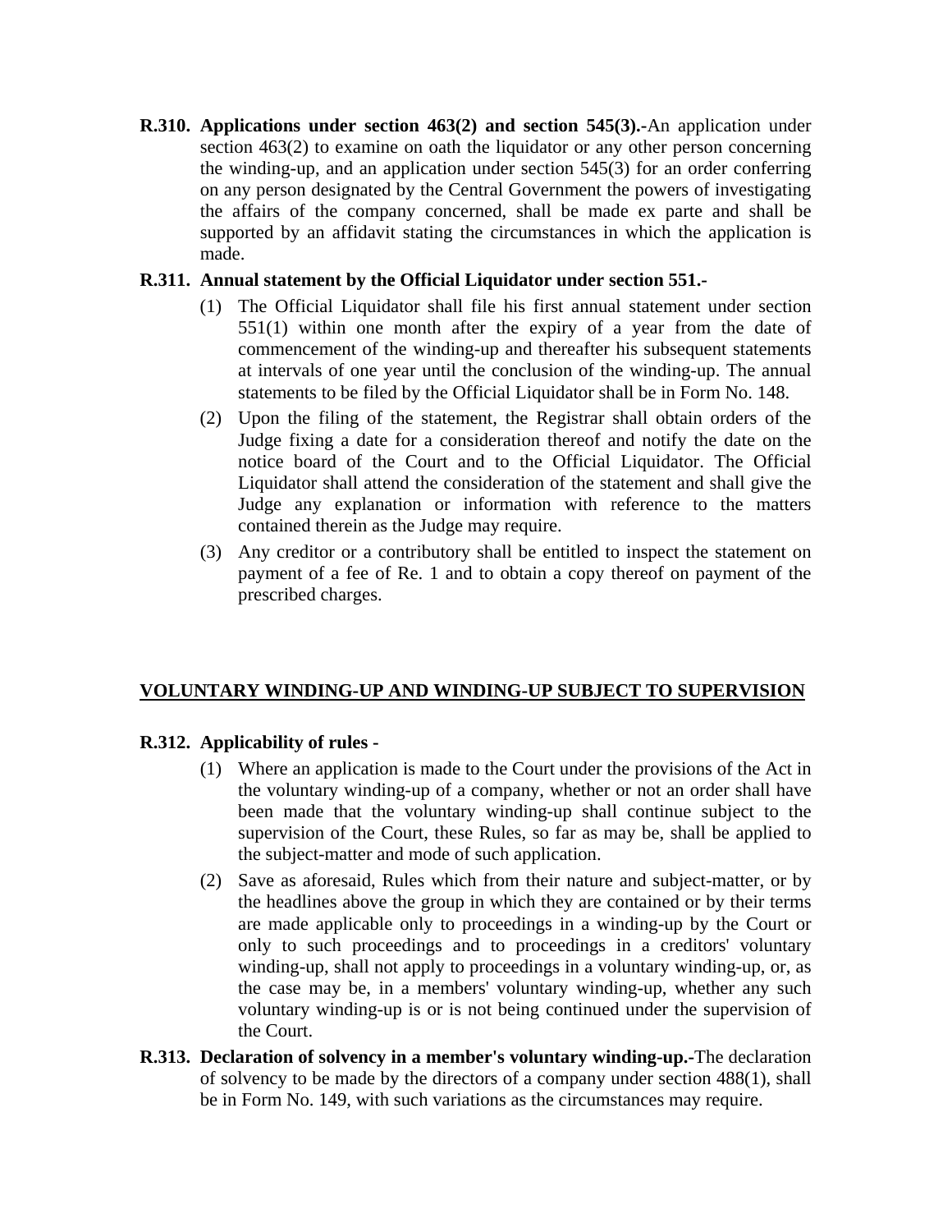**R.310. Applications under section 463(2) and section 545(3).-**An application under section 463(2) to examine on oath the liquidator or any other person concerning the winding-up, and an application under section 545(3) for an order conferring on any person designated by the Central Government the powers of investigating the affairs of the company concerned, shall be made ex parte and shall be supported by an affidavit stating the circumstances in which the application is made.

**R.311. Annual statement by the Official Liquidator under section 551.-**

(1) The Official Liquidator shall file his first annual statement under section 551(1) within one month after the expiry of a year from the date of commencement of the winding-up and thereafter his subsequent statements at intervals of one year until the conclusion of the winding-up. The annual statements to be filed by the Official Liquidator shall be in Form No. 148.

(2) Upon the filing of the statement, the Registrar shall obtain orders of the Judge fixing a date for a consideration thereof and notify the date on the notice board of the Court and to the Official Liquidator. The Official Liquidator shall attend the consideration of the statement and shall give the Judge any explanation or information with reference to the matters contained therein as the Judge may require.

(3) Any creditor or a contributory shall be entitled to inspect the statement on payment of a fee of Re. 1 and to obtain a copy thereof on payment of the prescribed charges.

## VOLUNTARY WINDING-UP AND WINDING-UP SUBJECT TO SUPERVISION

**R.312. Applicability of rules -**

(1) Where an application is made to the Court under the provisions of the Act in the voluntary winding-up of a company, whether or not an order shall have been made that the voluntary winding-up shall continue subject to the supervision of the Court, these Rules, so far as may be, shall be applied to the subject-matter and mode of such application.

(2) Save as aforesaid, Rules which from their nature and subject-matter, or by the headlines above the group in which they are contained or by their terms are made applicable only to proceedings in a winding-up by the Court or only to such proceedings and to proceedings in a creditors' voluntary winding-up, shall not apply to proceedings in a voluntary winding-up, or, as the case may be, in a members' voluntary winding-up, whether any such voluntary winding-up is or is not being continued under the supervision of the Court.

**R.313. Declaration of solvency in a member's voluntary winding-up.-**The declaration of solvency to be made by the directors of a company under section 488(1), shall be in Form No. 149, with such variations as the circumstances may require.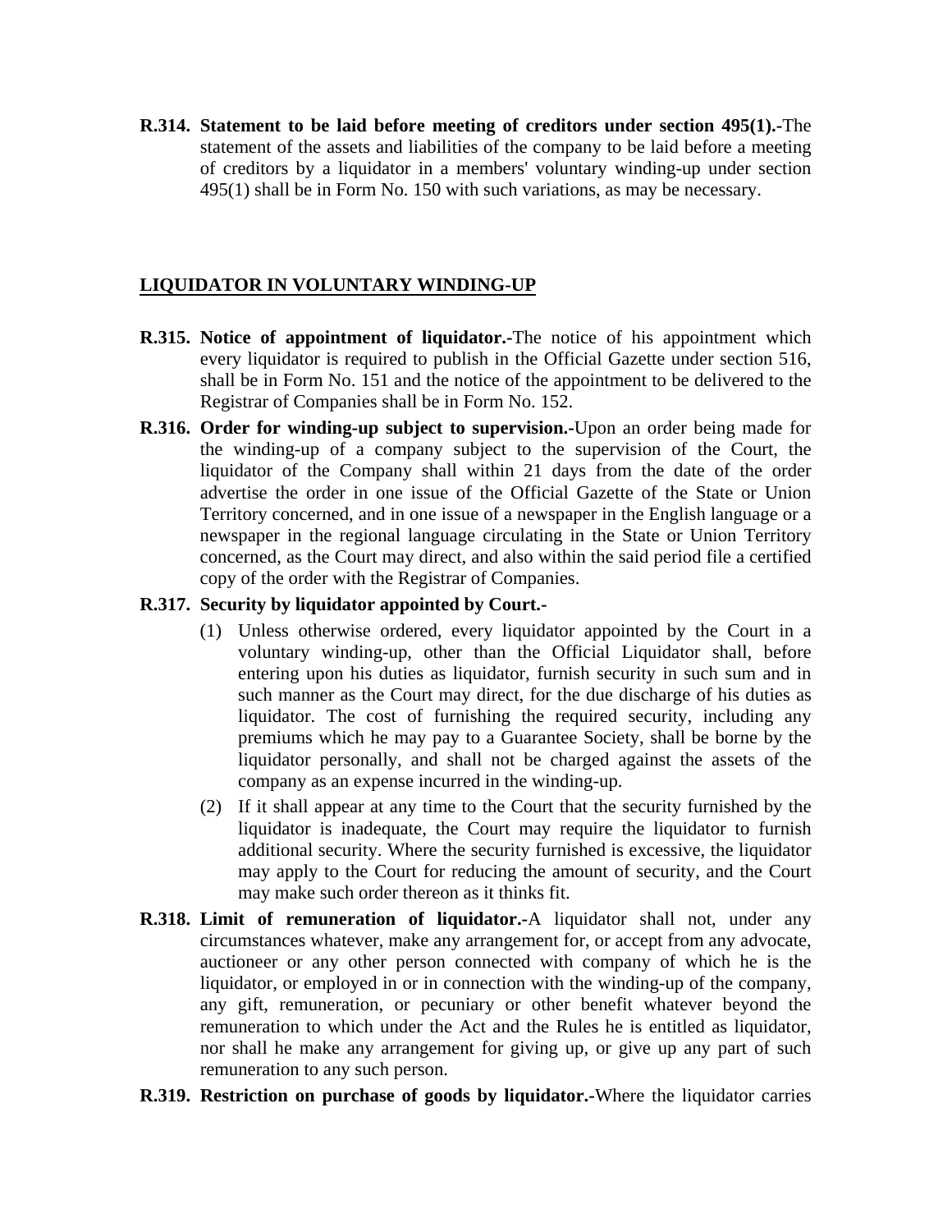**R.314. Statement to be laid before meeting of creditors under section 495(1).-**The statement of the assets and liabilities of the company to be laid before a meeting of creditors by a liquidator in a members' voluntary winding-up under section 495(1) shall be in Form No. 150 with such variations, as may be necessary.

## LIQUIDATOR IN VOLUNTARY WINDING-UP

**R.315. Notice of appointment of liquidator.-**The notice of his appointment which every liquidator is required to publish in the Official Gazette under section 516, shall be in Form No. 151 and the notice of the appointment to be delivered to the Registrar of Companies shall be in Form No. 152.

**R.316. Order for winding-up subject to supervision.-**Upon an order being made for the winding-up of a company subject to the supervision of the Court, the liquidator of the Company shall within 21 days from the date of the order advertise the order in one issue of the Official Gazette of the State or Union Territory concerned, and in one issue of a newspaper in the English language or a newspaper in the regional language circulating in the State or Union Territory concerned, as the Court may direct, and also within the said period file a certified copy of the order with the Registrar of Companies.

**R.317. Security by liquidator appointed by Court.-**

(1) Unless otherwise ordered, every liquidator appointed by the Court in a voluntary winding-up, other than the Official Liquidator shall, before entering upon his duties as liquidator, furnish security in such sum and in such manner as the Court may direct, for the due discharge of his duties as liquidator. The cost of furnishing the required security, including any premiums which he may pay to a Guarantee Society, shall be borne by the liquidator personally, and shall not be charged against the assets of the company as an expense incurred in the winding-up.

(2) If it shall appear at any time to the Court that the security furnished by the liquidator is inadequate, the Court may require the liquidator to furnish additional security. Where the security furnished is excessive, the liquidator may apply to the Court for reducing the amount of security, and the Court may make such order thereon as it thinks fit.

**R.318. Limit of remuneration of liquidator.-**A liquidator shall not, under any circumstances whatever, make any arrangement for, or accept from any advocate, auctioneer or any other person connected with company of which he is the liquidator, or employed in or in connection with the winding-up of the company, any gift, remuneration, or pecuniary or other benefit whatever beyond the remuneration to which under the Act and the Rules he is entitled as liquidator, nor shall he make any arrangement for giving up, or give up any part of such remuneration to any such person.

**R.319. Restriction on purchase of goods by liquidator.-**Where the liquidator carries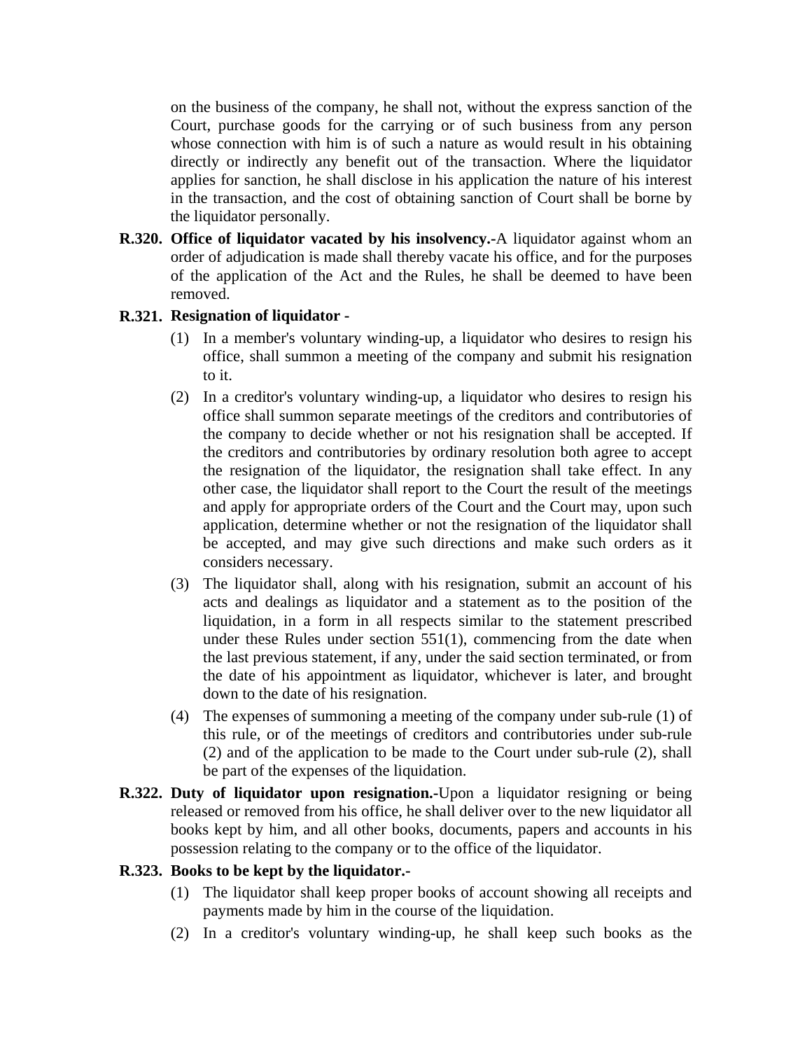on the business of the company, he shall not, without the express sanction of the Court, purchase goods for the carrying or of such business from any person whose connection with him is of such a nature as would result in his obtaining directly or indirectly any benefit out of the transaction. Where the liquidator applies for sanction, he shall disclose in his application the nature of his interest in the transaction, and the cost of obtaining sanction of Court shall be borne by the liquidator personally.

**R.320. Office of liquidator vacated by his insolvency.-**A liquidator against whom an order of adjudication is made shall thereby vacate his office, and for the purposes of the application of the Act and the Rules, he shall be deemed to have been removed.

**R.321. Resignation of liquidator -**

(1) In a member's voluntary winding-up, a liquidator who desires to resign his office, shall summon a meeting of the company and submit his resignation to it.

(2) In a creditor's voluntary winding-up, a liquidator who desires to resign his office shall summon separate meetings of the creditors and contributories of the company to decide whether or not his resignation shall be accepted. If the creditors and contributories by ordinary resolution both agree to accept the resignation of the liquidator, the resignation shall take effect. In any other case, the liquidator shall report to the Court the result of the meetings and apply for appropriate orders of the Court and the Court may, upon such application, determine whether or not the resignation of the liquidator shall be accepted, and may give such directions and make such orders as it considers necessary.

(3) The liquidator shall, along with his resignation, submit an account of his acts and dealings as liquidator and a statement as to the position of the liquidation, in a form in all respects similar to the statement prescribed under these Rules under section 551(1), commencing from the date when the last previous statement, if any, under the said section terminated, or from the date of his appointment as liquidator, whichever is later, and brought down to the date of his resignation.

(4) The expenses of summoning a meeting of the company under sub-rule (1) of this rule, or of the meetings of creditors and contributories under sub-rule (2) and of the application to be made to the Court under sub-rule (2), shall be part of the expenses of the liquidation.

**R.322. Duty of liquidator upon resignation.-**Upon a liquidator resigning or being released or removed from his office, he shall deliver over to the new liquidator all books kept by him, and all other books, documents, papers and accounts in his possession relating to the company or to the office of the liquidator.

**R.323. Books to be kept by the liquidator.-**

(1) The liquidator shall keep proper books of account showing all receipts and payments made by him in the course of the liquidation.

(2) In a creditor's voluntary winding-up, he shall keep such books as the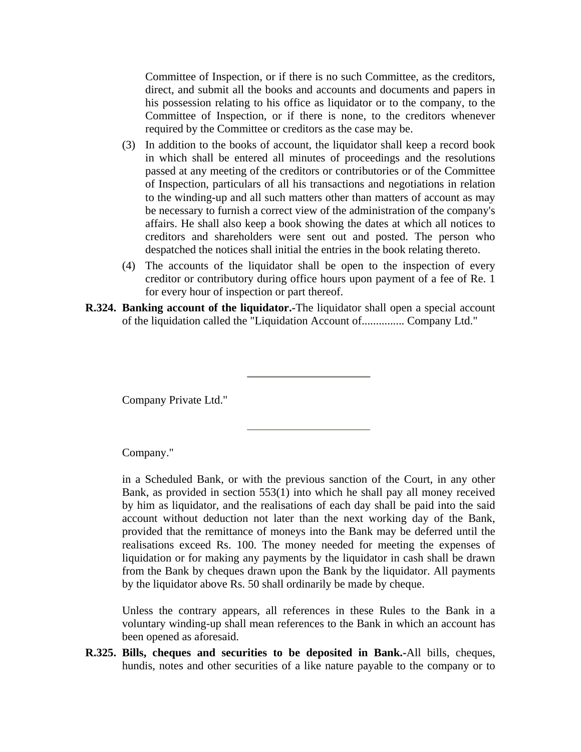Committee of Inspection, or if there is no such Committee, as the creditors, direct, and submit all the books and accounts and documents and papers in his possession relating to his office as liquidator or to the company, to the Committee of Inspection, or if there is none, to the creditors whenever required by the Committee or creditors as the case may be.

(3) In addition to the books of account, the liquidator shall keep a record book in which shall be entered all minutes of proceedings and the resolutions passed at any meeting of the creditors or contributories or of the Committee of Inspection, particulars of all his transactions and negotiations in relation to the winding-up and all such matters other than matters of account as may be necessary to furnish a correct view of the administration of the company's affairs. He shall also keep a book showing the dates at which all notices to creditors and shareholders were sent out and posted. The person who despatched the notices shall initial the entries in the book relating thereto.

(4) The accounts of the liquidator shall be open to the inspection of every creditor or contributory during office hours upon payment of a fee of Re. 1 for every hour of inspection or part thereof.

**R.324. Banking account of the liquidator.-**The liquidator shall open a special account of the liquidation called the "Liquidation Account of............... Company Ltd."

---

Company Private Ltd."

---

Company."

in a Scheduled Bank, or with the previous sanction of the Court, in any other Bank, as provided in section 553(1) into which he shall pay all money received by him as liquidator, and the realisations of each day shall be paid into the said account without deduction not later than the next working day of the Bank, provided that the remittance of moneys into the Bank may be deferred until the realisations exceed Rs. 100. The money needed for meeting the expenses of liquidation or for making any payments by the liquidator in cash shall be drawn from the Bank by cheques drawn upon the Bank by the liquidator. All payments by the liquidator above Rs. 50 shall ordinarily be made by cheque.

Unless the contrary appears, all references in these Rules to the Bank in a voluntary winding-up shall mean references to the Bank in which an account has been opened as aforesaid.

**R.325. Bills, cheques and securities to be deposited in Bank.-**All bills, cheques, hundis, notes and other securities of a like nature payable to the company or to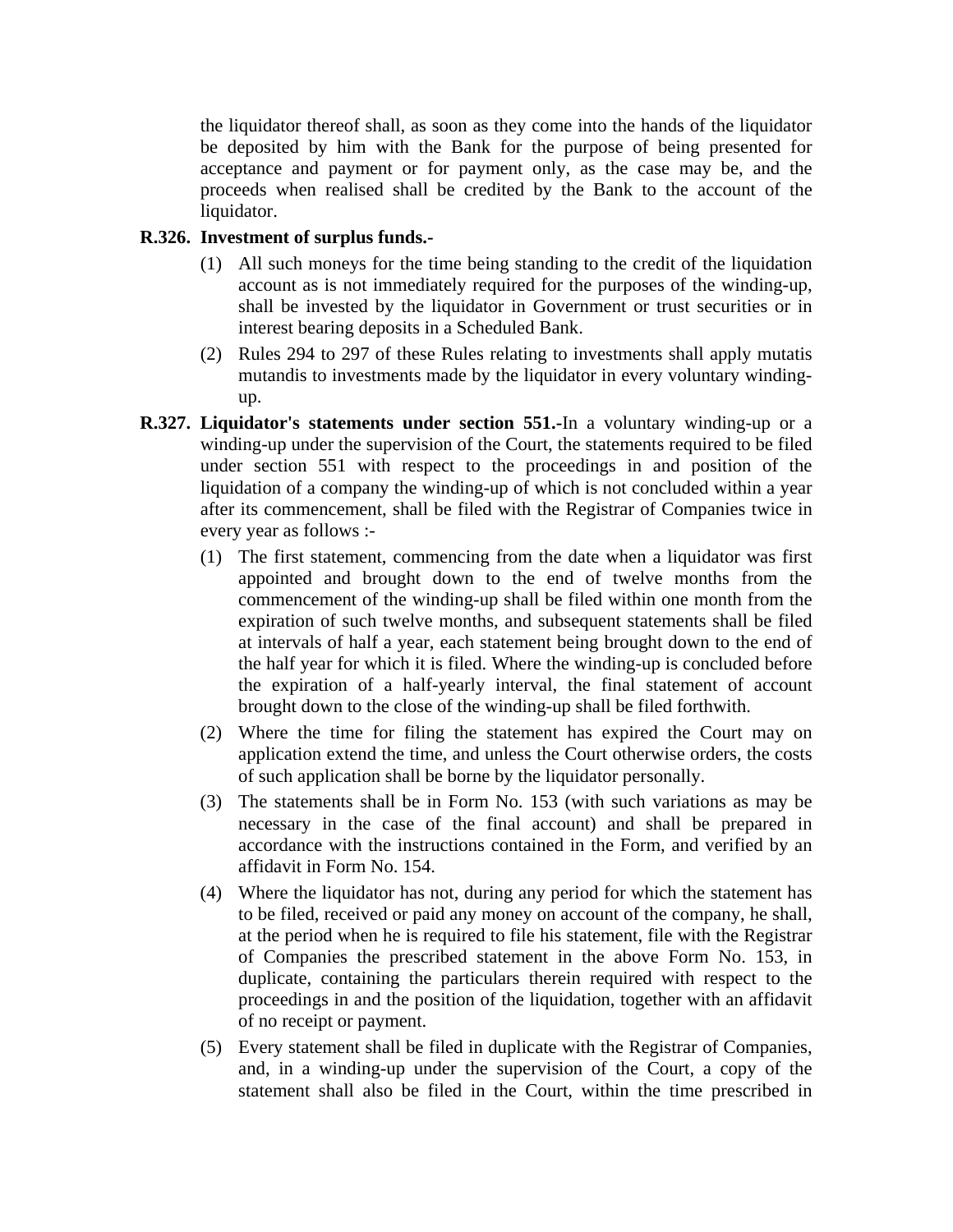the liquidator thereof shall, as soon as they come into the hands of the liquidator be deposited by him with the Bank for the purpose of being presented for acceptance and payment or for payment only, as the case may be, and the proceeds when realised shall be credited by the Bank to the account of the liquidator.

**R.326. Investment of surplus funds.-**

(1) All such moneys for the time being standing to the credit of the liquidation account as is not immediately required for the purposes of the winding-up, shall be invested by the liquidator in Government or trust securities or in interest bearing deposits in a Scheduled Bank.

(2) Rules 294 to 297 of these Rules relating to investments shall apply mutatis mutandis to investments made by the liquidator in every voluntary winding-up.

**R.327. Liquidator's statements under section 551.-**In a voluntary winding-up or a winding-up under the supervision of the Court, the statements required to be filed under section 551 with respect to the proceedings in and position of the liquidation of a company the winding-up of which is not concluded within a year after its commencement, shall be filed with the Registrar of Companies twice in every year as follows :-

(1) The first statement, commencing from the date when a liquidator was first appointed and brought down to the end of twelve months from the commencement of the winding-up shall be filed within one month from the expiration of such twelve months, and subsequent statements shall be filed at intervals of half a year, each statement being brought down to the end of the half year for which it is filed. Where the winding-up is concluded before the expiration of a half-yearly interval, the final statement of account brought down to the close of the winding-up shall be filed forthwith.

(2) Where the time for filing the statement has expired the Court may on application extend the time, and unless the Court otherwise orders, the costs of such application shall be borne by the liquidator personally.

(3) The statements shall be in Form No. 153 (with such variations as may be necessary in the case of the final account) and shall be prepared in accordance with the instructions contained in the Form, and verified by an affidavit in Form No. 154.

(4) Where the liquidator has not, during any period for which the statement has to be filed, received or paid any money on account of the company, he shall, at the period when he is required to file his statement, file with the Registrar of Companies the prescribed statement in the above Form No. 153, in duplicate, containing the particulars therein required with respect to the proceedings in and the position of the liquidation, together with an affidavit of no receipt or payment.

(5) Every statement shall be filed in duplicate with the Registrar of Companies, and, in a winding-up under the supervision of the Court, a copy of the statement shall also be filed in the Court, within the time prescribed in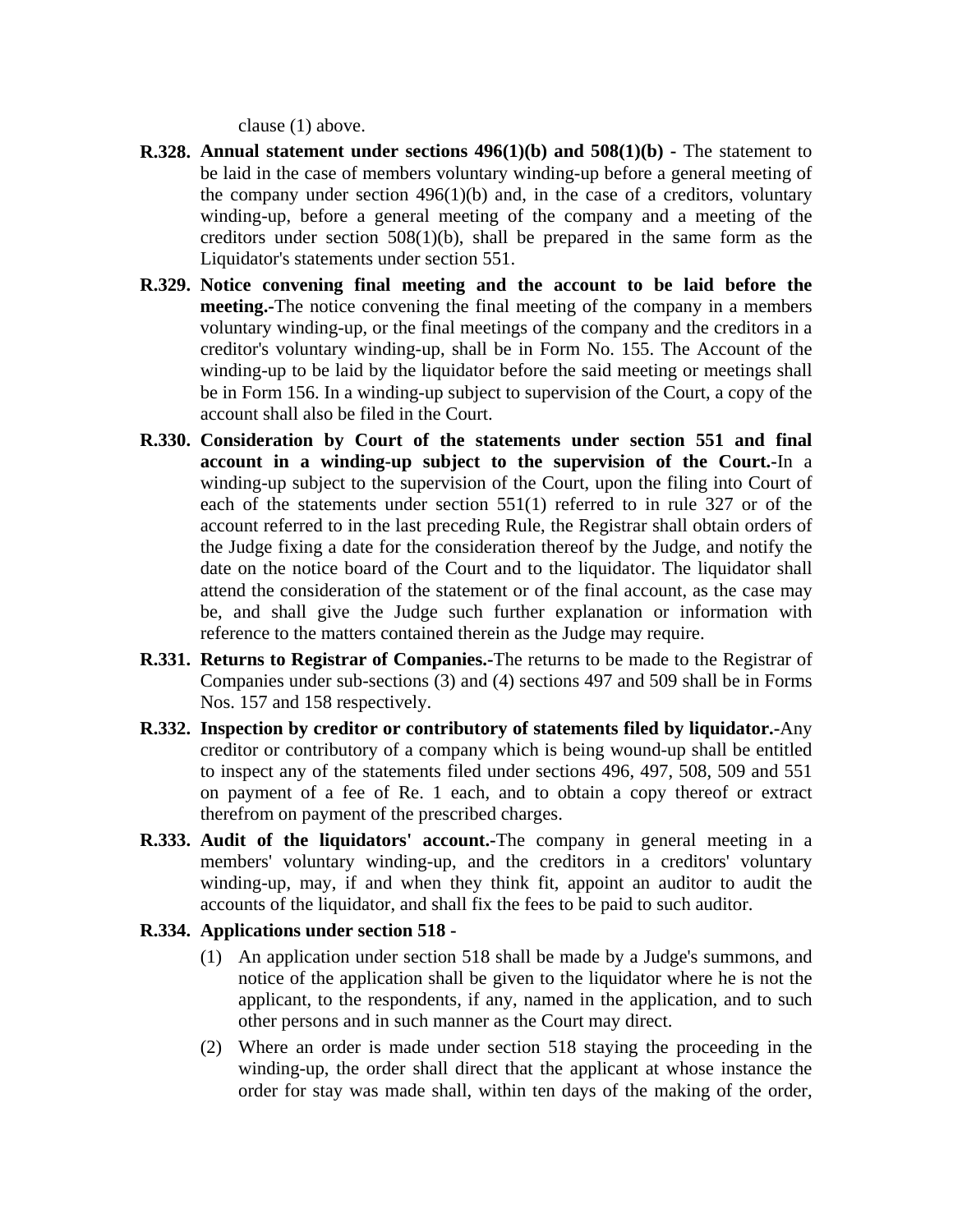clause (1) above.

**R.328. Annual statement under sections 496(1)(b) and 508(1)(b) -** The statement to be laid in the case of members voluntary winding-up before a general meeting of the company under section 496(1)(b) and, in the case of a creditors, voluntary winding-up, before a general meeting of the company and a meeting of the creditors under section 508(1)(b), shall be prepared in the same form as the Liquidator's statements under section 551.

**R.329. Notice convening final meeting and the account to be laid before the meeting.-**The notice convening the final meeting of the company in a members voluntary winding-up, or the final meetings of the company and the creditors in a creditor's voluntary winding-up, shall be in Form No. 155. The Account of the winding-up to be laid by the liquidator before the said meeting or meetings shall be in Form 156. In a winding-up subject to supervision of the Court, a copy of the account shall also be filed in the Court.

**R.330. Consideration by Court of the statements under section 551 and final account in a winding-up subject to the supervision of the Court.-**In a winding-up subject to the supervision of the Court, upon the filing into Court of each of the statements under section 551(1) referred to in rule 327 or of the account referred to in the last preceding Rule, the Registrar shall obtain orders of the Judge fixing a date for the consideration thereof by the Judge, and notify the date on the notice board of the Court and to the liquidator. The liquidator shall attend the consideration of the statement or of the final account, as the case may be, and shall give the Judge such further explanation or information with reference to the matters contained therein as the Judge may require.

**R.331. Returns to Registrar of Companies.-**The returns to be made to the Registrar of Companies under sub-sections (3) and (4) sections 497 and 509 shall be in Forms Nos. 157 and 158 respectively.

**R.332. Inspection by creditor or contributory of statements filed by liquidator.-**Any creditor or contributory of a company which is being wound-up shall be entitled to inspect any of the statements filed under sections 496, 497, 508, 509 and 551 on payment of a fee of Re. 1 each, and to obtain a copy thereof or extract therefrom on payment of the prescribed charges.

**R.333. Audit of the liquidators' account.-**The company in general meeting in a members' voluntary winding-up, and the creditors in a creditors' voluntary winding-up, may, if and when they think fit, appoint an auditor to audit the accounts of the liquidator, and shall fix the fees to be paid to such auditor.

**R.334. Applications under section 518 -**

(1) An application under section 518 shall be made by a Judge's summons, and notice of the application shall be given to the liquidator where he is not the applicant, to the respondents, if any, named in the application, and to such other persons and in such manner as the Court may direct.

(2) Where an order is made under section 518 staying the proceeding in the winding-up, the order shall direct that the applicant at whose instance the order for stay was made shall, within ten days of the making of the order,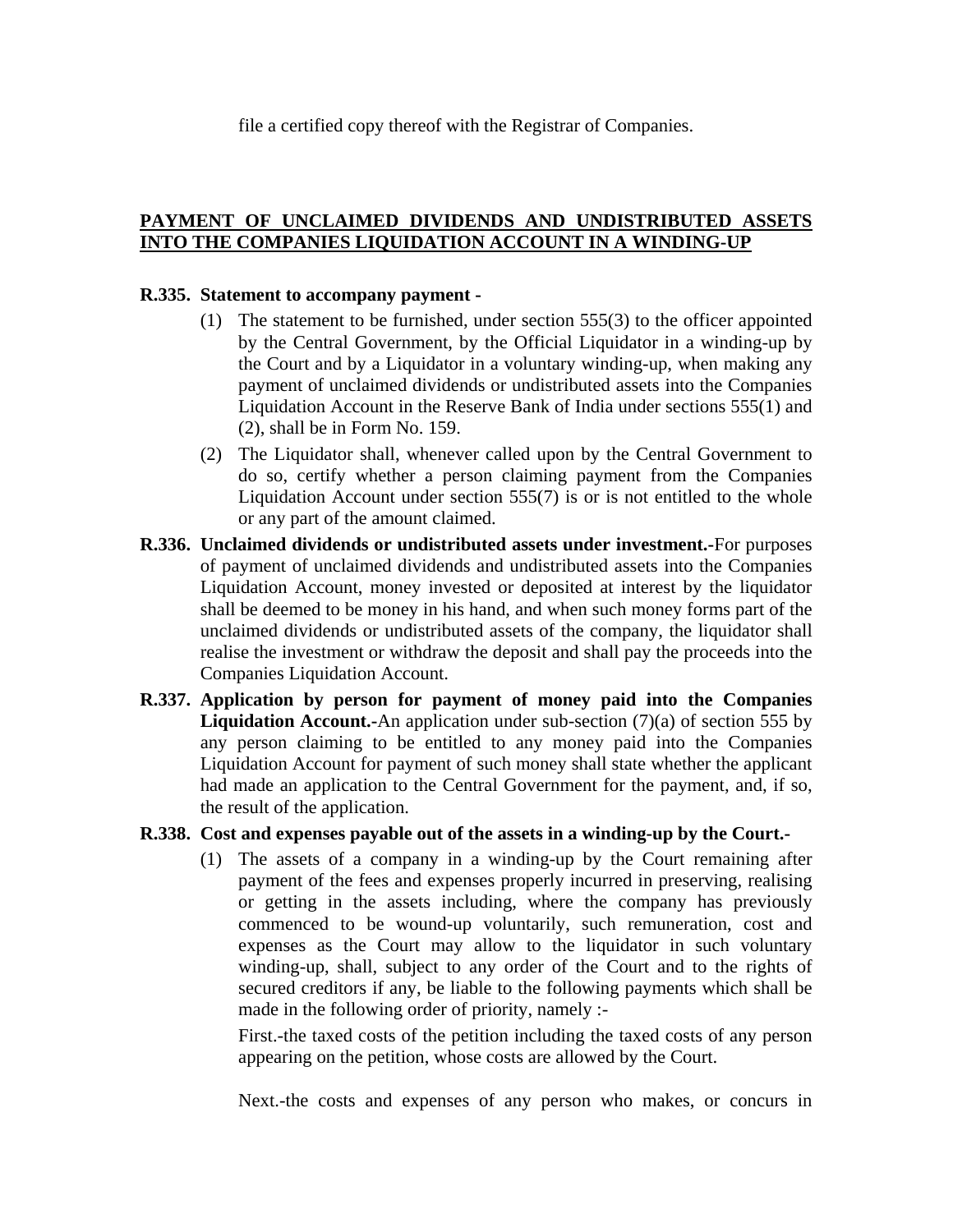file a certified copy thereof with the Registrar of Companies.

## PAYMENT OF UNCLAIMED DIVIDENDS AND UNDISTRIBUTED ASSETS INTO THE COMPANIES LIQUIDATION ACCOUNT IN A WINDING-UP

**R.335. Statement to accompany payment -**

(1) The statement to be furnished, under section 555(3) to the officer appointed by the Central Government, by the Official Liquidator in a winding-up by the Court and by a Liquidator in a voluntary winding-up, when making any payment of unclaimed dividends or undistributed assets into the Companies Liquidation Account in the Reserve Bank of India under sections 555(1) and (2), shall be in Form No. 159.

(2) The Liquidator shall, whenever called upon by the Central Government to do so, certify whether a person claiming payment from the Companies Liquidation Account under section 555(7) is or is not entitled to the whole or any part of the amount claimed.

**R.336. Unclaimed dividends or undistributed assets under investment.-**For purposes of payment of unclaimed dividends and undistributed assets into the Companies Liquidation Account, money invested or deposited at interest by the liquidator shall be deemed to be money in his hand, and when such money forms part of the unclaimed dividends or undistributed assets of the company, the liquidator shall realise the investment or withdraw the deposit and shall pay the proceeds into the Companies Liquidation Account.

**R.337. Application by person for payment of money paid into the Companies Liquidation Account.-**An application under sub-section (7)(a) of section 555 by any person claiming to be entitled to any money paid into the Companies Liquidation Account for payment of such money shall state whether the applicant had made an application to the Central Government for the payment, and, if so, the result of the application.

**R.338. Cost and expenses payable out of the assets in a winding-up by the Court.-**

(1) The assets of a company in a winding-up by the Court remaining after payment of the fees and expenses properly incurred in preserving, realising or getting in the assets including, where the company has previously commenced to be wound-up voluntarily, such remuneration, cost and expenses as the Court may allow to the liquidator in such voluntary winding-up, shall, subject to any order of the Court and to the rights of secured creditors if any, be liable to the following payments which shall be made in the following order of priority, namely :-

First.-the taxed costs of the petition including the taxed costs of any person appearing on the petition, whose costs are allowed by the Court.

Next.-the costs and expenses of any person who makes, or concurs in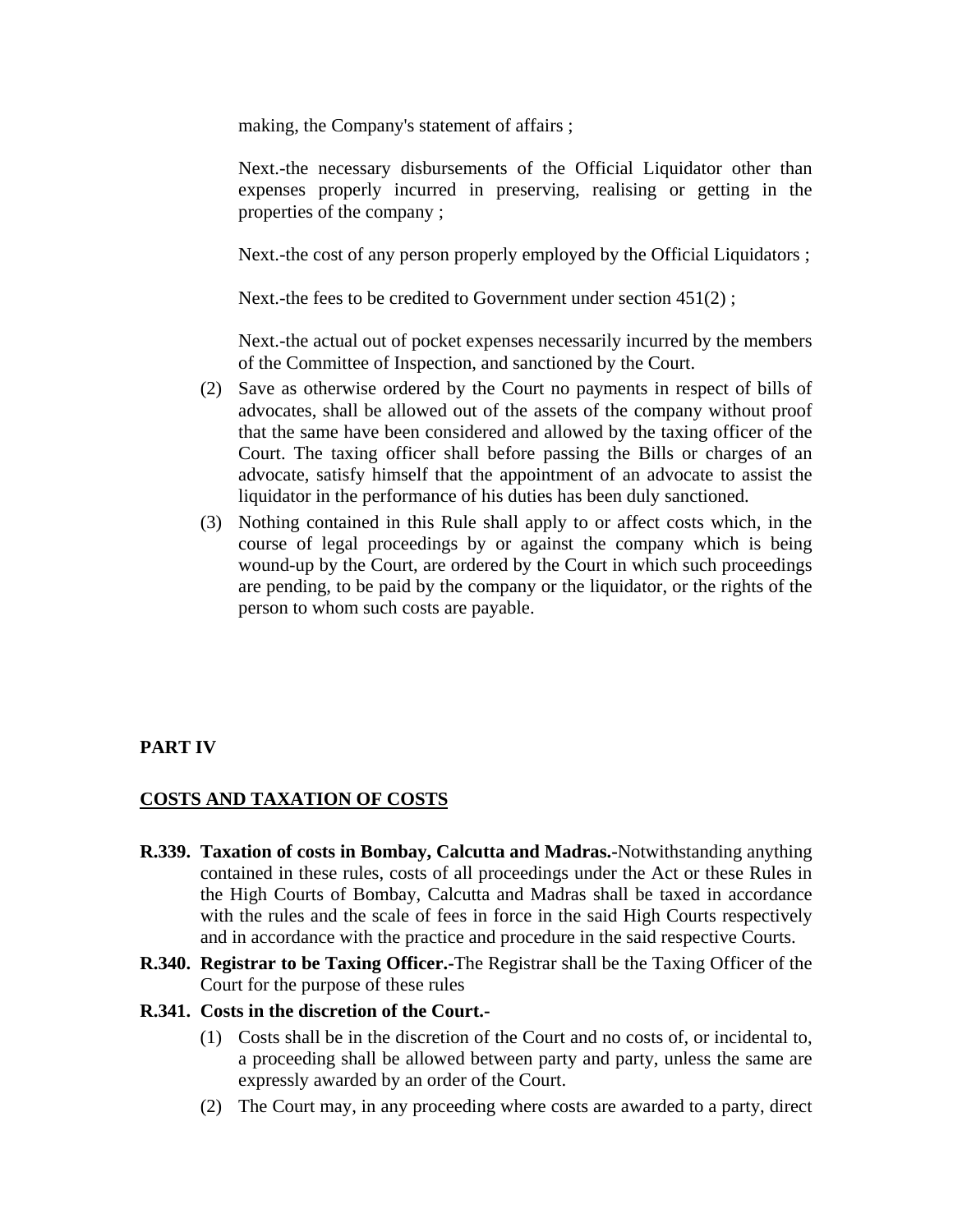making, the Company's statement of affairs ;

Next.-the necessary disbursements of the Official Liquidator other than expenses properly incurred in preserving, realising or getting in the properties of the company ;

Next.-the cost of any person properly employed by the Official Liquidators ;

Next.-the fees to be credited to Government under section 451(2) ;

Next.-the actual out of pocket expenses necessarily incurred by the members of the Committee of Inspection, and sanctioned by the Court.

(2) Save as otherwise ordered by the Court no payments in respect of bills of advocates, shall be allowed out of the assets of the company without proof that the same have been considered and allowed by the taxing officer of the Court. The taxing officer shall before passing the Bills or charges of an advocate, satisfy himself that the appointment of an advocate to assist the liquidator in the performance of his duties has been duly sanctioned.

(3) Nothing contained in this Rule shall apply to or affect costs which, in the course of legal proceedings by or against the company which is being wound-up by the Court, are ordered by the Court in which such proceedings are pending, to be paid by the company or the liquidator, or the rights of the person to whom such costs are payable.

## PART IV

## COSTS AND TAXATION OF COSTS

**R.339. Taxation of costs in Bombay, Calcutta and Madras.-**Notwithstanding anything contained in these rules, costs of all proceedings under the Act or these Rules in the High Courts of Bombay, Calcutta and Madras shall be taxed in accordance with the rules and the scale of fees in force in the said High Courts respectively and in accordance with the practice and procedure in the said respective Courts.

**R.340. Registrar to be Taxing Officer.-**The Registrar shall be the Taxing Officer of the Court for the purpose of these rules

**R.341. Costs in the discretion of the Court.-**

(1) Costs shall be in the discretion of the Court and no costs of, or incidental to, a proceeding shall be allowed between party and party, unless the same are expressly awarded by an order of the Court.

(2) The Court may, in any proceeding where costs are awarded to a party, direct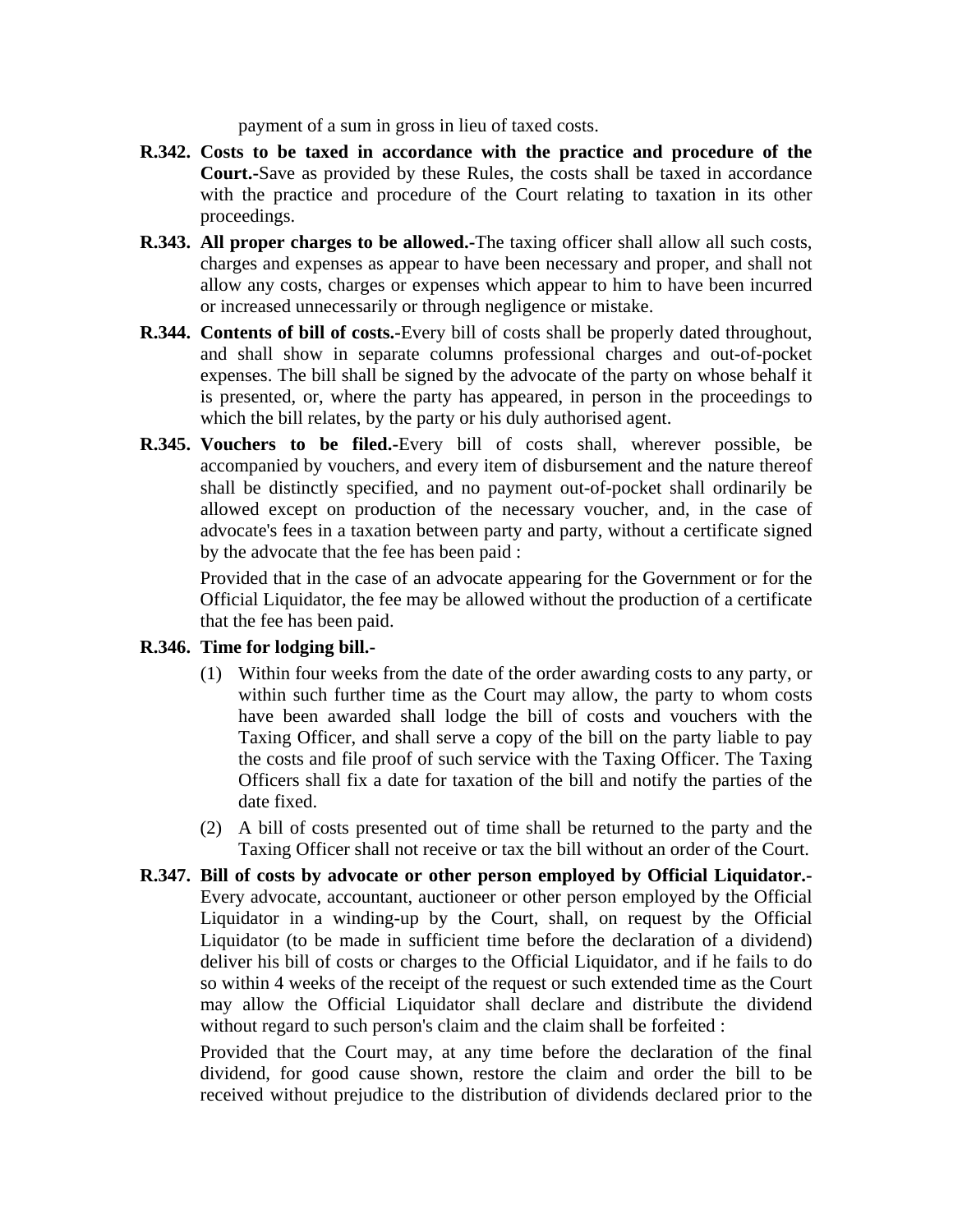payment of a sum in gross in lieu of taxed costs.

**R.342. Costs to be taxed in accordance with the practice and procedure of the Court.-**Save as provided by these Rules, the costs shall be taxed in accordance with the practice and procedure of the Court relating to taxation in its other proceedings.

**R.343. All proper charges to be allowed.-**The taxing officer shall allow all such costs, charges and expenses as appear to have been necessary and proper, and shall not allow any costs, charges or expenses which appear to him to have been incurred or increased unnecessarily or through negligence or mistake.

**R.344. Contents of bill of costs.-**Every bill of costs shall be properly dated throughout, and shall show in separate columns professional charges and out-of-pocket expenses. The bill shall be signed by the advocate of the party on whose behalf it is presented, or, where the party has appeared, in person in the proceedings to which the bill relates, by the party or his duly authorised agent.

**R.345. Vouchers to be filed.-**Every bill of costs shall, wherever possible, be accompanied by vouchers, and every item of disbursement and the nature thereof shall be distinctly specified, and no payment out-of-pocket shall ordinarily be allowed except on production of the necessary voucher, and, in the case of advocate's fees in a taxation between party and party, without a certificate signed by the advocate that the fee has been paid :

Provided that in the case of an advocate appearing for the Government or for the Official Liquidator, the fee may be allowed without the production of a certificate that the fee has been paid.

**R.346. Time for lodging bill.-**

(1) Within four weeks from the date of the order awarding costs to any party, or within such further time as the Court may allow, the party to whom costs have been awarded shall lodge the bill of costs and vouchers with the Taxing Officer, and shall serve a copy of the bill on the party liable to pay the costs and file proof of such service with the Taxing Officer. The Taxing Officers shall fix a date for taxation of the bill and notify the parties of the date fixed.

(2) A bill of costs presented out of time shall be returned to the party and the Taxing Officer shall not receive or tax the bill without an order of the Court.

**R.347. Bill of costs by advocate or other person employed by Official Liquidator.-** Every advocate, accountant, auctioneer or other person employed by the Official Liquidator in a winding-up by the Court, shall, on request by the Official Liquidator (to be made in sufficient time before the declaration of a dividend) deliver his bill of costs or charges to the Official Liquidator, and if he fails to do so within 4 weeks of the receipt of the request or such extended time as the Court may allow the Official Liquidator shall declare and distribute the dividend without regard to such person's claim and the claim shall be forfeited :

Provided that the Court may, at any time before the declaration of the final dividend, for good cause shown, restore the claim and order the bill to be received without prejudice to the distribution of dividends declared prior to the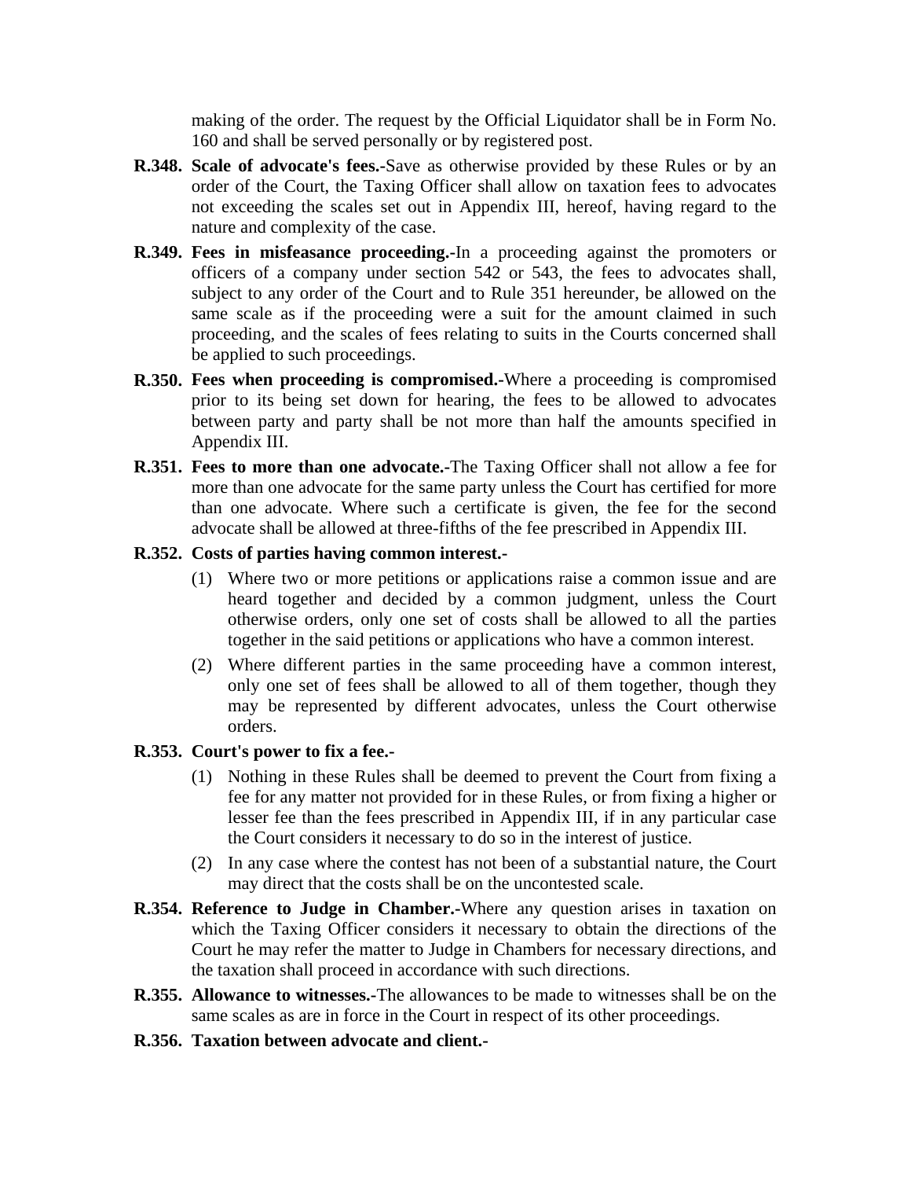making of the order. The request by the Official Liquidator shall be in Form No. 160 and shall be served personally or by registered post.

**R.348. Scale of advocate's fees.-**Save as otherwise provided by these Rules or by an order of the Court, the Taxing Officer shall allow on taxation fees to advocates not exceeding the scales set out in Appendix III, hereof, having regard to the nature and complexity of the case.

**R.349. Fees in misfeasance proceeding.-**In a proceeding against the promoters or officers of a company under section 542 or 543, the fees to advocates shall, subject to any order of the Court and to Rule 351 hereunder, be allowed on the same scale as if the proceeding were a suit for the amount claimed in such proceeding, and the scales of fees relating to suits in the Courts concerned shall be applied to such proceedings.

**R.350. Fees when proceeding is compromised.-**Where a proceeding is compromised prior to its being set down for hearing, the fees to be allowed to advocates between party and party shall be not more than half the amounts specified in Appendix III.

**R.351. Fees to more than one advocate.-**The Taxing Officer shall not allow a fee for more than one advocate for the same party unless the Court has certified for more than one advocate. Where such a certificate is given, the fee for the second advocate shall be allowed at three-fifths of the fee prescribed in Appendix III.

**R.352. Costs of parties having common interest.-**

(1) Where two or more petitions or applications raise a common issue and are heard together and decided by a common judgment, unless the Court otherwise orders, only one set of costs shall be allowed to all the parties together in the said petitions or applications who have a common interest.

(2) Where different parties in the same proceeding have a common interest, only one set of fees shall be allowed to all of them together, though they may be represented by different advocates, unless the Court otherwise orders.

**R.353. Court's power to fix a fee.-**

(1) Nothing in these Rules shall be deemed to prevent the Court from fixing a fee for any matter not provided for in these Rules, or from fixing a higher or lesser fee than the fees prescribed in Appendix III, if in any particular case the Court considers it necessary to do so in the interest of justice.

(2) In any case where the contest has not been of a substantial nature, the Court may direct that the costs shall be on the uncontested scale.

**R.354. Reference to Judge in Chamber.-**Where any question arises in taxation on which the Taxing Officer considers it necessary to obtain the directions of the Court he may refer the matter to Judge in Chambers for necessary directions, and the taxation shall proceed in accordance with such directions.

**R.355. Allowance to witnesses.-**The allowances to be made to witnesses shall be on the same scales as are in force in the Court in respect of its other proceedings.

**R.356. Taxation between advocate and client.-**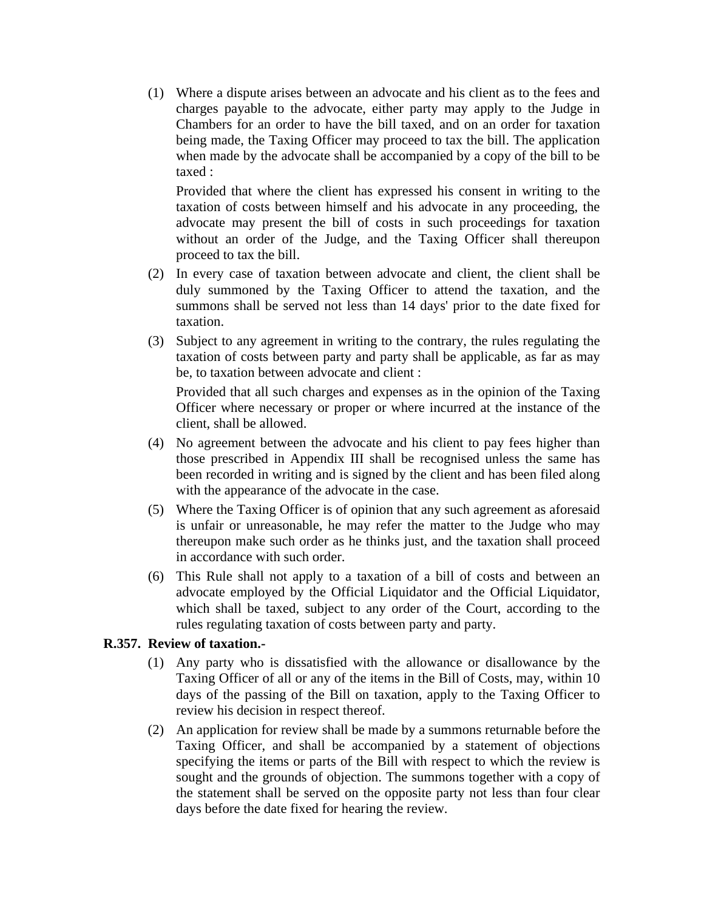(1) Where a dispute arises between an advocate and his client as to the fees and charges payable to the advocate, either party may apply to the Judge in Chambers for an order to have the bill taxed, and on an order for taxation being made, the Taxing Officer may proceed to tax the bill. The application when made by the advocate shall be accompanied by a copy of the bill to be taxed :

Provided that where the client has expressed his consent in writing to the taxation of costs between himself and his advocate in any proceeding, the advocate may present the bill of costs in such proceedings for taxation without an order of the Judge, and the Taxing Officer shall thereupon proceed to tax the bill.

(2) In every case of taxation between advocate and client, the client shall be duly summoned by the Taxing Officer to attend the taxation, and the summons shall be served not less than 14 days' prior to the date fixed for taxation.

(3) Subject to any agreement in writing to the contrary, the rules regulating the taxation of costs between party and party shall be applicable, as far as may be, to taxation between advocate and client :

Provided that all such charges and expenses as in the opinion of the Taxing Officer where necessary or proper or where incurred at the instance of the client, shall be allowed.

(4) No agreement between the advocate and his client to pay fees higher than those prescribed in Appendix III shall be recognised unless the same has been recorded in writing and is signed by the client and has been filed along with the appearance of the advocate in the case.

(5) Where the Taxing Officer is of opinion that any such agreement as aforesaid is unfair or unreasonable, he may refer the matter to the Judge who may thereupon make such order as he thinks just, and the taxation shall proceed in accordance with such order.

(6) This Rule shall not apply to a taxation of a bill of costs and between an advocate employed by the Official Liquidator and the Official Liquidator, which shall be taxed, subject to any order of the Court, according to the rules regulating taxation of costs between party and party.

**R.357. Review of taxation.-**

(1) Any party who is dissatisfied with the allowance or disallowance by the Taxing Officer of all or any of the items in the Bill of Costs, may, within 10 days of the passing of the Bill on taxation, apply to the Taxing Officer to review his decision in respect thereof.

(2) An application for review shall be made by a summons returnable before the Taxing Officer, and shall be accompanied by a statement of objections specifying the items or parts of the Bill with respect to which the review is sought and the grounds of objection. The summons together with a copy of the statement shall be served on the opposite party not less than four clear days before the date fixed for hearing the review.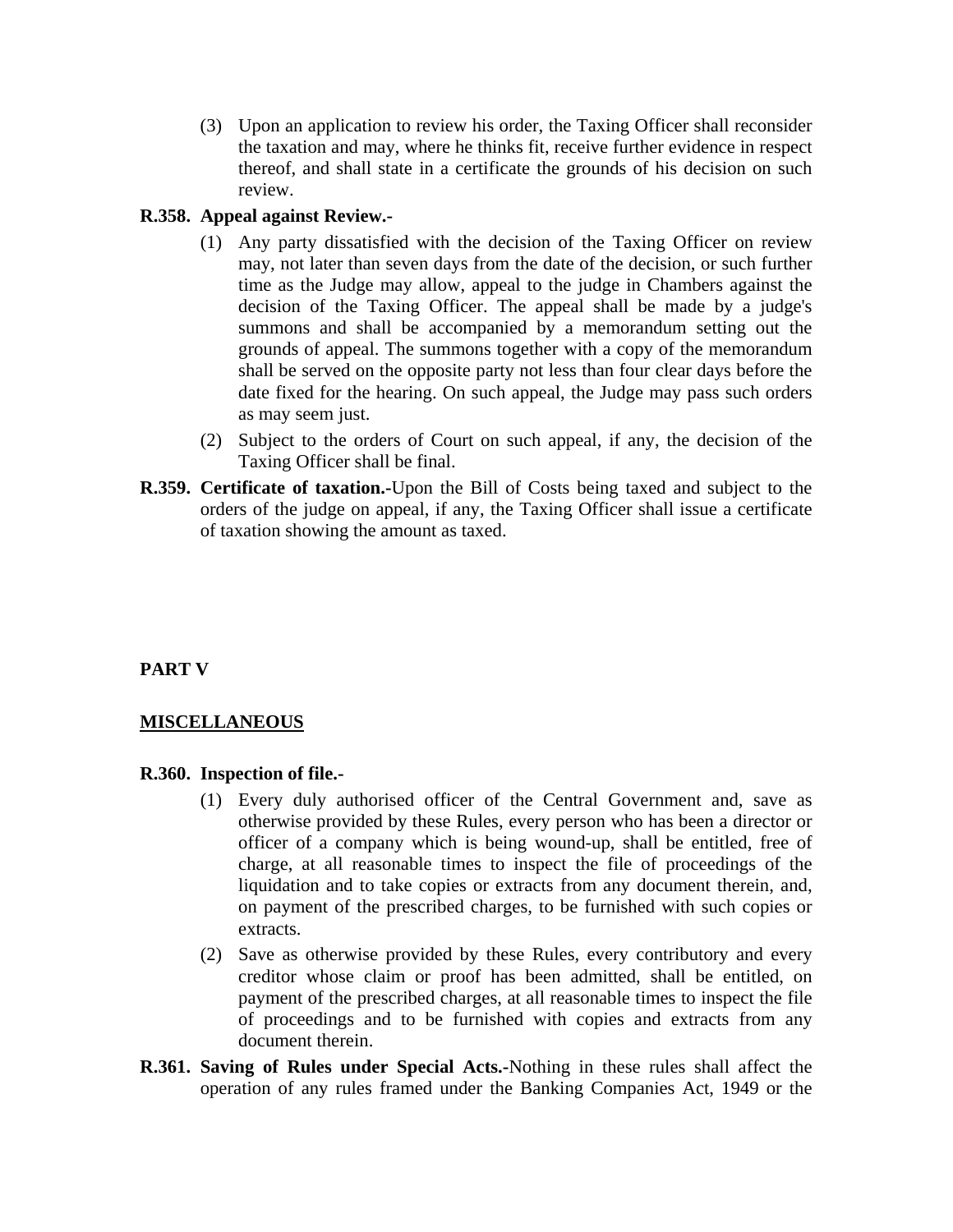(3) Upon an application to review his order, the Taxing Officer shall reconsider the taxation and may, where he thinks fit, receive further evidence in respect thereof, and shall state in a certificate the grounds of his decision on such review.

**R.358. Appeal against Review.-**

(1) Any party dissatisfied with the decision of the Taxing Officer on review may, not later than seven days from the date of the decision, or such further time as the Judge may allow, appeal to the judge in Chambers against the decision of the Taxing Officer. The appeal shall be made by a judge's summons and shall be accompanied by a memorandum setting out the grounds of appeal. The summons together with a copy of the memorandum shall be served on the opposite party not less than four clear days before the date fixed for the hearing. On such appeal, the Judge may pass such orders as may seem just.

(2) Subject to the orders of Court on such appeal, if any, the decision of the Taxing Officer shall be final.

**R.359. Certificate of taxation.-**Upon the Bill of Costs being taxed and subject to the orders of the judge on appeal, if any, the Taxing Officer shall issue a certificate of taxation showing the amount as taxed.

## PART V

## MISCELLANEOUS

**R.360. Inspection of file.-**

(1) Every duly authorised officer of the Central Government and, save as otherwise provided by these Rules, every person who has been a director or officer of a company which is being wound-up, shall be entitled, free of charge, at all reasonable times to inspect the file of proceedings of the liquidation and to take copies or extracts from any document therein, and, on payment of the prescribed charges, to be furnished with such copies or extracts.

(2) Save as otherwise provided by these Rules, every contributory and every creditor whose claim or proof has been admitted, shall be entitled, on payment of the prescribed charges, at all reasonable times to inspect the file of proceedings and to be furnished with copies and extracts from any document therein.

**R.361. Saving of Rules under Special Acts.-**Nothing in these rules shall affect the operation of any rules framed under the Banking Companies Act, 1949 or the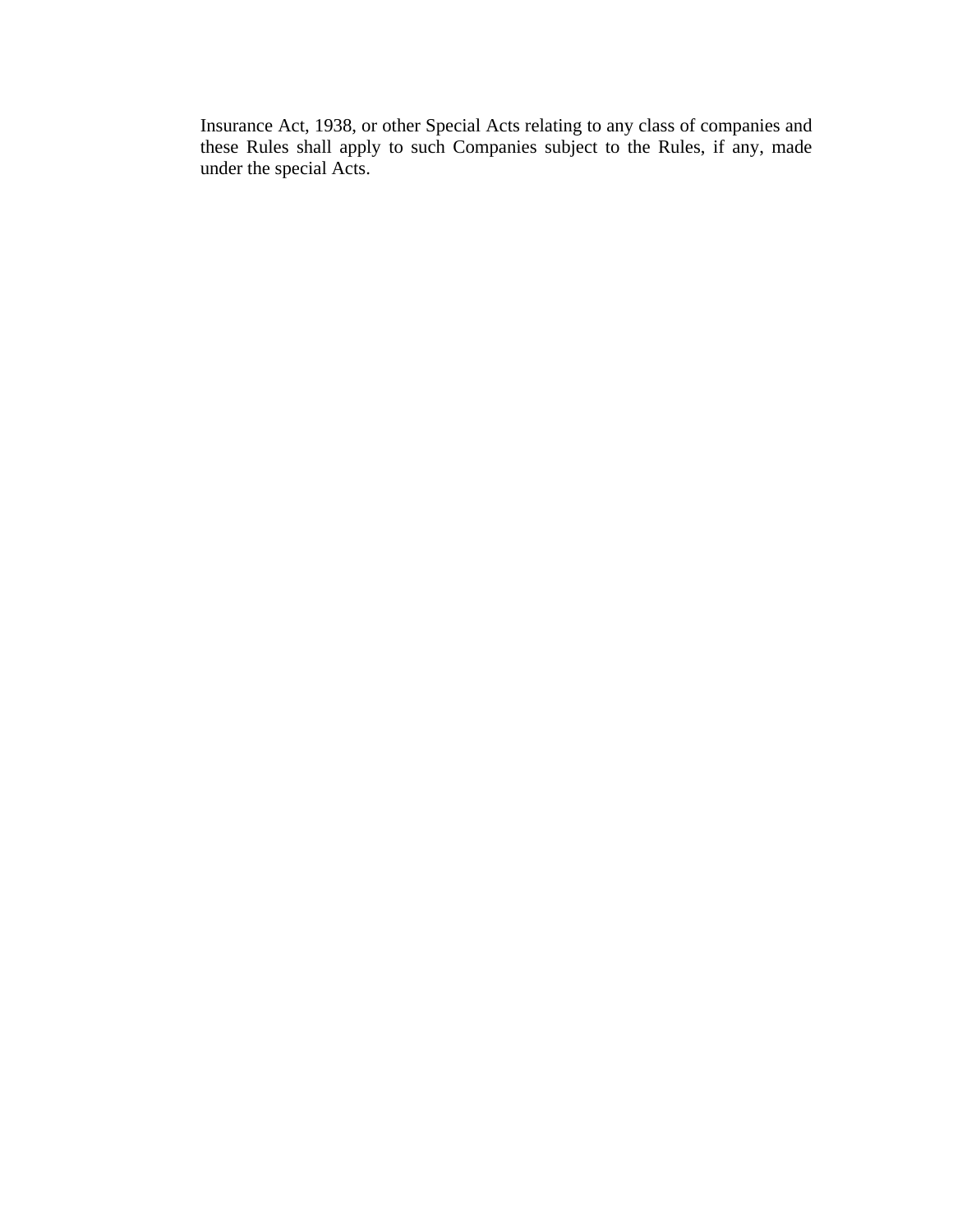Insurance Act, 1938, or other Special Acts relating to any class of companies and these Rules shall apply to such Companies subject to the Rules, if any, made under the special Acts.